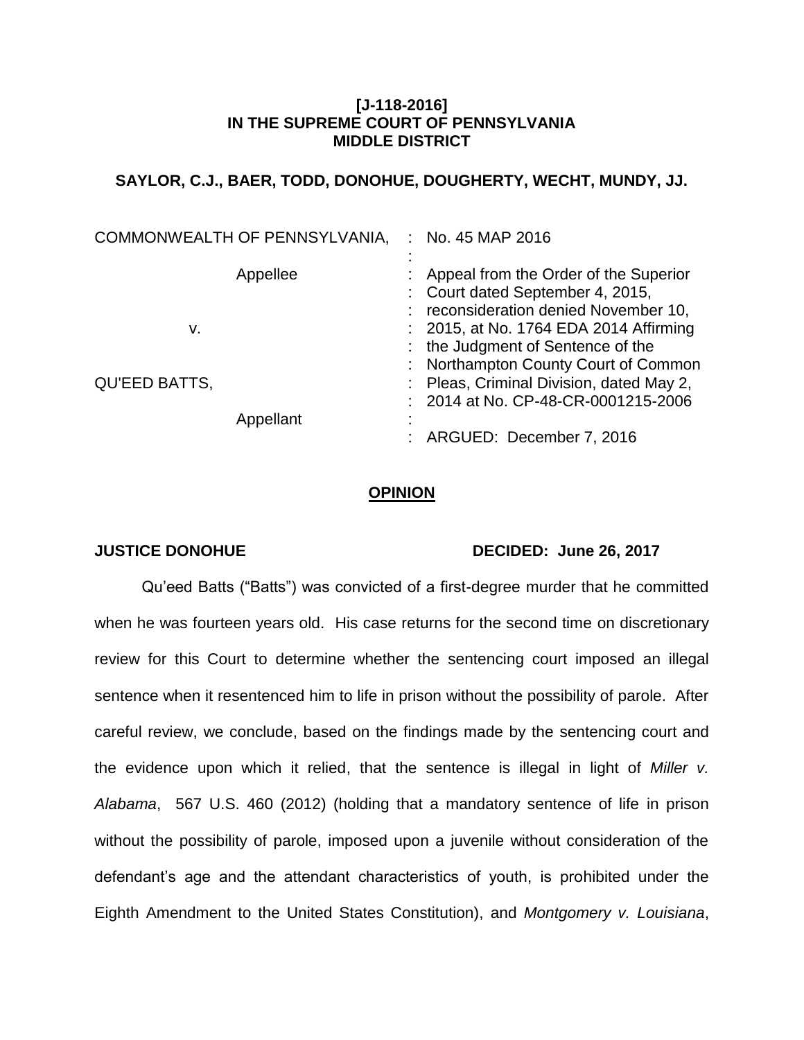**[J-118-2016]**
**IN THE SUPREME COURT OF PENNSYLVANIA**
**MIDDLE DISTRICT**

**SAYLOR, C.J., BAER, TODD, DONOHUE, DOUGHERTY, WECHT, MUNDY, JJ.**

| | | |
|---|---|---|
| COMMONWEALTH OF PENNSYLVANIA, | : | No. 45 MAP 2016 |
| | : | |
| Appellee | : | Appeal from the Order of the Superior Court dated September 4, 2015, reconsideration denied November 10, 2015, at No. 1764 EDA 2014 Affirming the Judgment of Sentence of the Northampton County Court of Common Pleas, Criminal Division, dated May 2, 2014 at No. CP-48-CR-0001215-2006 |
| v. | : | |
| QU'EED BATTS, | : | |
| Appellant | : | |
| | : | ARGUED: December 7, 2016 |

## OPINION

**JUSTICE DONOHUE** **DECIDED: June 26, 2017**

Qu'eed Batts ("Batts") was convicted of a first-degree murder that he committed when he was fourteen years old. His case returns for the second time on discretionary review for this Court to determine whether the sentencing court imposed an illegal sentence when it resentenced him to life in prison without the possibility of parole. After careful review, we conclude, based on the findings made by the sentencing court and the evidence upon which it relied, that the sentence is illegal in light of *Miller v. Alabama*, 567 U.S. 460 (2012) (holding that a mandatory sentence of life in prison without the possibility of parole, imposed upon a juvenile without consideration of the defendant's age and the attendant characteristics of youth, is prohibited under the Eighth Amendment to the United States Constitution), and *Montgomery v. Louisiana*,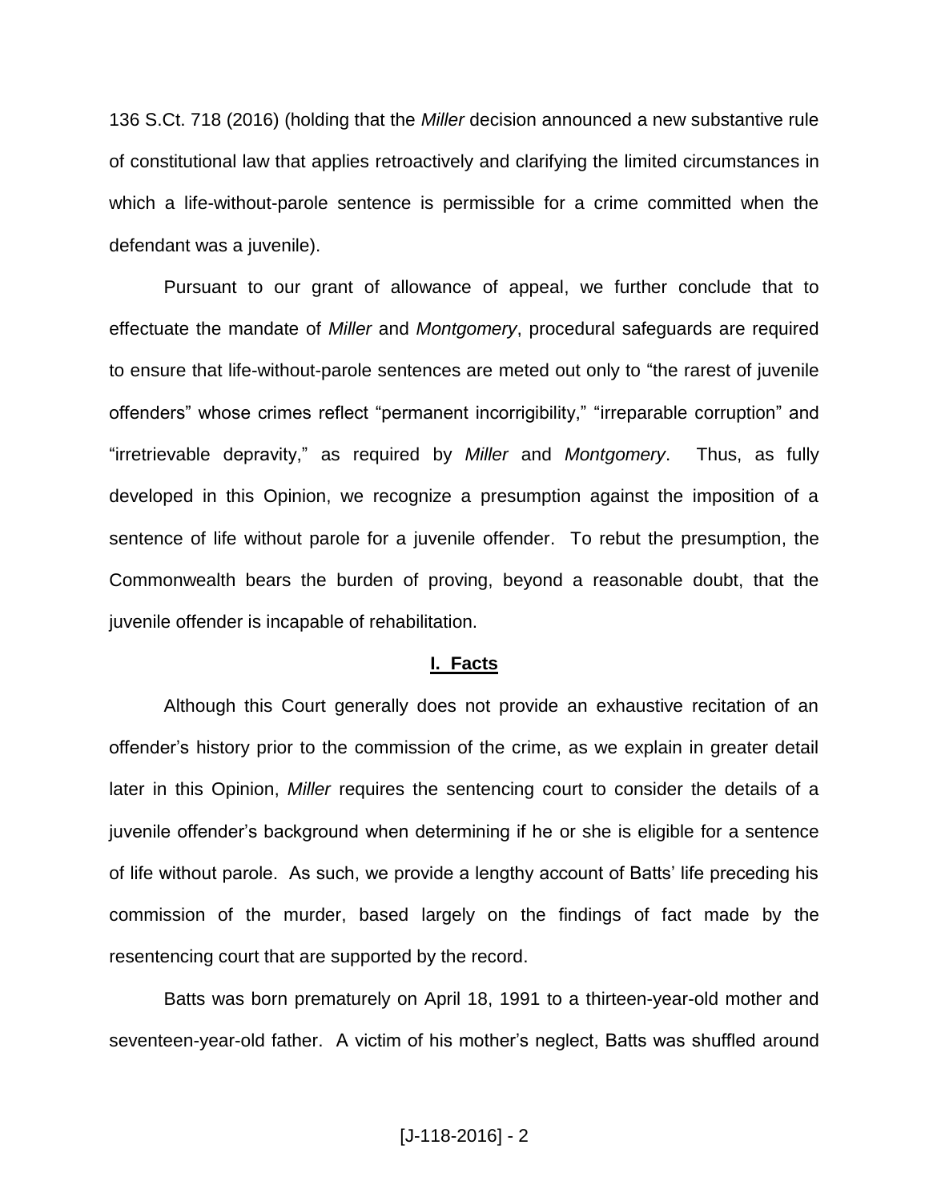136 S.Ct. 718 (2016) (holding that the *Miller* decision announced a new substantive rule of constitutional law that applies retroactively and clarifying the limited circumstances in which a life-without-parole sentence is permissible for a crime committed when the defendant was a juvenile).

Pursuant to our grant of allowance of appeal, we further conclude that to effectuate the mandate of *Miller* and *Montgomery*, procedural safeguards are required to ensure that life-without-parole sentences are meted out only to "the rarest of juvenile offenders" whose crimes reflect "permanent incorrigibility," "irreparable corruption" and "irretrievable depravity," as required by *Miller* and *Montgomery*. Thus, as fully developed in this Opinion, we recognize a presumption against the imposition of a sentence of life without parole for a juvenile offender. To rebut the presumption, the Commonwealth bears the burden of proving, beyond a reasonable doubt, that the juvenile offender is incapable of rehabilitation.

## I. Facts

Although this Court generally does not provide an exhaustive recitation of an offender's history prior to the commission of the crime, as we explain in greater detail later in this Opinion, *Miller* requires the sentencing court to consider the details of a juvenile offender's background when determining if he or she is eligible for a sentence of life without parole. As such, we provide a lengthy account of Batts' life preceding his commission of the murder, based largely on the findings of fact made by the resentencing court that are supported by the record.

Batts was born prematurely on April 18, 1991 to a thirteen-year-old mother and seventeen-year-old father. A victim of his mother's neglect, Batts was shuffled around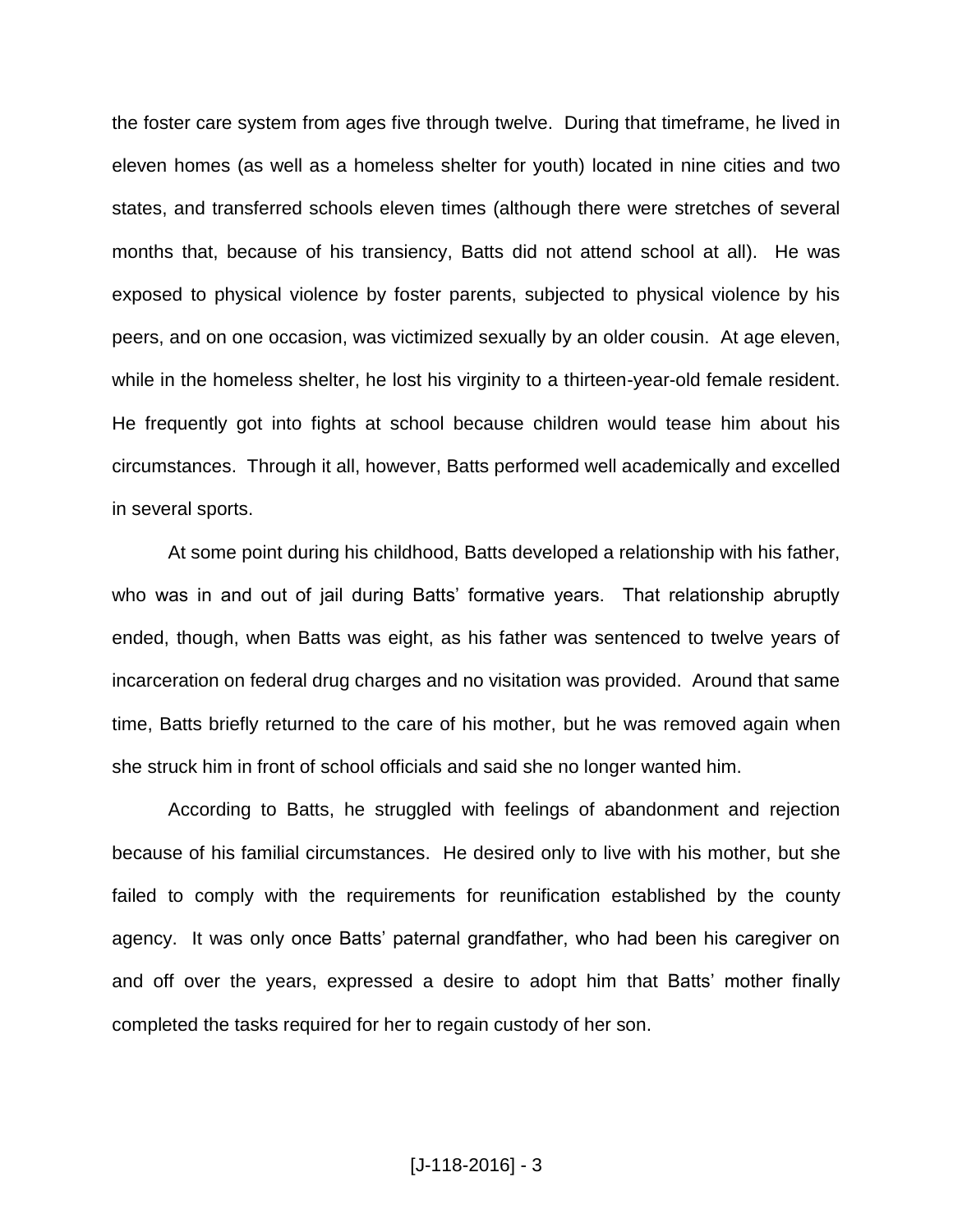the foster care system from ages five through twelve. During that timeframe, he lived in eleven homes (as well as a homeless shelter for youth) located in nine cities and two states, and transferred schools eleven times (although there were stretches of several months that, because of his transiency, Batts did not attend school at all). He was exposed to physical violence by foster parents, subjected to physical violence by his peers, and on one occasion, was victimized sexually by an older cousin. At age eleven, while in the homeless shelter, he lost his virginity to a thirteen-year-old female resident. He frequently got into fights at school because children would tease him about his circumstances. Through it all, however, Batts performed well academically and excelled in several sports.

At some point during his childhood, Batts developed a relationship with his father, who was in and out of jail during Batts' formative years. That relationship abruptly ended, though, when Batts was eight, as his father was sentenced to twelve years of incarceration on federal drug charges and no visitation was provided. Around that same time, Batts briefly returned to the care of his mother, but he was removed again when she struck him in front of school officials and said she no longer wanted him.

According to Batts, he struggled with feelings of abandonment and rejection because of his familial circumstances. He desired only to live with his mother, but she failed to comply with the requirements for reunification established by the county agency. It was only once Batts' paternal grandfather, who had been his caregiver on and off over the years, expressed a desire to adopt him that Batts' mother finally completed the tasks required for her to regain custody of her son.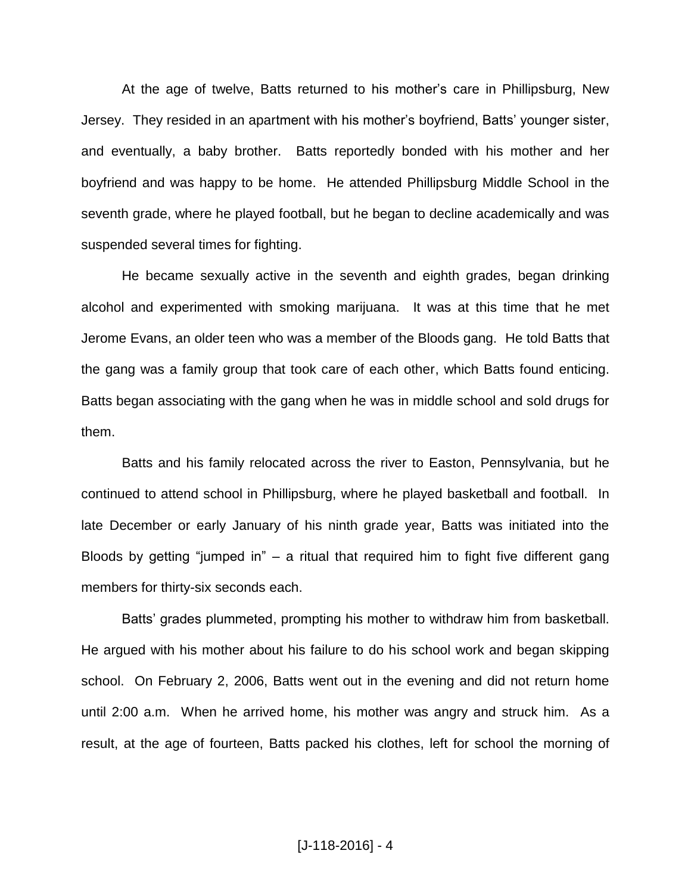At the age of twelve, Batts returned to his mother's care in Phillipsburg, New Jersey. They resided in an apartment with his mother's boyfriend, Batts' younger sister, and eventually, a baby brother. Batts reportedly bonded with his mother and her boyfriend and was happy to be home. He attended Phillipsburg Middle School in the seventh grade, where he played football, but he began to decline academically and was suspended several times for fighting.

He became sexually active in the seventh and eighth grades, began drinking alcohol and experimented with smoking marijuana. It was at this time that he met Jerome Evans, an older teen who was a member of the Bloods gang. He told Batts that the gang was a family group that took care of each other, which Batts found enticing. Batts began associating with the gang when he was in middle school and sold drugs for them.

Batts and his family relocated across the river to Easton, Pennsylvania, but he continued to attend school in Phillipsburg, where he played basketball and football. In late December or early January of his ninth grade year, Batts was initiated into the Bloods by getting "jumped in" – a ritual that required him to fight five different gang members for thirty-six seconds each.

Batts' grades plummeted, prompting his mother to withdraw him from basketball. He argued with his mother about his failure to do his school work and began skipping school. On February 2, 2006, Batts went out in the evening and did not return home until 2:00 a.m. When he arrived home, his mother was angry and struck him. As a result, at the age of fourteen, Batts packed his clothes, left for school the morning of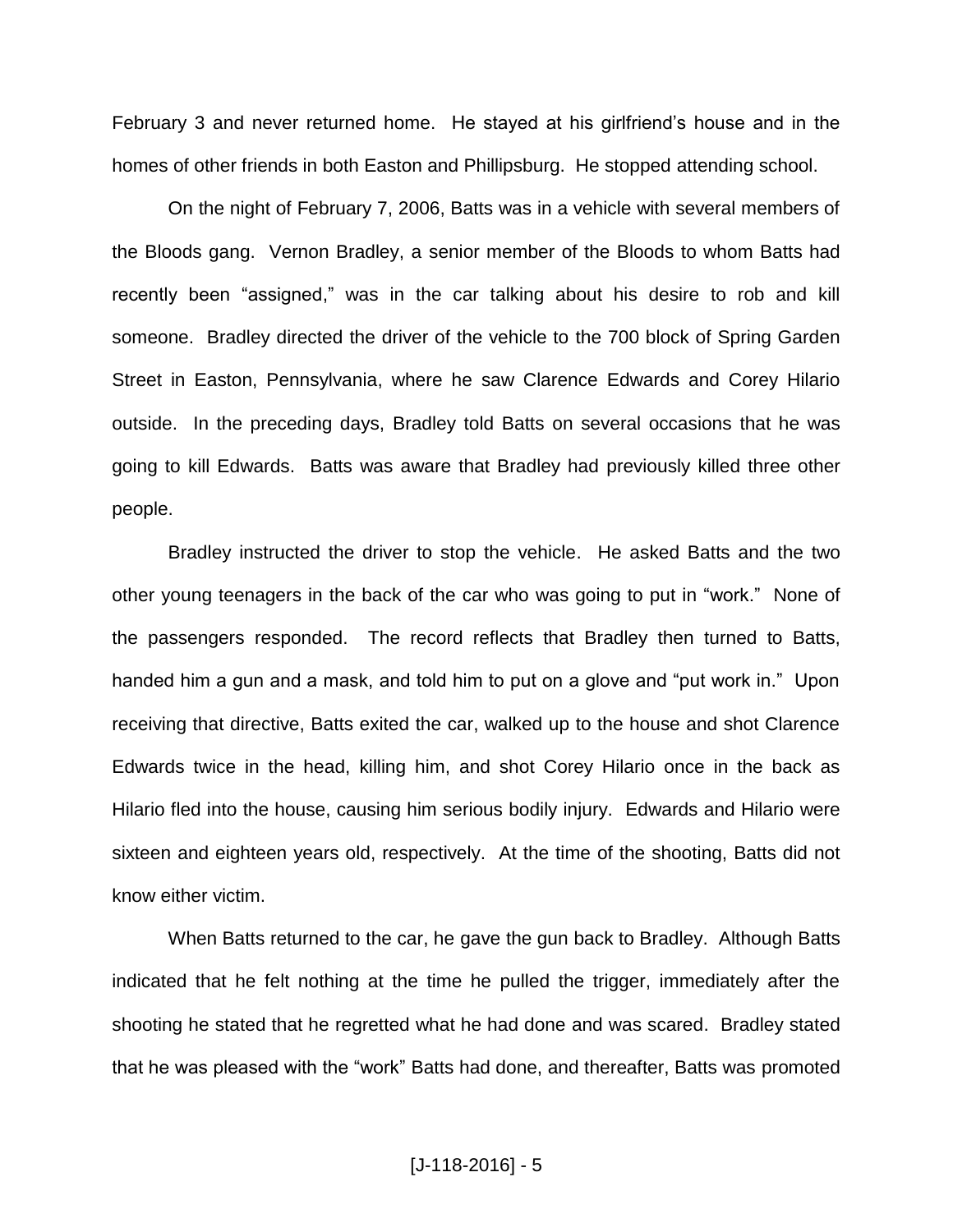February 3 and never returned home. He stayed at his girlfriend's house and in the homes of other friends in both Easton and Phillipsburg. He stopped attending school.

On the night of February 7, 2006, Batts was in a vehicle with several members of the Bloods gang. Vernon Bradley, a senior member of the Bloods to whom Batts had recently been "assigned," was in the car talking about his desire to rob and kill someone. Bradley directed the driver of the vehicle to the 700 block of Spring Garden Street in Easton, Pennsylvania, where he saw Clarence Edwards and Corey Hilario outside. In the preceding days, Bradley told Batts on several occasions that he was going to kill Edwards. Batts was aware that Bradley had previously killed three other people.

Bradley instructed the driver to stop the vehicle. He asked Batts and the two other young teenagers in the back of the car who was going to put in "work." None of the passengers responded. The record reflects that Bradley then turned to Batts, handed him a gun and a mask, and told him to put on a glove and "put work in." Upon receiving that directive, Batts exited the car, walked up to the house and shot Clarence Edwards twice in the head, killing him, and shot Corey Hilario once in the back as Hilario fled into the house, causing him serious bodily injury. Edwards and Hilario were sixteen and eighteen years old, respectively. At the time of the shooting, Batts did not know either victim.

When Batts returned to the car, he gave the gun back to Bradley. Although Batts indicated that he felt nothing at the time he pulled the trigger, immediately after the shooting he stated that he regretted what he had done and was scared. Bradley stated that he was pleased with the "work" Batts had done, and thereafter, Batts was promoted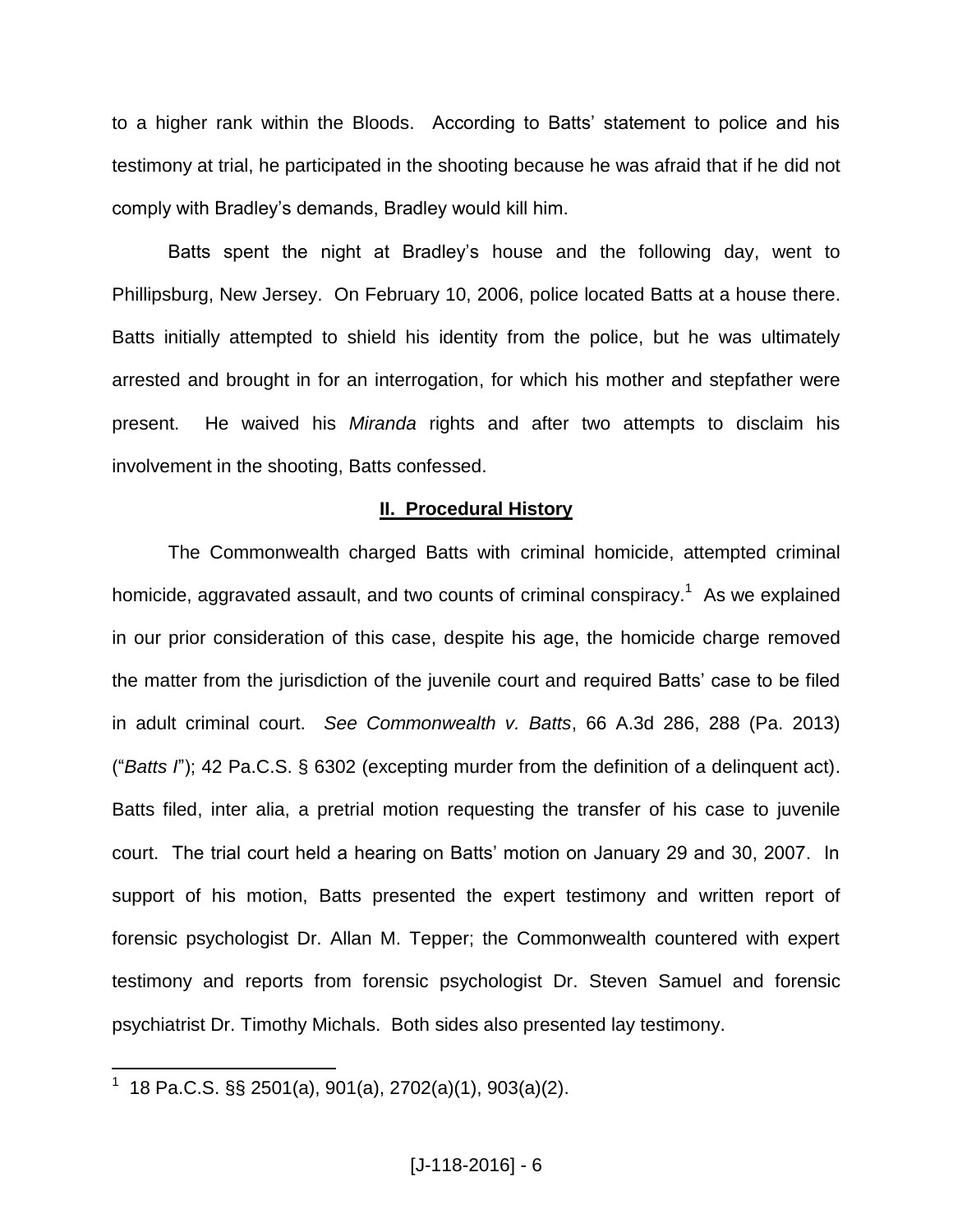to a higher rank within the Bloods. According to Batts' statement to police and his testimony at trial, he participated in the shooting because he was afraid that if he did not comply with Bradley's demands, Bradley would kill him.

Batts spent the night at Bradley's house and the following day, went to Phillipsburg, New Jersey. On February 10, 2006, police located Batts at a house there. Batts initially attempted to shield his identity from the police, but he was ultimately arrested and brought in for an interrogation, for which his mother and stepfather were present. He waived his *Miranda* rights and after two attempts to disclaim his involvement in the shooting, Batts confessed.

## **II. Procedural History**

The Commonwealth charged Batts with criminal homicide, attempted criminal homicide, aggravated assault, and two counts of criminal conspiracy.[1] As we explained in our prior consideration of this case, despite his age, the homicide charge removed the matter from the jurisdiction of the juvenile court and required Batts' case to be filed in adult criminal court. *See Commonwealth v. Batts*, 66 A.3d 286, 288 (Pa. 2013) ("*Batts I*"); 42 Pa.C.S. § 6302 (excepting murder from the definition of a delinquent act). Batts filed, inter alia, a pretrial motion requesting the transfer of his case to juvenile court. The trial court held a hearing on Batts' motion on January 29 and 30, 2007. In support of his motion, Batts presented the expert testimony and written report of forensic psychologist Dr. Allan M. Tepper; the Commonwealth countered with expert testimony and reports from forensic psychologist Dr. Steven Samuel and forensic psychiatrist Dr. Timothy Michals. Both sides also presented lay testimony.

---

[1] 18 Pa.C.S. §§ 2501(a), 901(a), 2702(a)(1), 903(a)(2).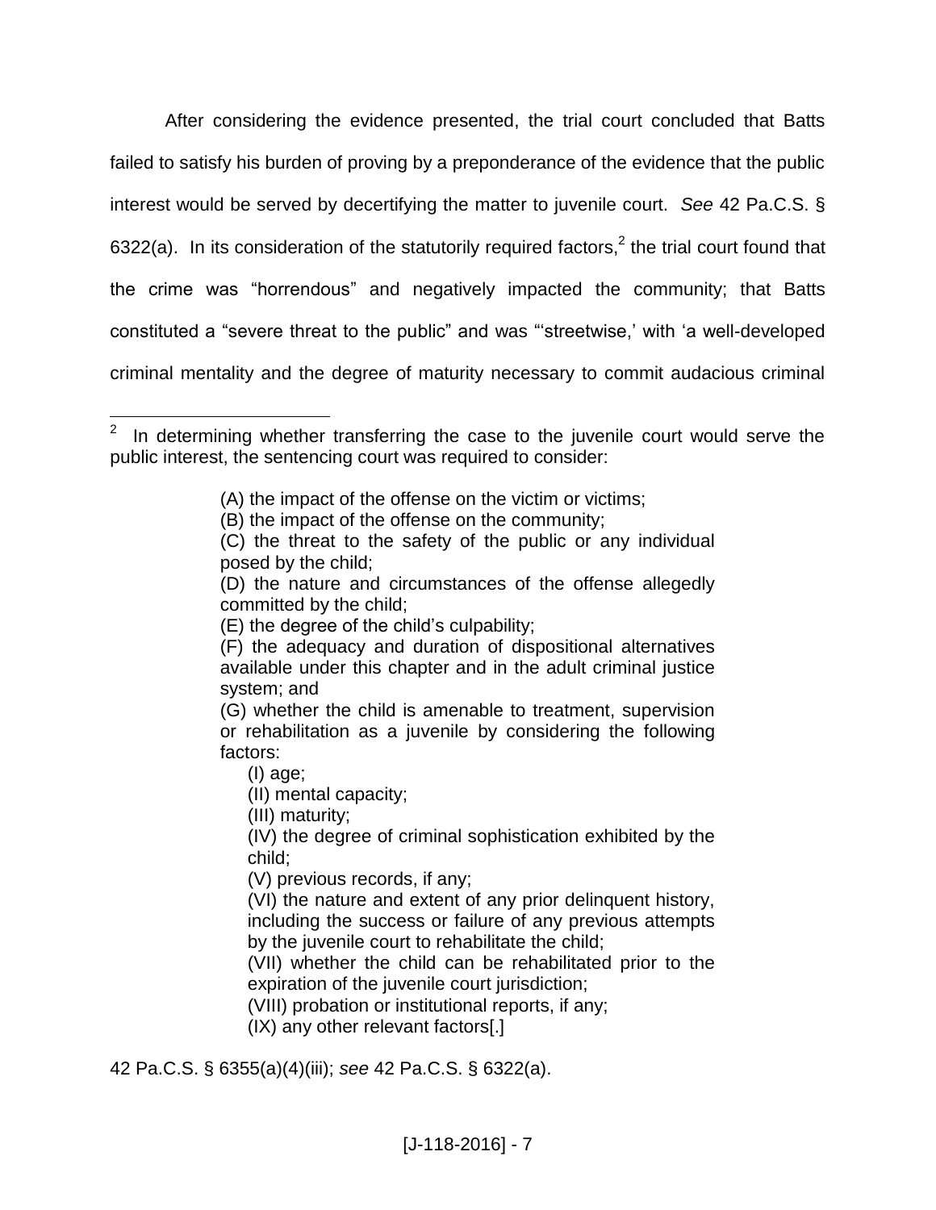After considering the evidence presented, the trial court concluded that Batts failed to satisfy his burden of proving by a preponderance of the evidence that the public interest would be served by decertifying the matter to juvenile court. *See* 42 Pa.C.S. § 6322(a). In its consideration of the statutorily required factors,[2] the trial court found that the crime was "horrendous" and negatively impacted the community; that Batts constituted a "severe threat to the public" and was "'streetwise,' with 'a well-developed criminal mentality and the degree of maturity necessary to commit audacious criminal

---

[2] In determining whether transferring the case to the juvenile court would serve the public interest, the sentencing court was required to consider:

> (A) the impact of the offense on the victim or victims;
> (B) the impact of the offense on the community;
> (C) the threat to the safety of the public or any individual posed by the child;
> (D) the nature and circumstances of the offense allegedly committed by the child;
> (E) the degree of the child's culpability;
> (F) the adequacy and duration of dispositional alternatives available under this chapter and in the adult criminal justice system; and
> (G) whether the child is amenable to treatment, supervision or rehabilitation as a juvenile by considering the following factors:
>
> (I) age;
> (II) mental capacity;
> (III) maturity;
> (IV) the degree of criminal sophistication exhibited by the child;
> (V) previous records, if any;
> (VI) the nature and extent of any prior delinquent history, including the success or failure of any previous attempts by the juvenile court to rehabilitate the child;
> (VII) whether the child can be rehabilitated prior to the expiration of the juvenile court jurisdiction;
> (VIII) probation or institutional reports, if any;
> (IX) any other relevant factors[.]

42 Pa.C.S. § 6355(a)(4)(iii); *see* 42 Pa.C.S. § 6322(a).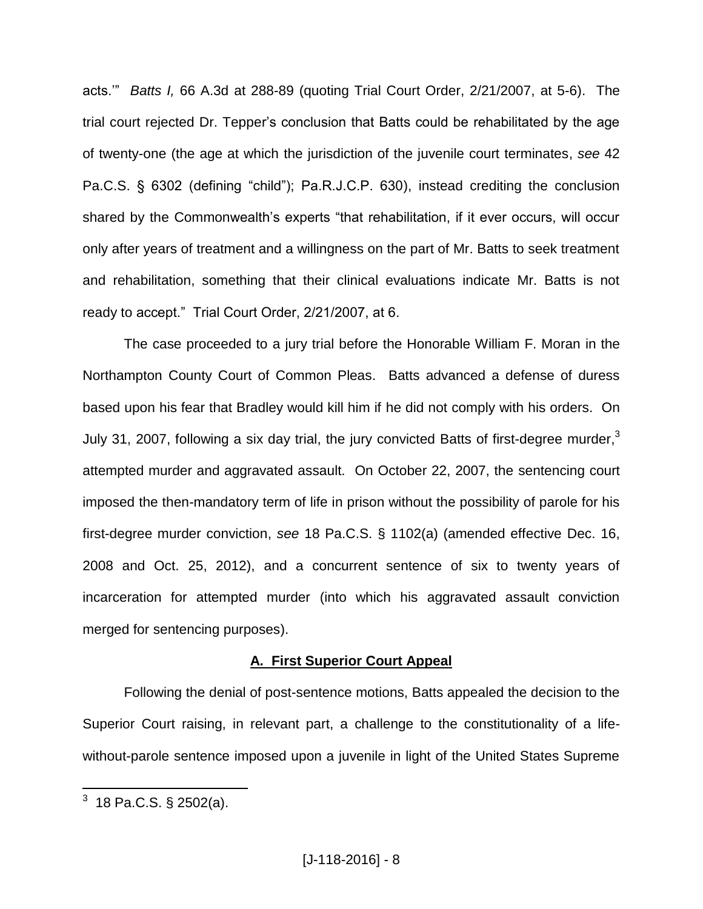acts.'" *Batts I,* 66 A.3d at 288-89 (quoting Trial Court Order, 2/21/2007, at 5-6). The trial court rejected Dr. Tepper's conclusion that Batts could be rehabilitated by the age of twenty-one (the age at which the jurisdiction of the juvenile court terminates, *see* 42 Pa.C.S. § 6302 (defining "child"); Pa.R.J.C.P. 630), instead crediting the conclusion shared by the Commonwealth's experts "that rehabilitation, if it ever occurs, will occur only after years of treatment and a willingness on the part of Mr. Batts to seek treatment and rehabilitation, something that their clinical evaluations indicate Mr. Batts is not ready to accept." Trial Court Order, 2/21/2007, at 6.

The case proceeded to a jury trial before the Honorable William F. Moran in the Northampton County Court of Common Pleas. Batts advanced a defense of duress based upon his fear that Bradley would kill him if he did not comply with his orders. On July 31, 2007, following a six day trial, the jury convicted Batts of first-degree murder,[3] attempted murder and aggravated assault. On October 22, 2007, the sentencing court imposed the then-mandatory term of life in prison without the possibility of parole for his first-degree murder conviction, *see* 18 Pa.C.S. § 1102(a) (amended effective Dec. 16, 2008 and Oct. 25, 2012), and a concurrent sentence of six to twenty years of incarceration for attempted murder (into which his aggravated assault conviction merged for sentencing purposes).

## A. First Superior Court Appeal

Following the denial of post-sentence motions, Batts appealed the decision to the Superior Court raising, in relevant part, a challenge to the constitutionality of a life-without-parole sentence imposed upon a juvenile in light of the United States Supreme

[3] 18 Pa.C.S. § 2502(a).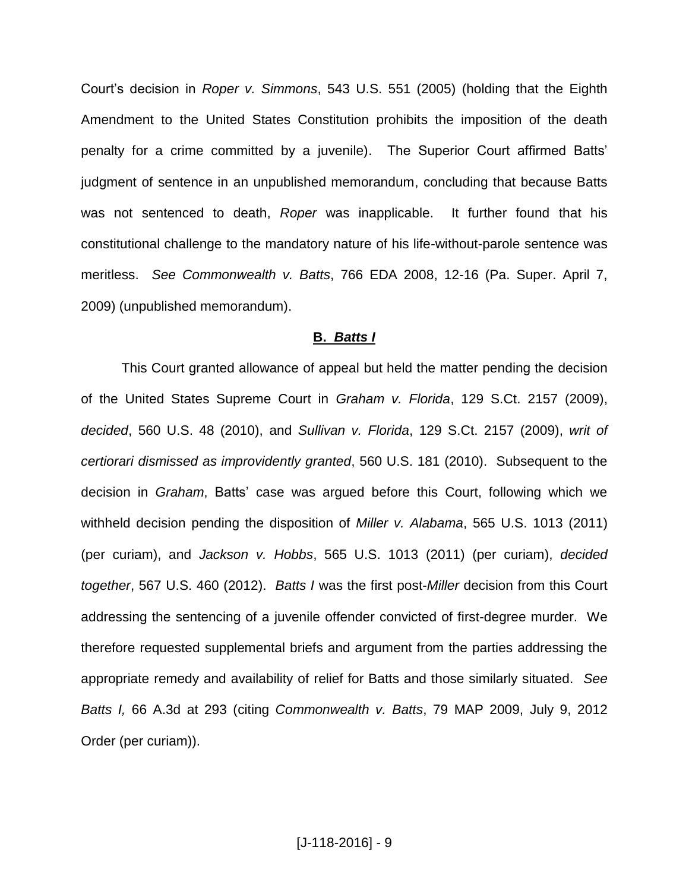Court's decision in *Roper v. Simmons*, 543 U.S. 551 (2005) (holding that the Eighth Amendment to the United States Constitution prohibits the imposition of the death penalty for a crime committed by a juvenile). The Superior Court affirmed Batts' judgment of sentence in an unpublished memorandum, concluding that because Batts was not sentenced to death, *Roper* was inapplicable. It further found that his constitutional challenge to the mandatory nature of his life-without-parole sentence was meritless. *See Commonwealth v. Batts*, 766 EDA 2008, 12-16 (Pa. Super. April 7, 2009) (unpublished memorandum).

## **B. *Batts I***

This Court granted allowance of appeal but held the matter pending the decision of the United States Supreme Court in *Graham v. Florida*, 129 S.Ct. 2157 (2009), *decided*, 560 U.S. 48 (2010), and *Sullivan v. Florida*, 129 S.Ct. 2157 (2009), *writ of certiorari dismissed as improvidently granted*, 560 U.S. 181 (2010). Subsequent to the decision in *Graham*, Batts' case was argued before this Court, following which we withheld decision pending the disposition of *Miller v. Alabama*, 565 U.S. 1013 (2011) (per curiam), and *Jackson v. Hobbs*, 565 U.S. 1013 (2011) (per curiam), *decided together*, 567 U.S. 460 (2012). *Batts I* was the first post-*Miller* decision from this Court addressing the sentencing of a juvenile offender convicted of first-degree murder. We therefore requested supplemental briefs and argument from the parties addressing the appropriate remedy and availability of relief for Batts and those similarly situated. *See Batts I,* 66 A.3d at 293 (citing *Commonwealth v. Batts*, 79 MAP 2009, July 9, 2012 Order (per curiam)).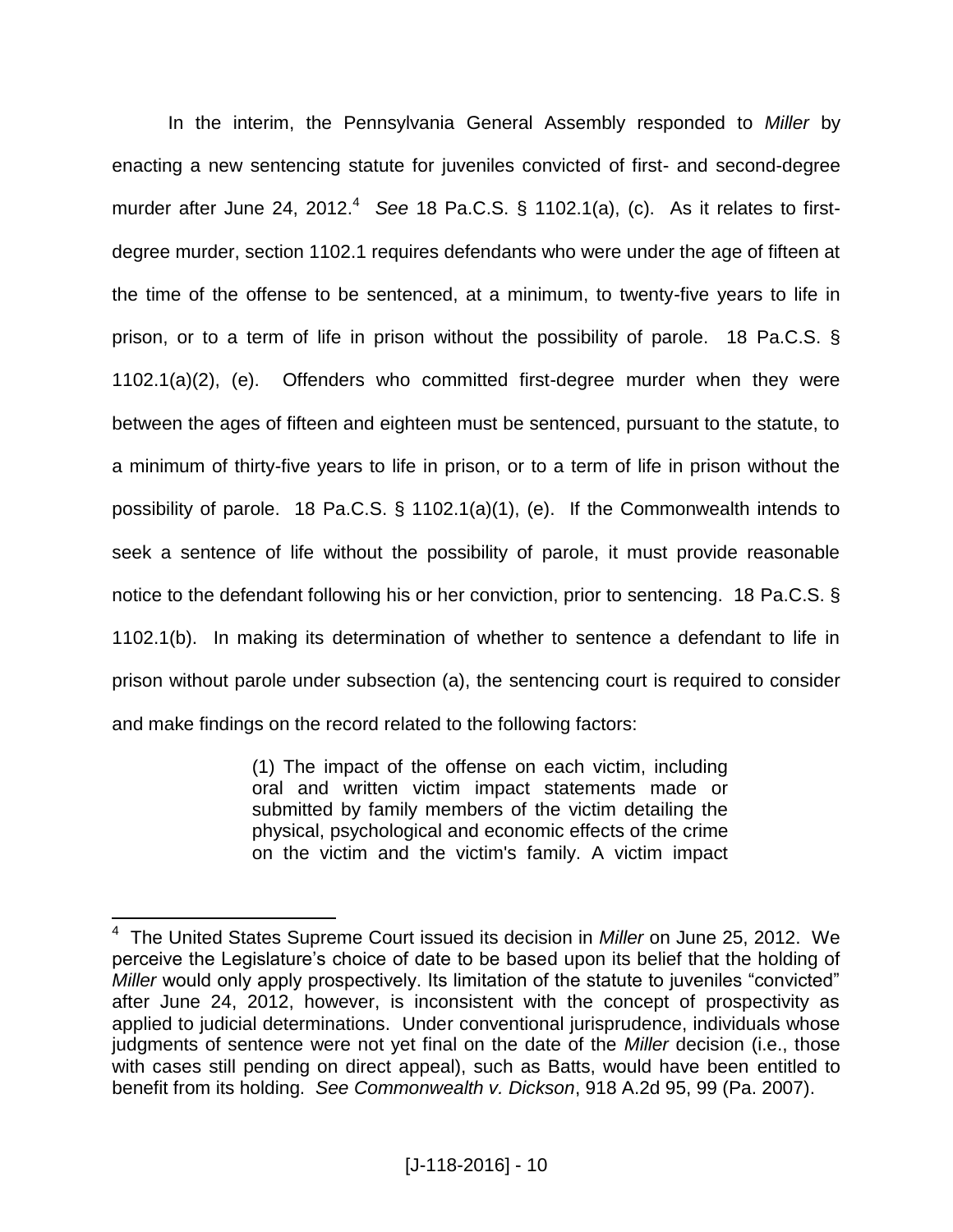In the interim, the Pennsylvania General Assembly responded to *Miller* by enacting a new sentencing statute for juveniles convicted of first- and second-degree murder after June 24, 2012.[4] *See* 18 Pa.C.S. § 1102.1(a), (c). As it relates to first-degree murder, section 1102.1 requires defendants who were under the age of fifteen at the time of the offense to be sentenced, at a minimum, to twenty-five years to life in prison, or to a term of life in prison without the possibility of parole. 18 Pa.C.S. § 1102.1(a)(2), (e). Offenders who committed first-degree murder when they were between the ages of fifteen and eighteen must be sentenced, pursuant to the statute, to a minimum of thirty-five years to life in prison, or to a term of life in prison without the possibility of parole. 18 Pa.C.S. § 1102.1(a)(1), (e). If the Commonwealth intends to seek a sentence of life without the possibility of parole, it must provide reasonable notice to the defendant following his or her conviction, prior to sentencing. 18 Pa.C.S. § 1102.1(b). In making its determination of whether to sentence a defendant to life in prison without parole under subsection (a), the sentencing court is required to consider and make findings on the record related to the following factors:

> (1) The impact of the offense on each victim, including oral and written victim impact statements made or submitted by family members of the victim detailing the physical, psychological and economic effects of the crime on the victim and the victim's family. A victim impact

---

[4] The United States Supreme Court issued its decision in *Miller* on June 25, 2012. We perceive the Legislature's choice of date to be based upon its belief that the holding of *Miller* would only apply prospectively. Its limitation of the statute to juveniles "convicted" after June 24, 2012, however, is inconsistent with the concept of prospectivity as applied to judicial determinations. Under conventional jurisprudence, individuals whose judgments of sentence were not yet final on the date of the *Miller* decision (i.e., those with cases still pending on direct appeal), such as Batts, would have been entitled to benefit from its holding. *See Commonwealth v. Dickson*, 918 A.2d 95, 99 (Pa. 2007).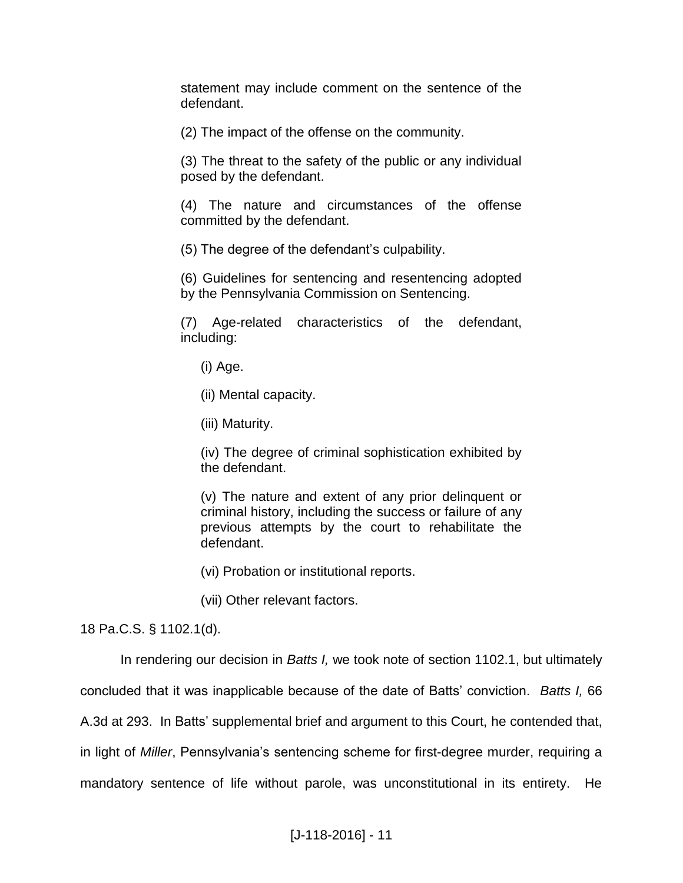> statement may include comment on the sentence of the defendant.
>
> (2) The impact of the offense on the community.
>
> (3) The threat to the safety of the public or any individual posed by the defendant.
>
> (4) The nature and circumstances of the offense committed by the defendant.
>
> (5) The degree of the defendant's culpability.
>
> (6) Guidelines for sentencing and resentencing adopted by the Pennsylvania Commission on Sentencing.
>
> (7) Age-related characteristics of the defendant, including:
>
> > (i) Age.
> >
> > (ii) Mental capacity.
> >
> > (iii) Maturity.
> >
> > (iv) The degree of criminal sophistication exhibited by the defendant.
> >
> > (v) The nature and extent of any prior delinquent or criminal history, including the success or failure of any previous attempts by the court to rehabilitate the defendant.
> >
> > (vi) Probation or institutional reports.
> >
> > (vii) Other relevant factors.

18 Pa.C.S. § 1102.1(d).

In rendering our decision in *Batts I,* we took note of section 1102.1, but ultimately concluded that it was inapplicable because of the date of Batts' conviction. *Batts I,* 66 A.3d at 293. In Batts' supplemental brief and argument to this Court, he contended that, in light of *Miller*, Pennsylvania's sentencing scheme for first-degree murder, requiring a mandatory sentence of life without parole, was unconstitutional in its entirety. He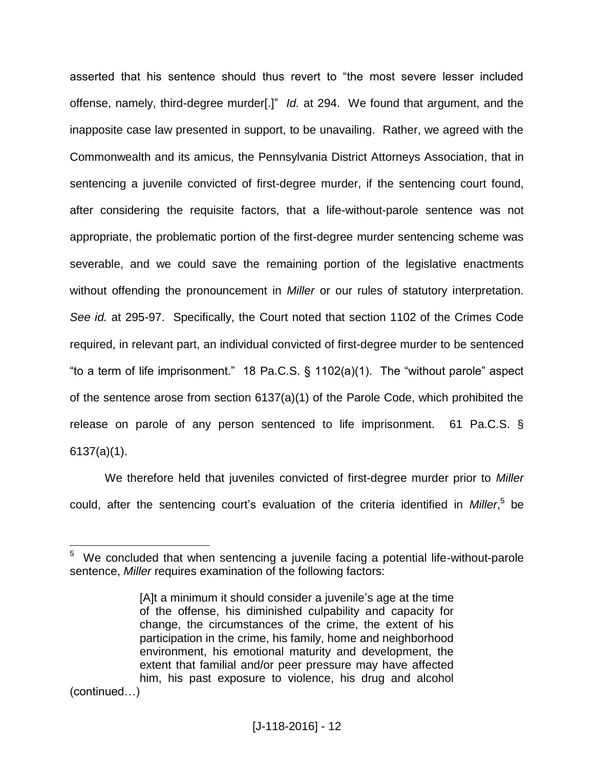asserted that his sentence should thus revert to "the most severe lesser included offense, namely, third-degree murder[.]" *Id.* at 294. We found that argument, and the inapposite case law presented in support, to be unavailing. Rather, we agreed with the Commonwealth and its amicus, the Pennsylvania District Attorneys Association, that in sentencing a juvenile convicted of first-degree murder, if the sentencing court found, after considering the requisite factors, that a life-without-parole sentence was not appropriate, the problematic portion of the first-degree murder sentencing scheme was severable, and we could save the remaining portion of the legislative enactments without offending the pronouncement in *Miller* or our rules of statutory interpretation. *See id.* at 295-97. Specifically, the Court noted that section 1102 of the Crimes Code required, in relevant part, an individual convicted of first-degree murder to be sentenced "to a term of life imprisonment." 18 Pa.C.S. § 1102(a)(1). The "without parole" aspect of the sentence arose from section 6137(a)(1) of the Parole Code, which prohibited the release on parole of any person sentenced to life imprisonment. 61 Pa.C.S. § 6137(a)(1).

We therefore held that juveniles convicted of first-degree murder prior to *Miller* could, after the sentencing court's evaluation of the criteria identified in *Miller*,[5] be

---

[5] We concluded that when sentencing a juvenile facing a potential life-without-parole sentence, *Miller* requires examination of the following factors:

> [A]t a minimum it should consider a juvenile's age at the time of the offense, his diminished culpability and capacity for change, the circumstances of the crime, the extent of his participation in the crime, his family, home and neighborhood environment, his emotional maturity and development, the extent that familial and/or peer pressure may have affected him, his past exposure to violence, his drug and alcohol

(continued…)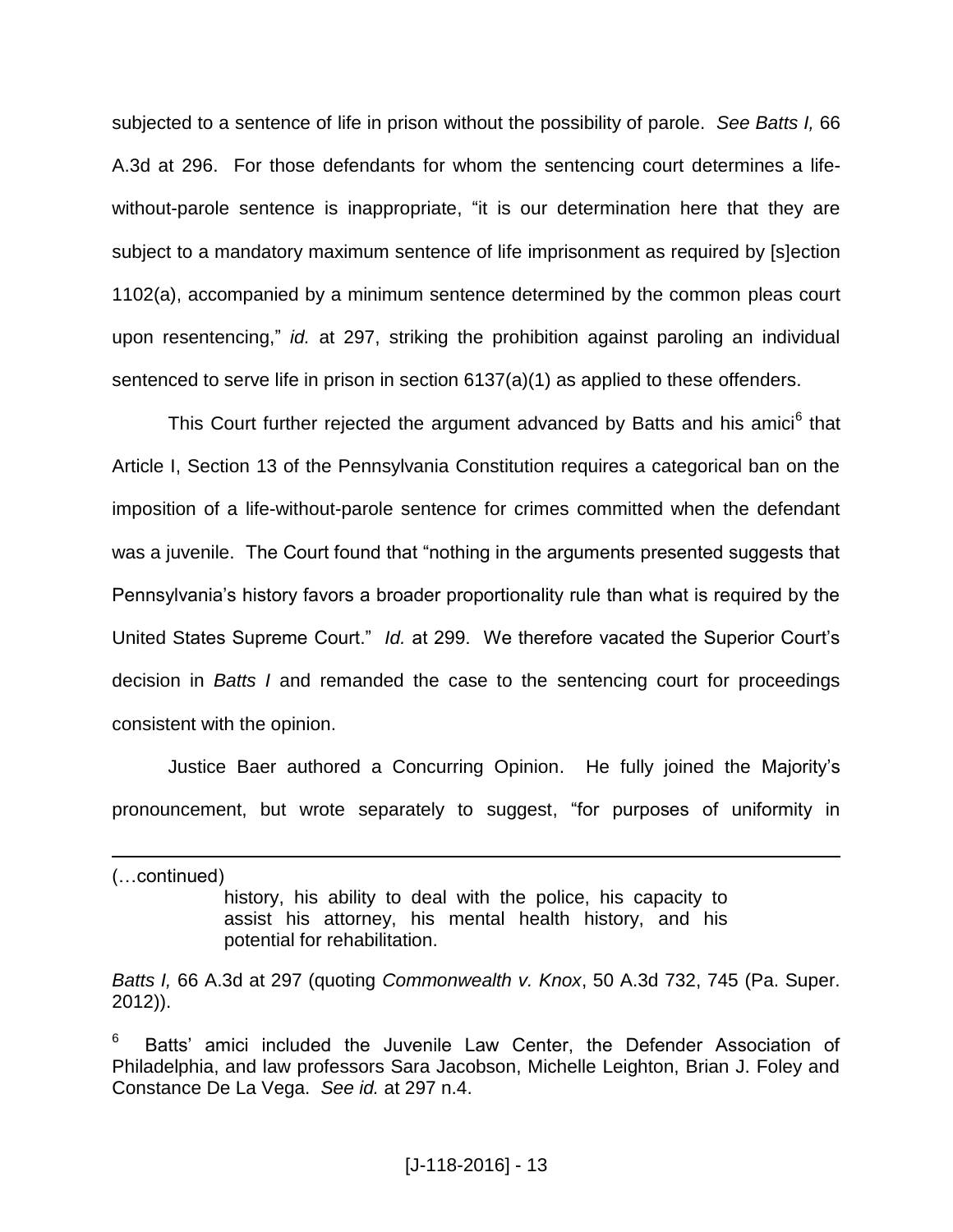subjected to a sentence of life in prison without the possibility of parole. *See Batts I,* 66 A.3d at 296. For those defendants for whom the sentencing court determines a life-without-parole sentence is inappropriate, "it is our determination here that they are subject to a mandatory maximum sentence of life imprisonment as required by [s]ection 1102(a), accompanied by a minimum sentence determined by the common pleas court upon resentencing," *id.* at 297, striking the prohibition against paroling an individual sentenced to serve life in prison in section 6137(a)(1) as applied to these offenders.

This Court further rejected the argument advanced by Batts and his amici[6] that Article I, Section 13 of the Pennsylvania Constitution requires a categorical ban on the imposition of a life-without-parole sentence for crimes committed when the defendant was a juvenile. The Court found that "nothing in the arguments presented suggests that Pennsylvania's history favors a broader proportionality rule than what is required by the United States Supreme Court." *Id.* at 299. We therefore vacated the Superior Court's decision in *Batts I* and remanded the case to the sentencing court for proceedings consistent with the opinion.

Justice Baer authored a Concurring Opinion. He fully joined the Majority's pronouncement, but wrote separately to suggest, "for purposes of uniformity in

---

(…continued)

> history, his ability to deal with the police, his capacity to assist his attorney, his mental health history, and his potential for rehabilitation.

*Batts I,* 66 A.3d at 297 (quoting *Commonwealth v. Knox*, 50 A.3d 732, 745 (Pa. Super. 2012)).

[6] Batts' amici included the Juvenile Law Center, the Defender Association of Philadelphia, and law professors Sara Jacobson, Michelle Leighton, Brian J. Foley and Constance De La Vega. *See id.* at 297 n.4.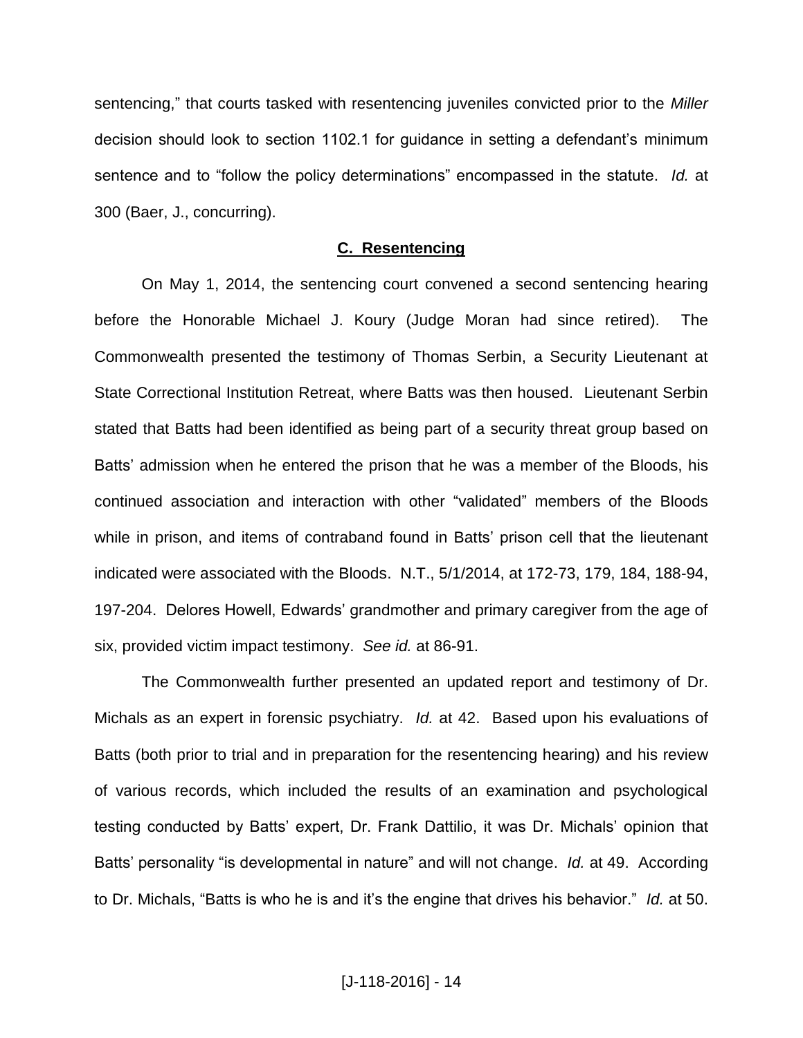sentencing," that courts tasked with resentencing juveniles convicted prior to the *Miller* decision should look to section 1102.1 for guidance in setting a defendant's minimum sentence and to "follow the policy determinations" encompassed in the statute. *Id.* at 300 (Baer, J., concurring).

## C. Resentencing

On May 1, 2014, the sentencing court convened a second sentencing hearing before the Honorable Michael J. Koury (Judge Moran had since retired). The Commonwealth presented the testimony of Thomas Serbin, a Security Lieutenant at State Correctional Institution Retreat, where Batts was then housed. Lieutenant Serbin stated that Batts had been identified as being part of a security threat group based on Batts' admission when he entered the prison that he was a member of the Bloods, his continued association and interaction with other "validated" members of the Bloods while in prison, and items of contraband found in Batts' prison cell that the lieutenant indicated were associated with the Bloods. N.T., 5/1/2014, at 172-73, 179, 184, 188-94, 197-204. Delores Howell, Edwards' grandmother and primary caregiver from the age of six, provided victim impact testimony. *See id.* at 86-91.

The Commonwealth further presented an updated report and testimony of Dr. Michals as an expert in forensic psychiatry. *Id.* at 42. Based upon his evaluations of Batts (both prior to trial and in preparation for the resentencing hearing) and his review of various records, which included the results of an examination and psychological testing conducted by Batts' expert, Dr. Frank Dattilio, it was Dr. Michals' opinion that Batts' personality "is developmental in nature" and will not change. *Id.* at 49. According to Dr. Michals, "Batts is who he is and it's the engine that drives his behavior." *Id.* at 50.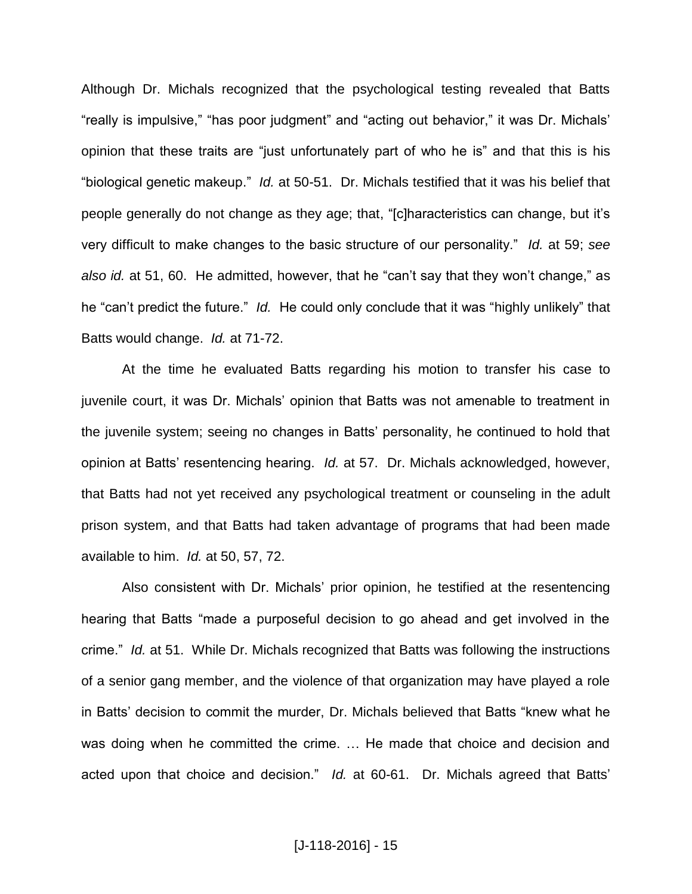Although Dr. Michals recognized that the psychological testing revealed that Batts "really is impulsive," "has poor judgment" and "acting out behavior," it was Dr. Michals' opinion that these traits are "just unfortunately part of who he is" and that this is his "biological genetic makeup." *Id.* at 50-51. Dr. Michals testified that it was his belief that people generally do not change as they age; that, "[c]haracteristics can change, but it's very difficult to make changes to the basic structure of our personality." *Id.* at 59; *see also id.* at 51, 60. He admitted, however, that he "can't say that they won't change," as he "can't predict the future." *Id.* He could only conclude that it was "highly unlikely" that Batts would change. *Id.* at 71-72.

At the time he evaluated Batts regarding his motion to transfer his case to juvenile court, it was Dr. Michals' opinion that Batts was not amenable to treatment in the juvenile system; seeing no changes in Batts' personality, he continued to hold that opinion at Batts' resentencing hearing. *Id.* at 57. Dr. Michals acknowledged, however, that Batts had not yet received any psychological treatment or counseling in the adult prison system, and that Batts had taken advantage of programs that had been made available to him. *Id.* at 50, 57, 72.

Also consistent with Dr. Michals' prior opinion, he testified at the resentencing hearing that Batts "made a purposeful decision to go ahead and get involved in the crime." *Id.* at 51. While Dr. Michals recognized that Batts was following the instructions of a senior gang member, and the violence of that organization may have played a role in Batts' decision to commit the murder, Dr. Michals believed that Batts "knew what he was doing when he committed the crime. … He made that choice and decision and acted upon that choice and decision." *Id.* at 60-61. Dr. Michals agreed that Batts'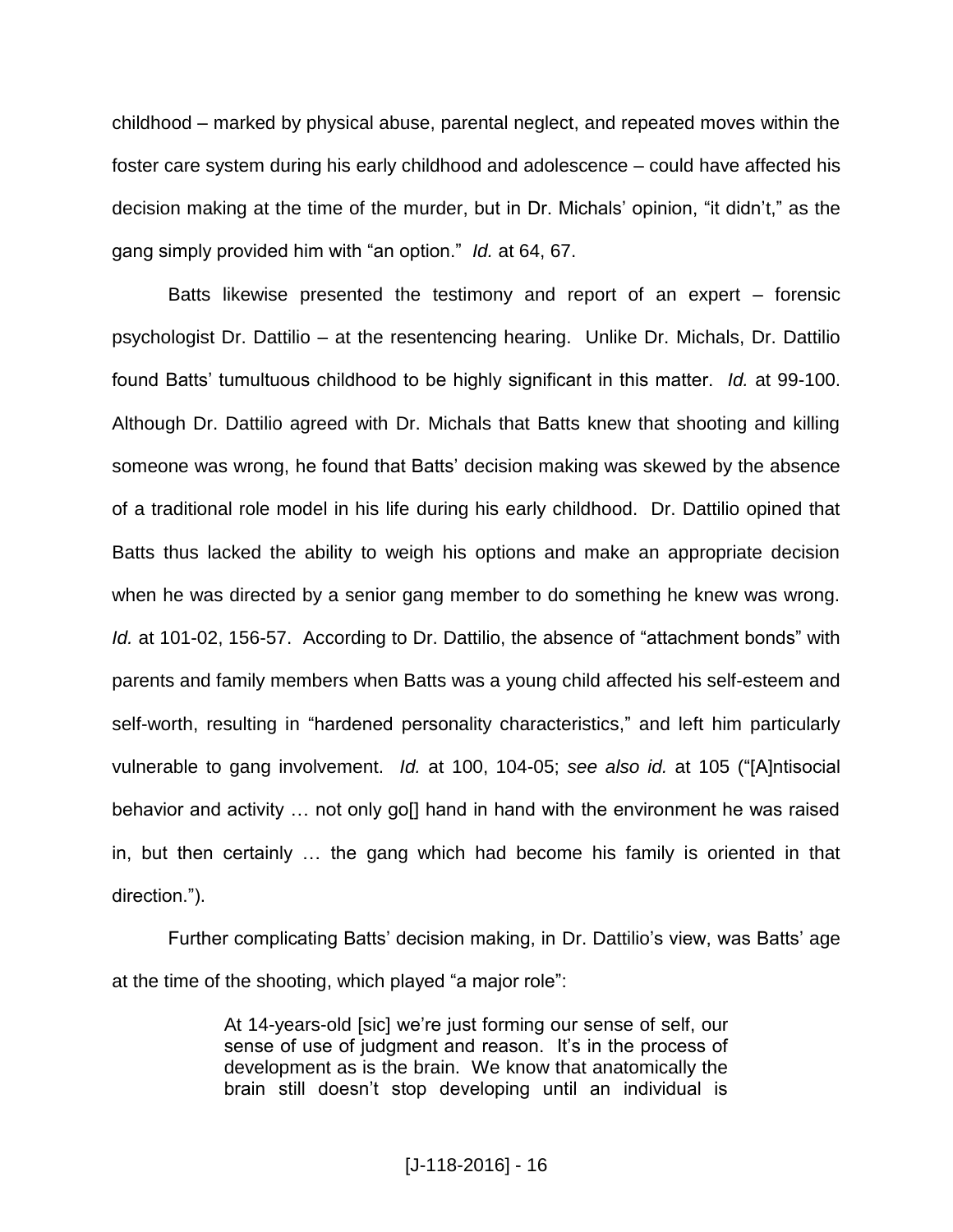childhood – marked by physical abuse, parental neglect, and repeated moves within the foster care system during his early childhood and adolescence – could have affected his decision making at the time of the murder, but in Dr. Michals' opinion, "it didn't," as the gang simply provided him with "an option." *Id.* at 64, 67.

Batts likewise presented the testimony and report of an expert – forensic psychologist Dr. Dattilio – at the resentencing hearing. Unlike Dr. Michals, Dr. Dattilio found Batts' tumultuous childhood to be highly significant in this matter. *Id.* at 99-100. Although Dr. Dattilio agreed with Dr. Michals that Batts knew that shooting and killing someone was wrong, he found that Batts' decision making was skewed by the absence of a traditional role model in his life during his early childhood. Dr. Dattilio opined that Batts thus lacked the ability to weigh his options and make an appropriate decision when he was directed by a senior gang member to do something he knew was wrong. *Id.* at 101-02, 156-57. According to Dr. Dattilio, the absence of "attachment bonds" with parents and family members when Batts was a young child affected his self-esteem and self-worth, resulting in "hardened personality characteristics," and left him particularly vulnerable to gang involvement. *Id.* at 100, 104-05; *see also id.* at 105 ("[A]ntisocial behavior and activity … not only go[] hand in hand with the environment he was raised in, but then certainly … the gang which had become his family is oriented in that direction.").

Further complicating Batts' decision making, in Dr. Dattilio's view, was Batts' age at the time of the shooting, which played "a major role":

> At 14-years-old [sic] we're just forming our sense of self, our sense of use of judgment and reason. It's in the process of development as is the brain. We know that anatomically the brain still doesn't stop developing until an individual is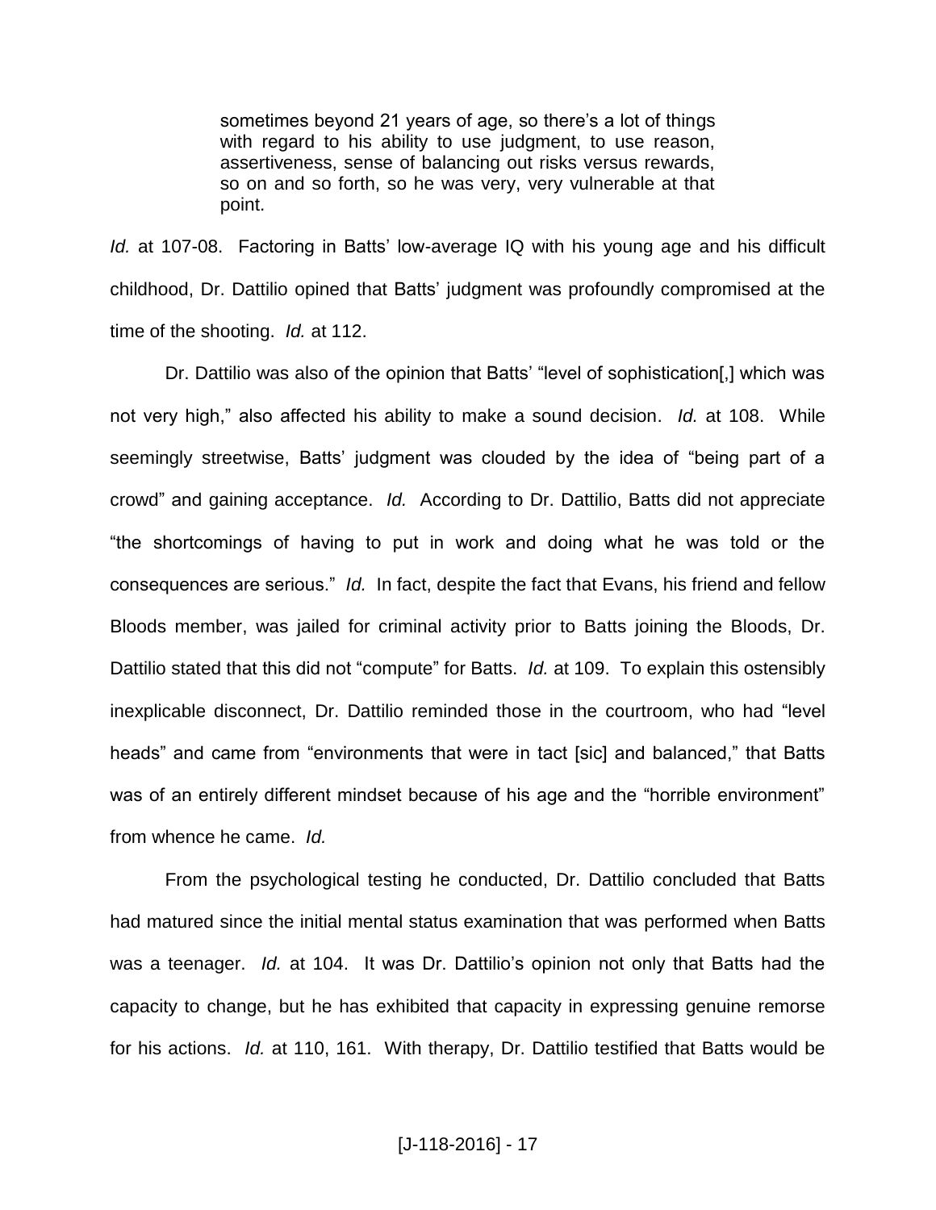> sometimes beyond 21 years of age, so there's a lot of things with regard to his ability to use judgment, to use reason, assertiveness, sense of balancing out risks versus rewards, so on and so forth, so he was very, very vulnerable at that point.

*Id.* at 107-08. Factoring in Batts' low-average IQ with his young age and his difficult childhood, Dr. Dattilio opined that Batts' judgment was profoundly compromised at the time of the shooting. *Id.* at 112.

Dr. Dattilio was also of the opinion that Batts' "level of sophistication[,] which was not very high," also affected his ability to make a sound decision. *Id.* at 108. While seemingly streetwise, Batts' judgment was clouded by the idea of "being part of a crowd" and gaining acceptance. *Id.* According to Dr. Dattilio, Batts did not appreciate "the shortcomings of having to put in work and doing what he was told or the consequences are serious." *Id.* In fact, despite the fact that Evans, his friend and fellow Bloods member, was jailed for criminal activity prior to Batts joining the Bloods, Dr. Dattilio stated that this did not "compute" for Batts. *Id.* at 109. To explain this ostensibly inexplicable disconnect, Dr. Dattilio reminded those in the courtroom, who had "level heads" and came from "environments that were in tact [sic] and balanced," that Batts was of an entirely different mindset because of his age and the "horrible environment" from whence he came. *Id.*

From the psychological testing he conducted, Dr. Dattilio concluded that Batts had matured since the initial mental status examination that was performed when Batts was a teenager. *Id.* at 104. It was Dr. Dattilio's opinion not only that Batts had the capacity to change, but he has exhibited that capacity in expressing genuine remorse for his actions. *Id.* at 110, 161. With therapy, Dr. Dattilio testified that Batts would be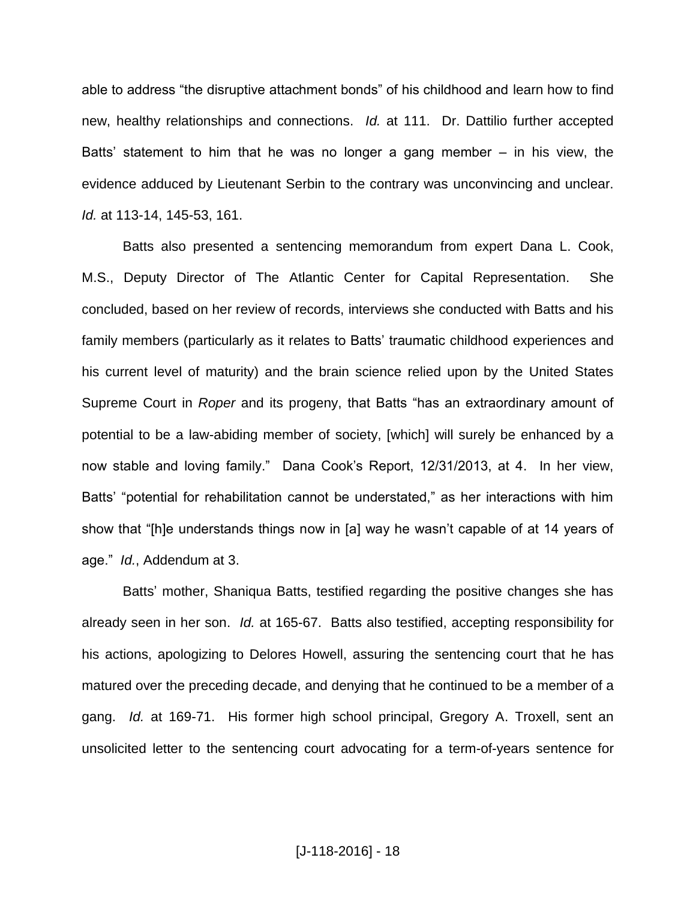able to address "the disruptive attachment bonds" of his childhood and learn how to find new, healthy relationships and connections. *Id.* at 111. Dr. Dattilio further accepted Batts' statement to him that he was no longer a gang member – in his view, the evidence adduced by Lieutenant Serbin to the contrary was unconvincing and unclear. *Id.* at 113-14, 145-53, 161.

Batts also presented a sentencing memorandum from expert Dana L. Cook, M.S., Deputy Director of The Atlantic Center for Capital Representation. She concluded, based on her review of records, interviews she conducted with Batts and his family members (particularly as it relates to Batts' traumatic childhood experiences and his current level of maturity) and the brain science relied upon by the United States Supreme Court in *Roper* and its progeny, that Batts "has an extraordinary amount of potential to be a law-abiding member of society, [which] will surely be enhanced by a now stable and loving family." Dana Cook's Report, 12/31/2013, at 4. In her view, Batts' "potential for rehabilitation cannot be understated," as her interactions with him show that "[h]e understands things now in [a] way he wasn't capable of at 14 years of age." *Id.*, Addendum at 3.

Batts' mother, Shaniqua Batts, testified regarding the positive changes she has already seen in her son. *Id.* at 165-67. Batts also testified, accepting responsibility for his actions, apologizing to Delores Howell, assuring the sentencing court that he has matured over the preceding decade, and denying that he continued to be a member of a gang. *Id.* at 169-71. His former high school principal, Gregory A. Troxell, sent an unsolicited letter to the sentencing court advocating for a term-of-years sentence for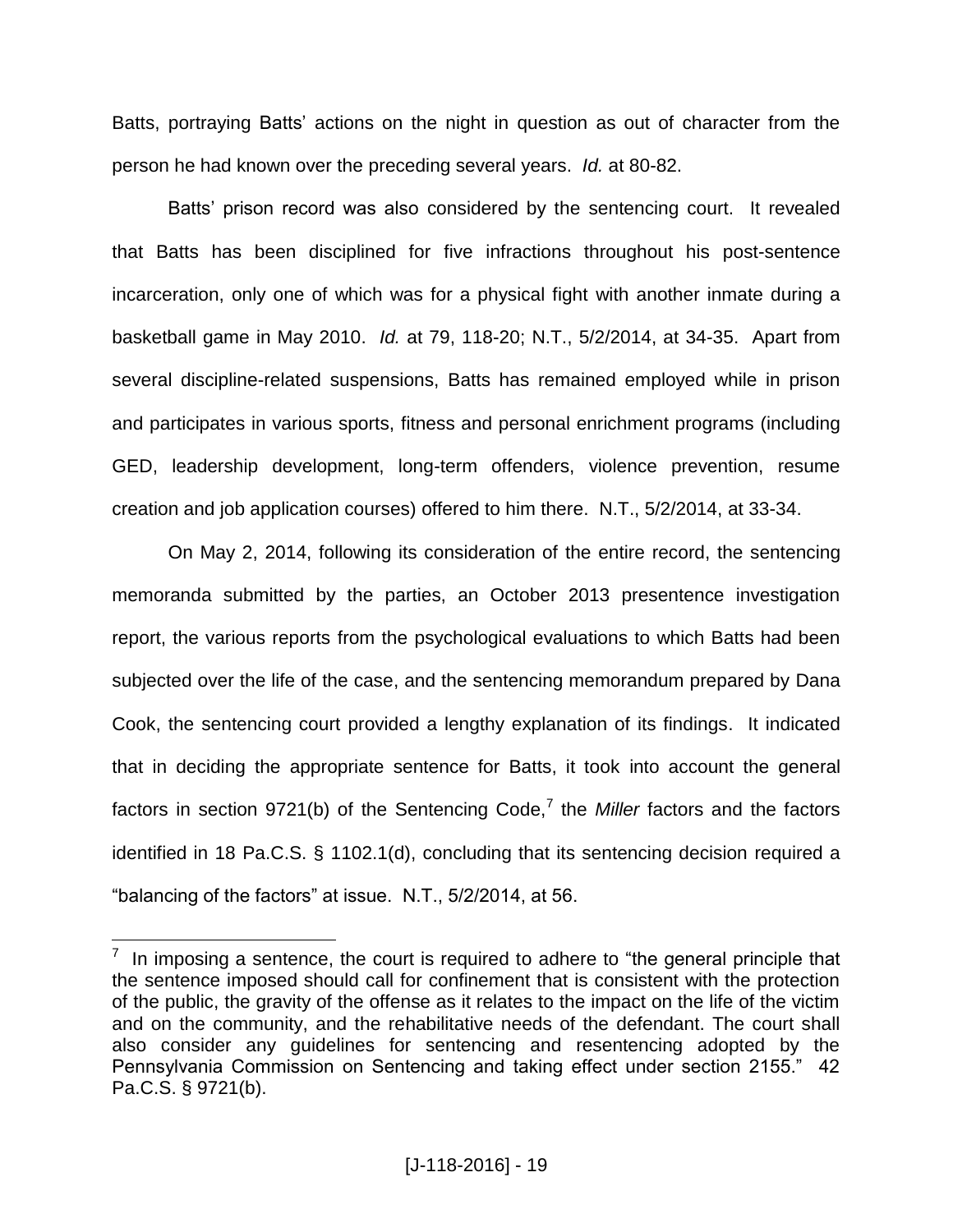Batts, portraying Batts' actions on the night in question as out of character from the person he had known over the preceding several years. *Id.* at 80-82.

Batts' prison record was also considered by the sentencing court. It revealed that Batts has been disciplined for five infractions throughout his post-sentence incarceration, only one of which was for a physical fight with another inmate during a basketball game in May 2010. *Id.* at 79, 118-20; N.T., 5/2/2014, at 34-35. Apart from several discipline-related suspensions, Batts has remained employed while in prison and participates in various sports, fitness and personal enrichment programs (including GED, leadership development, long-term offenders, violence prevention, resume creation and job application courses) offered to him there. N.T., 5/2/2014, at 33-34.

On May 2, 2014, following its consideration of the entire record, the sentencing memoranda submitted by the parties, an October 2013 presentence investigation report, the various reports from the psychological evaluations to which Batts had been subjected over the life of the case, and the sentencing memorandum prepared by Dana Cook, the sentencing court provided a lengthy explanation of its findings. It indicated that in deciding the appropriate sentence for Batts, it took into account the general factors in section 9721(b) of the Sentencing Code,[7] the *Miller* factors and the factors identified in 18 Pa.C.S. § 1102.1(d), concluding that its sentencing decision required a "balancing of the factors" at issue. N.T., 5/2/2014, at 56.

[7] In imposing a sentence, the court is required to adhere to "the general principle that the sentence imposed should call for confinement that is consistent with the protection of the public, the gravity of the offense as it relates to the impact on the life of the victim and on the community, and the rehabilitative needs of the defendant. The court shall also consider any guidelines for sentencing and resentencing adopted by the Pennsylvania Commission on Sentencing and taking effect under section 2155." 42 Pa.C.S. § 9721(b).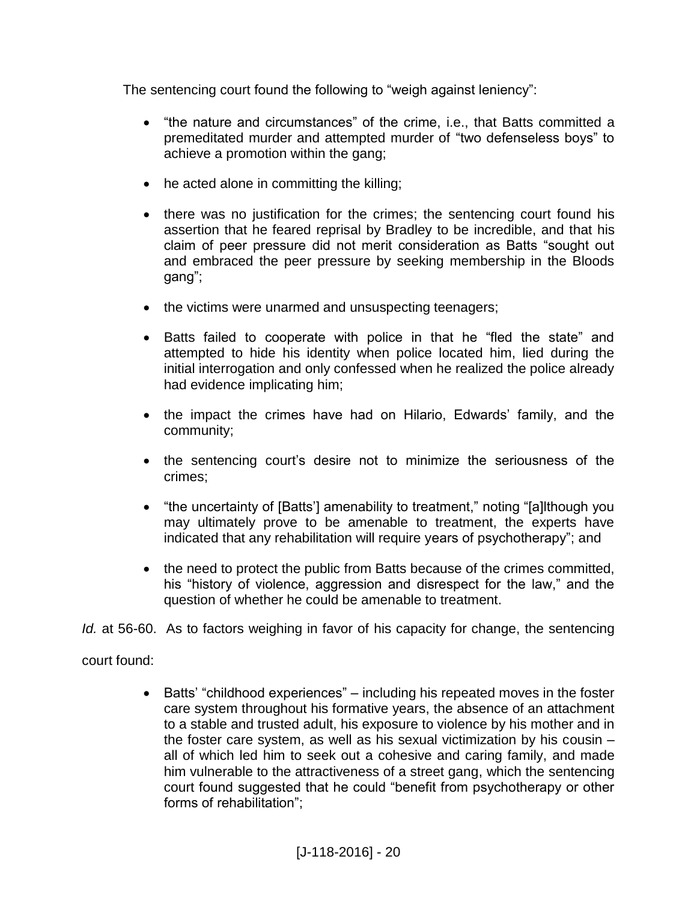The sentencing court found the following to "weigh against leniency":

- "the nature and circumstances" of the crime, i.e., that Batts committed a premeditated murder and attempted murder of "two defenseless boys" to achieve a promotion within the gang;
- he acted alone in committing the killing;
- there was no justification for the crimes; the sentencing court found his assertion that he feared reprisal by Bradley to be incredible, and that his claim of peer pressure did not merit consideration as Batts "sought out and embraced the peer pressure by seeking membership in the Bloods gang";
- the victims were unarmed and unsuspecting teenagers;
- Batts failed to cooperate with police in that he "fled the state" and attempted to hide his identity when police located him, lied during the initial interrogation and only confessed when he realized the police already had evidence implicating him;
- the impact the crimes have had on Hilario, Edwards' family, and the community;
- the sentencing court's desire not to minimize the seriousness of the crimes;
- "the uncertainty of [Batts'] amenability to treatment," noting "[a]lthough you may ultimately prove to be amenable to treatment, the experts have indicated that any rehabilitation will require years of psychotherapy"; and
- the need to protect the public from Batts because of the crimes committed, his "history of violence, aggression and disrespect for the law," and the question of whether he could be amenable to treatment.

*Id.* at 56-60. As to factors weighing in favor of his capacity for change, the sentencing court found:

- Batts' "childhood experiences" – including his repeated moves in the foster care system throughout his formative years, the absence of an attachment to a stable and trusted adult, his exposure to violence by his mother and in the foster care system, as well as his sexual victimization by his cousin – all of which led him to seek out a cohesive and caring family, and made him vulnerable to the attractiveness of a street gang, which the sentencing court found suggested that he could "benefit from psychotherapy or other forms of rehabilitation";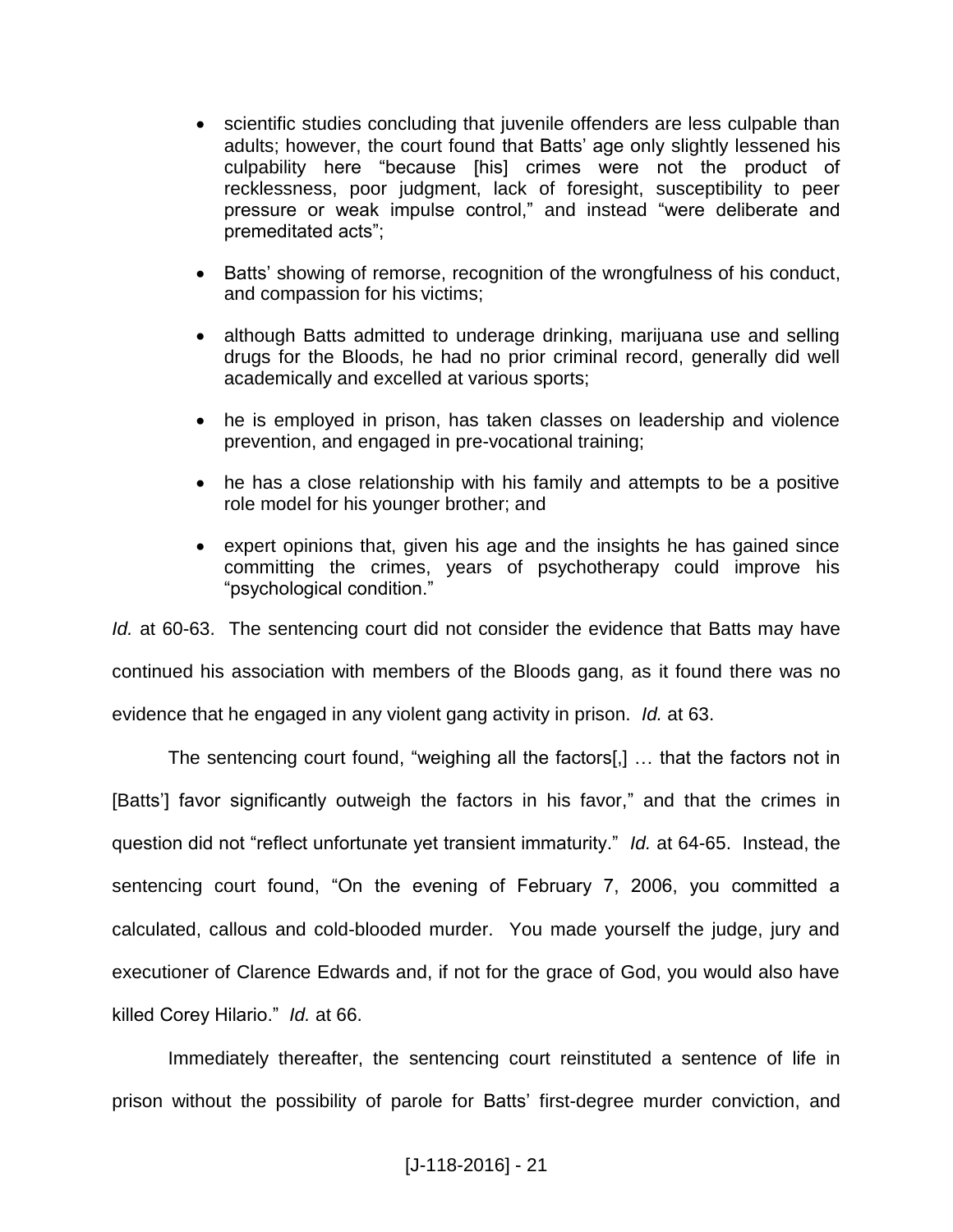- scientific studies concluding that juvenile offenders are less culpable than adults; however, the court found that Batts' age only slightly lessened his culpability here "because [his] crimes were not the product of recklessness, poor judgment, lack of foresight, susceptibility to peer pressure or weak impulse control," and instead "were deliberate and premeditated acts";
- Batts' showing of remorse, recognition of the wrongfulness of his conduct, and compassion for his victims;
- although Batts admitted to underage drinking, marijuana use and selling drugs for the Bloods, he had no prior criminal record, generally did well academically and excelled at various sports;
- he is employed in prison, has taken classes on leadership and violence prevention, and engaged in pre-vocational training;
- he has a close relationship with his family and attempts to be a positive role model for his younger brother; and
- expert opinions that, given his age and the insights he has gained since committing the crimes, years of psychotherapy could improve his "psychological condition."

*Id.* at 60-63. The sentencing court did not consider the evidence that Batts may have continued his association with members of the Bloods gang, as it found there was no evidence that he engaged in any violent gang activity in prison. *Id.* at 63.

The sentencing court found, "weighing all the factors[,] … that the factors not in [Batts'] favor significantly outweigh the factors in his favor," and that the crimes in question did not "reflect unfortunate yet transient immaturity." *Id.* at 64-65. Instead, the sentencing court found, "On the evening of February 7, 2006, you committed a calculated, callous and cold-blooded murder. You made yourself the judge, jury and executioner of Clarence Edwards and, if not for the grace of God, you would also have killed Corey Hilario." *Id.* at 66.

Immediately thereafter, the sentencing court reinstituted a sentence of life in prison without the possibility of parole for Batts' first-degree murder conviction, and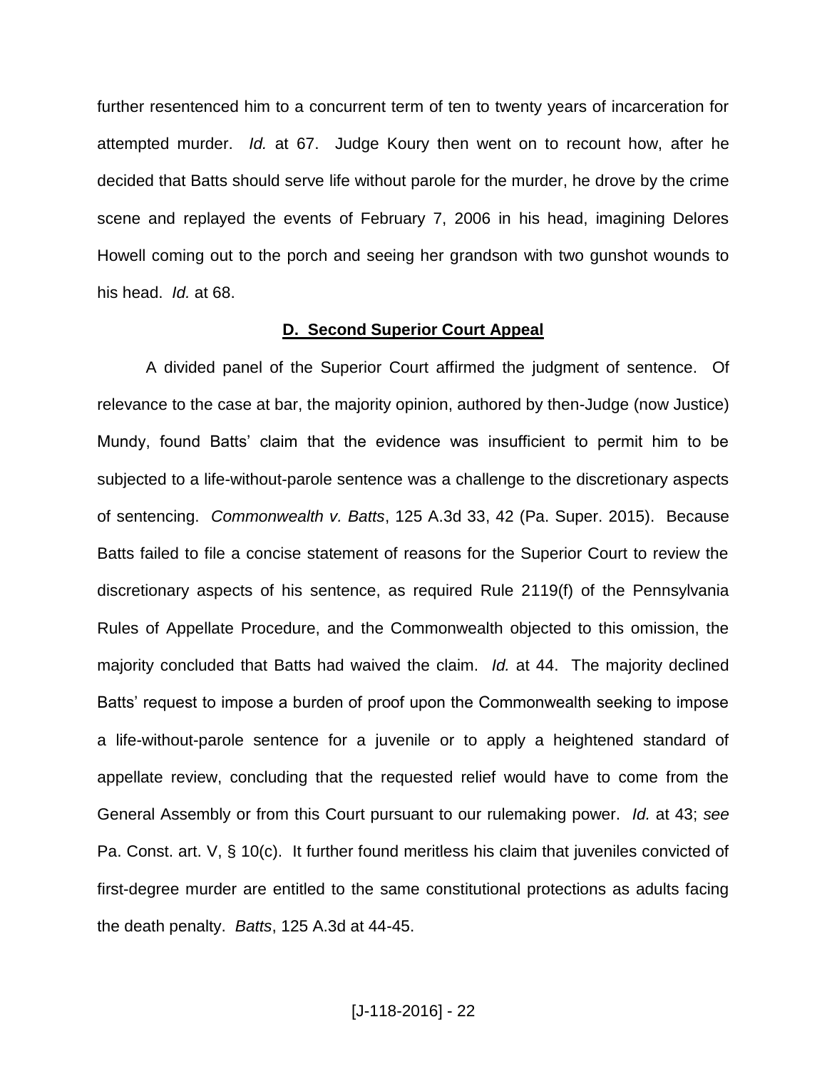further resentenced him to a concurrent term of ten to twenty years of incarceration for attempted murder. *Id.* at 67. Judge Koury then went on to recount how, after he decided that Batts should serve life without parole for the murder, he drove by the crime scene and replayed the events of February 7, 2006 in his head, imagining Delores Howell coming out to the porch and seeing her grandson with two gunshot wounds to his head. *Id.* at 68.

### D. Second Superior Court Appeal

A divided panel of the Superior Court affirmed the judgment of sentence. Of relevance to the case at bar, the majority opinion, authored by then-Judge (now Justice) Mundy, found Batts' claim that the evidence was insufficient to permit him to be subjected to a life-without-parole sentence was a challenge to the discretionary aspects of sentencing. *Commonwealth v. Batts*, 125 A.3d 33, 42 (Pa. Super. 2015). Because Batts failed to file a concise statement of reasons for the Superior Court to review the discretionary aspects of his sentence, as required Rule 2119(f) of the Pennsylvania Rules of Appellate Procedure, and the Commonwealth objected to this omission, the majority concluded that Batts had waived the claim. *Id.* at 44. The majority declined Batts' request to impose a burden of proof upon the Commonwealth seeking to impose a life-without-parole sentence for a juvenile or to apply a heightened standard of appellate review, concluding that the requested relief would have to come from the General Assembly or from this Court pursuant to our rulemaking power. *Id.* at 43; *see* Pa. Const. art. V, § 10(c). It further found meritless his claim that juveniles convicted of first-degree murder are entitled to the same constitutional protections as adults facing the death penalty. *Batts*, 125 A.3d at 44-45.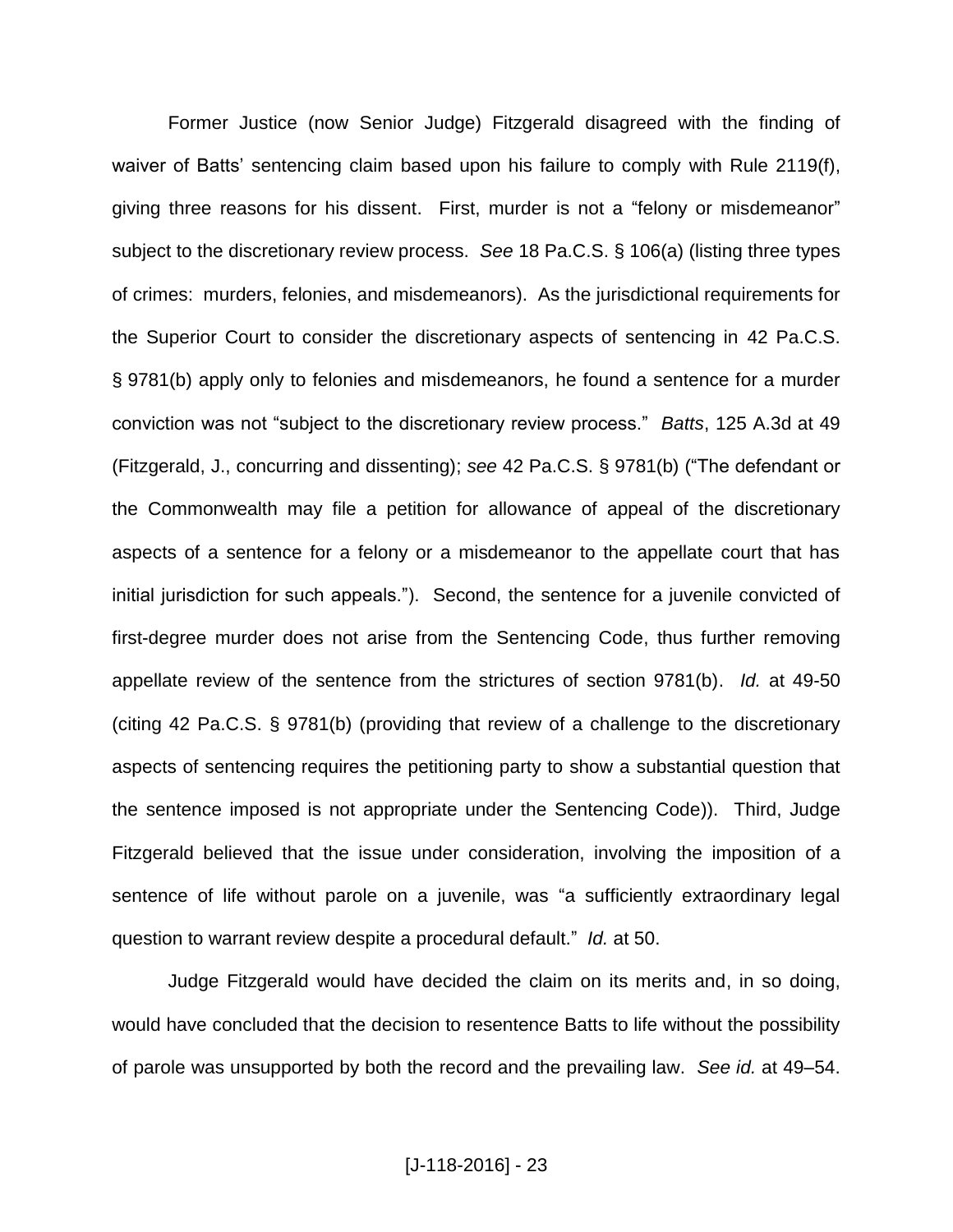Former Justice (now Senior Judge) Fitzgerald disagreed with the finding of waiver of Batts' sentencing claim based upon his failure to comply with Rule 2119(f), giving three reasons for his dissent. First, murder is not a "felony or misdemeanor" subject to the discretionary review process. *See* 18 Pa.C.S. § 106(a) (listing three types of crimes: murders, felonies, and misdemeanors). As the jurisdictional requirements for the Superior Court to consider the discretionary aspects of sentencing in 42 Pa.C.S. § 9781(b) apply only to felonies and misdemeanors, he found a sentence for a murder conviction was not "subject to the discretionary review process." *Batts*, 125 A.3d at 49 (Fitzgerald, J., concurring and dissenting); *see* 42 Pa.C.S. § 9781(b) ("The defendant or the Commonwealth may file a petition for allowance of appeal of the discretionary aspects of a sentence for a felony or a misdemeanor to the appellate court that has initial jurisdiction for such appeals."). Second, the sentence for a juvenile convicted of first-degree murder does not arise from the Sentencing Code, thus further removing appellate review of the sentence from the strictures of section 9781(b). *Id.* at 49-50 (citing 42 Pa.C.S. § 9781(b) (providing that review of a challenge to the discretionary aspects of sentencing requires the petitioning party to show a substantial question that the sentence imposed is not appropriate under the Sentencing Code)). Third, Judge Fitzgerald believed that the issue under consideration, involving the imposition of a sentence of life without parole on a juvenile, was "a sufficiently extraordinary legal question to warrant review despite a procedural default." *Id.* at 50.

Judge Fitzgerald would have decided the claim on its merits and, in so doing, would have concluded that the decision to resentence Batts to life without the possibility of parole was unsupported by both the record and the prevailing law. *See id.* at 49–54.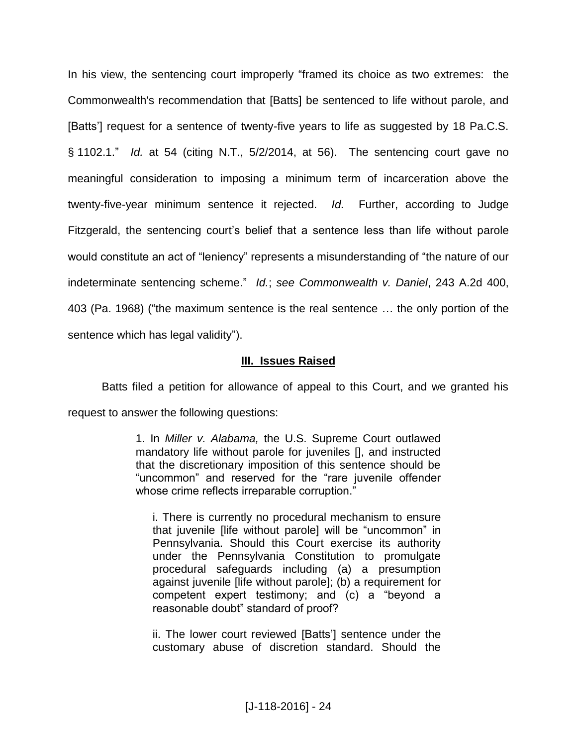In his view, the sentencing court improperly "framed its choice as two extremes: the Commonwealth's recommendation that [Batts] be sentenced to life without parole, and [Batts'] request for a sentence of twenty-five years to life as suggested by 18 Pa.C.S. § 1102.1." *Id.* at 54 (citing N.T., 5/2/2014, at 56). The sentencing court gave no meaningful consideration to imposing a minimum term of incarceration above the twenty-five-year minimum sentence it rejected. *Id.* Further, according to Judge Fitzgerald, the sentencing court's belief that a sentence less than life without parole would constitute an act of "leniency" represents a misunderstanding of "the nature of our indeterminate sentencing scheme." *Id.*; *see Commonwealth v. Daniel*, 243 A.2d 400, 403 (Pa. 1968) ("the maximum sentence is the real sentence … the only portion of the sentence which has legal validity").

## III. Issues Raised

Batts filed a petition for allowance of appeal to this Court, and we granted his request to answer the following questions:

> 1. In *Miller v. Alabama,* the U.S. Supreme Court outlawed mandatory life without parole for juveniles [], and instructed that the discretionary imposition of this sentence should be "uncommon" and reserved for the "rare juvenile offender whose crime reflects irreparable corruption."
>
> i. There is currently no procedural mechanism to ensure that juvenile [life without parole] will be "uncommon" in Pennsylvania. Should this Court exercise its authority under the Pennsylvania Constitution to promulgate procedural safeguards including (a) a presumption against juvenile [life without parole]; (b) a requirement for competent expert testimony; and (c) a "beyond a reasonable doubt" standard of proof?
>
> ii. The lower court reviewed [Batts'] sentence under the customary abuse of discretion standard. Should the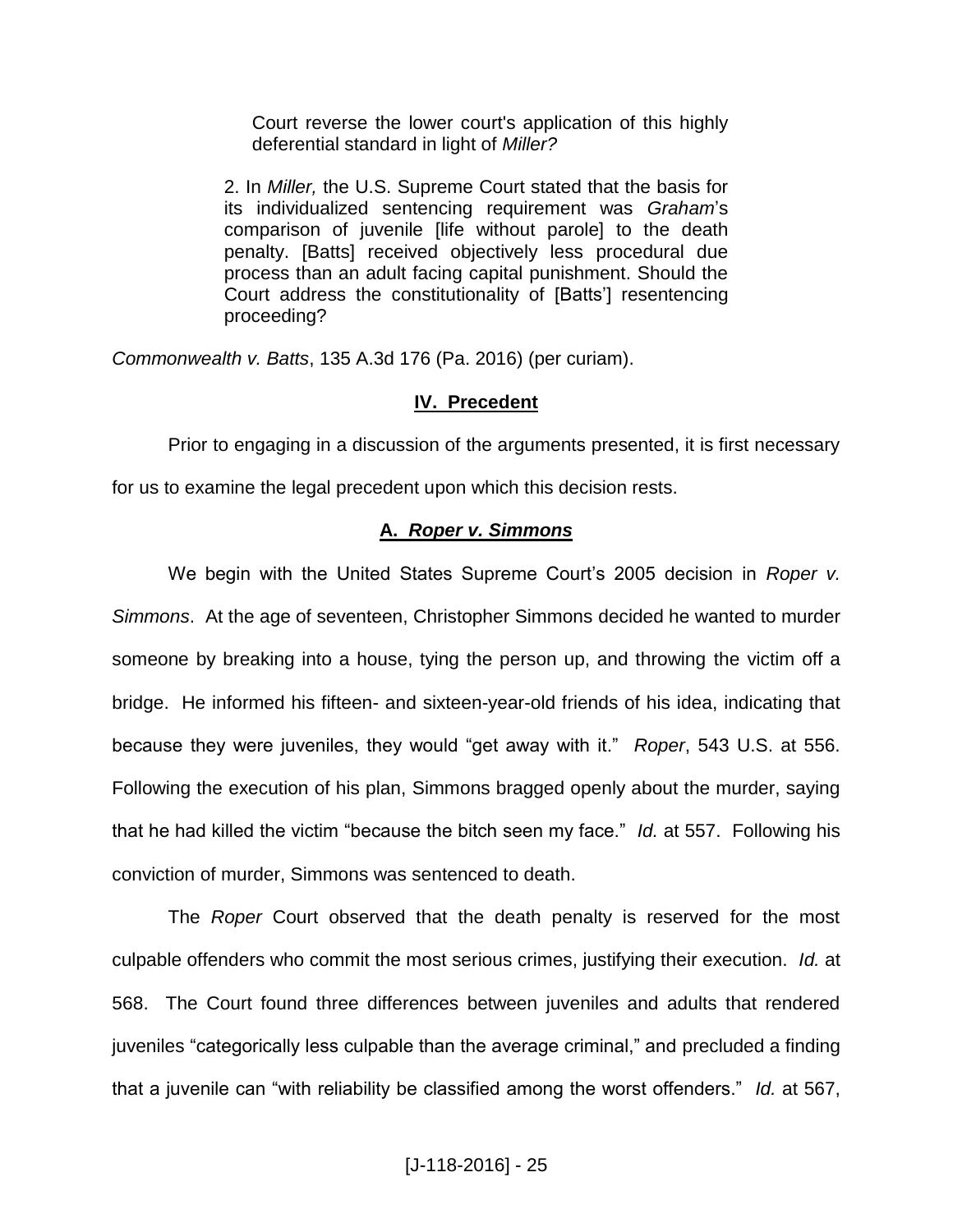> Court reverse the lower court's application of this highly deferential standard in light of *Miller?*
>
> 2. In *Miller,* the U.S. Supreme Court stated that the basis for its individualized sentencing requirement was *Graham*'s comparison of juvenile [life without parole] to the death penalty. [Batts] received objectively less procedural due process than an adult facing capital punishment. Should the Court address the constitutionality of [Batts'] resentencing proceeding?

*Commonwealth v. Batts*, 135 A.3d 176 (Pa. 2016) (per curiam).

## IV. Precedent

Prior to engaging in a discussion of the arguments presented, it is first necessary for us to examine the legal precedent upon which this decision rests.

### A. *Roper v. Simmons*

We begin with the United States Supreme Court's 2005 decision in *Roper v. Simmons*. At the age of seventeen, Christopher Simmons decided he wanted to murder someone by breaking into a house, tying the person up, and throwing the victim off a bridge. He informed his fifteen- and sixteen-year-old friends of his idea, indicating that because they were juveniles, they would "get away with it." *Roper*, 543 U.S. at 556. Following the execution of his plan, Simmons bragged openly about the murder, saying that he had killed the victim "because the bitch seen my face." *Id.* at 557. Following his conviction of murder, Simmons was sentenced to death.

The *Roper* Court observed that the death penalty is reserved for the most culpable offenders who commit the most serious crimes, justifying their execution. *Id.* at 568. The Court found three differences between juveniles and adults that rendered juveniles "categorically less culpable than the average criminal," and precluded a finding that a juvenile can "with reliability be classified among the worst offenders." *Id.* at 567,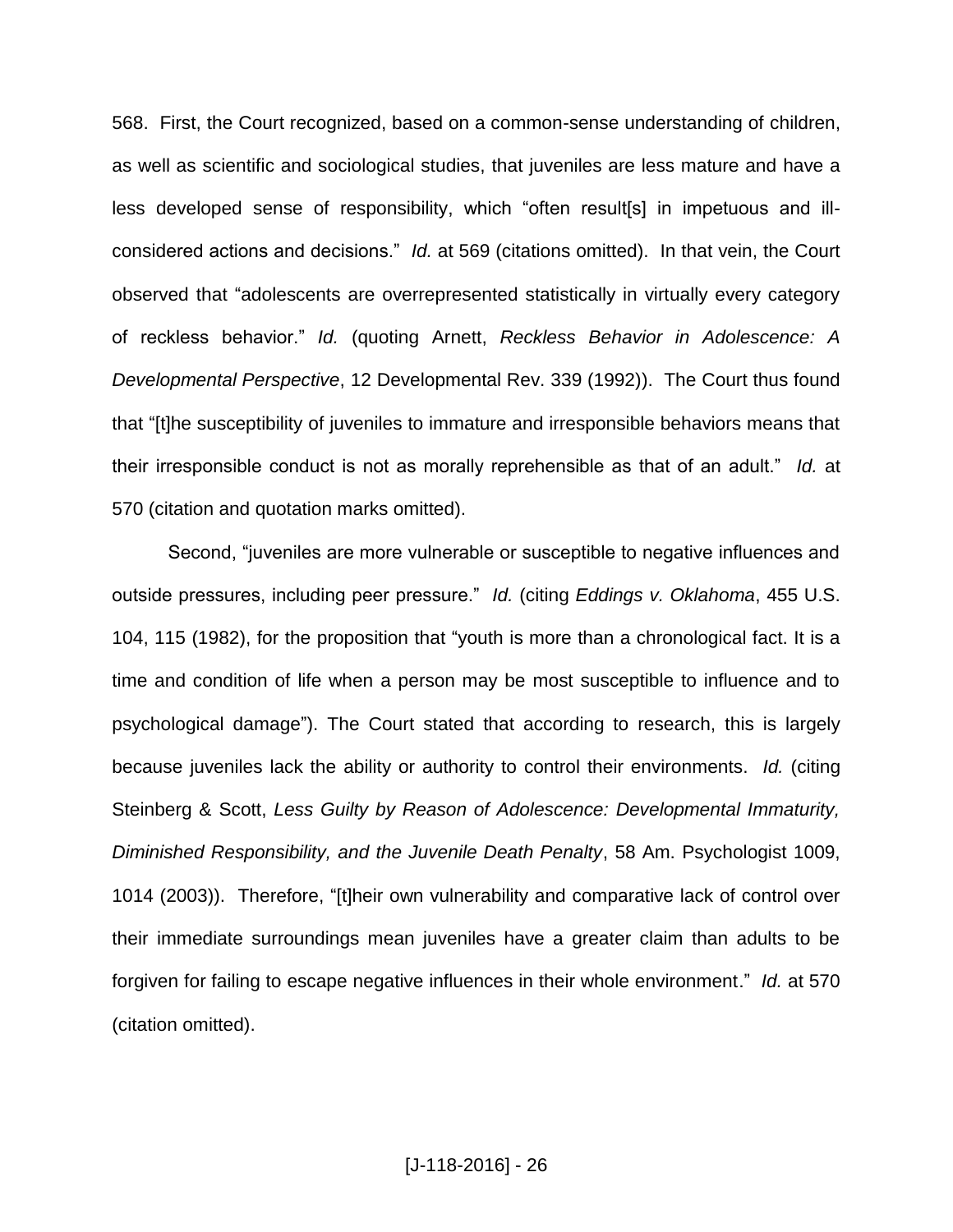568. First, the Court recognized, based on a common-sense understanding of children, as well as scientific and sociological studies, that juveniles are less mature and have a less developed sense of responsibility, which "often result[s] in impetuous and ill-considered actions and decisions." *Id.* at 569 (citations omitted). In that vein, the Court observed that "adolescents are overrepresented statistically in virtually every category of reckless behavior." *Id.* (quoting Arnett, *Reckless Behavior in Adolescence: A Developmental Perspective*, 12 Developmental Rev. 339 (1992)). The Court thus found that "[t]he susceptibility of juveniles to immature and irresponsible behaviors means that their irresponsible conduct is not as morally reprehensible as that of an adult." *Id.* at 570 (citation and quotation marks omitted).

Second, "juveniles are more vulnerable or susceptible to negative influences and outside pressures, including peer pressure." *Id.* (citing *Eddings v. Oklahoma*, 455 U.S. 104, 115 (1982), for the proposition that "youth is more than a chronological fact. It is a time and condition of life when a person may be most susceptible to influence and to psychological damage"). The Court stated that according to research, this is largely because juveniles lack the ability or authority to control their environments. *Id.* (citing Steinberg & Scott, *Less Guilty by Reason of Adolescence: Developmental Immaturity, Diminished Responsibility, and the Juvenile Death Penalty*, 58 Am. Psychologist 1009, 1014 (2003)). Therefore, "[t]heir own vulnerability and comparative lack of control over their immediate surroundings mean juveniles have a greater claim than adults to be forgiven for failing to escape negative influences in their whole environment." *Id.* at 570 (citation omitted).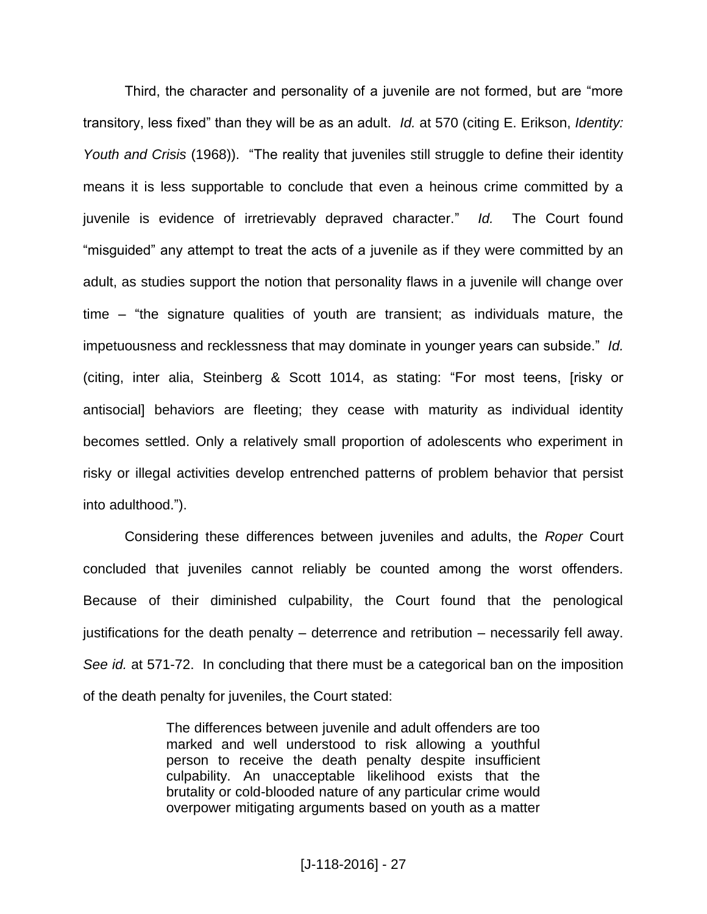Third, the character and personality of a juvenile are not formed, but are "more transitory, less fixed" than they will be as an adult. *Id.* at 570 (citing E. Erikson, *Identity: Youth and Crisis* (1968)). "The reality that juveniles still struggle to define their identity means it is less supportable to conclude that even a heinous crime committed by a juvenile is evidence of irretrievably depraved character." *Id.* The Court found "misguided" any attempt to treat the acts of a juvenile as if they were committed by an adult, as studies support the notion that personality flaws in a juvenile will change over time – "the signature qualities of youth are transient; as individuals mature, the impetuousness and recklessness that may dominate in younger years can subside." *Id.* (citing, inter alia, Steinberg & Scott 1014, as stating: "For most teens, [risky or antisocial] behaviors are fleeting; they cease with maturity as individual identity becomes settled. Only a relatively small proportion of adolescents who experiment in risky or illegal activities develop entrenched patterns of problem behavior that persist into adulthood.").

Considering these differences between juveniles and adults, the *Roper* Court concluded that juveniles cannot reliably be counted among the worst offenders. Because of their diminished culpability, the Court found that the penological justifications for the death penalty – deterrence and retribution – necessarily fell away. *See id.* at 571-72. In concluding that there must be a categorical ban on the imposition of the death penalty for juveniles, the Court stated:

> The differences between juvenile and adult offenders are too marked and well understood to risk allowing a youthful person to receive the death penalty despite insufficient culpability. An unacceptable likelihood exists that the brutality or cold-blooded nature of any particular crime would overpower mitigating arguments based on youth as a matter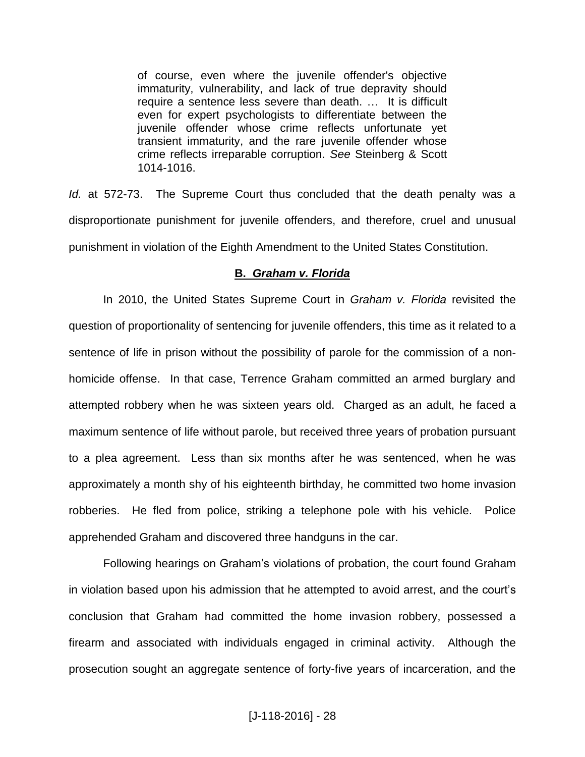> of course, even where the juvenile offender's objective immaturity, vulnerability, and lack of true depravity should require a sentence less severe than death. … It is difficult even for expert psychologists to differentiate between the juvenile offender whose crime reflects unfortunate yet transient immaturity, and the rare juvenile offender whose crime reflects irreparable corruption. *See* Steinberg & Scott 1014-1016.

*Id.* at 572-73. The Supreme Court thus concluded that the death penalty was a disproportionate punishment for juvenile offenders, and therefore, cruel and unusual punishment in violation of the Eighth Amendment to the United States Constitution.

## **B. *Graham v. Florida***

In 2010, the United States Supreme Court in *Graham v. Florida* revisited the question of proportionality of sentencing for juvenile offenders, this time as it related to a sentence of life in prison without the possibility of parole for the commission of a non-homicide offense. In that case, Terrence Graham committed an armed burglary and attempted robbery when he was sixteen years old. Charged as an adult, he faced a maximum sentence of life without parole, but received three years of probation pursuant to a plea agreement. Less than six months after he was sentenced, when he was approximately a month shy of his eighteenth birthday, he committed two home invasion robberies. He fled from police, striking a telephone pole with his vehicle. Police apprehended Graham and discovered three handguns in the car.

Following hearings on Graham's violations of probation, the court found Graham in violation based upon his admission that he attempted to avoid arrest, and the court's conclusion that Graham had committed the home invasion robbery, possessed a firearm and associated with individuals engaged in criminal activity. Although the prosecution sought an aggregate sentence of forty-five years of incarceration, and the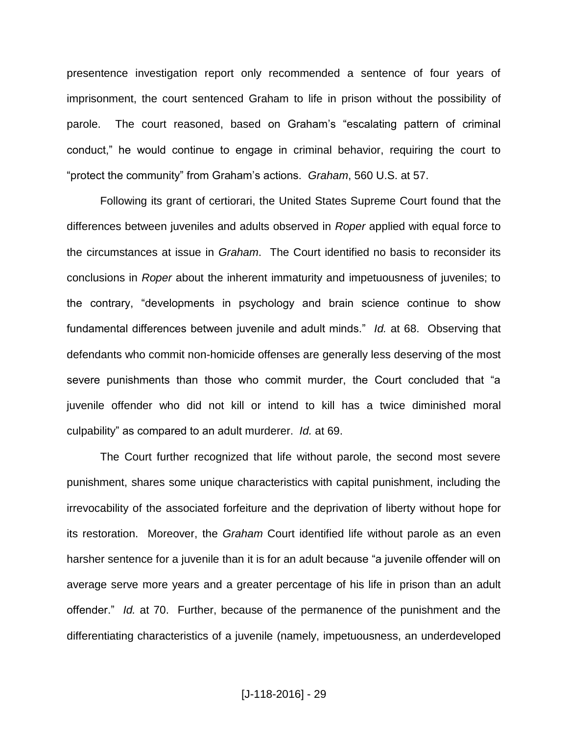presentence investigation report only recommended a sentence of four years of imprisonment, the court sentenced Graham to life in prison without the possibility of parole. The court reasoned, based on Graham's "escalating pattern of criminal conduct," he would continue to engage in criminal behavior, requiring the court to "protect the community" from Graham's actions. *Graham*, 560 U.S. at 57.

Following its grant of certiorari, the United States Supreme Court found that the differences between juveniles and adults observed in *Roper* applied with equal force to the circumstances at issue in *Graham*. The Court identified no basis to reconsider its conclusions in *Roper* about the inherent immaturity and impetuousness of juveniles; to the contrary, "developments in psychology and brain science continue to show fundamental differences between juvenile and adult minds." *Id.* at 68. Observing that defendants who commit non-homicide offenses are generally less deserving of the most severe punishments than those who commit murder, the Court concluded that "a juvenile offender who did not kill or intend to kill has a twice diminished moral culpability" as compared to an adult murderer. *Id.* at 69.

The Court further recognized that life without parole, the second most severe punishment, shares some unique characteristics with capital punishment, including the irrevocability of the associated forfeiture and the deprivation of liberty without hope for its restoration. Moreover, the *Graham* Court identified life without parole as an even harsher sentence for a juvenile than it is for an adult because "a juvenile offender will on average serve more years and a greater percentage of his life in prison than an adult offender." *Id.* at 70. Further, because of the permanence of the punishment and the differentiating characteristics of a juvenile (namely, impetuousness, an underdeveloped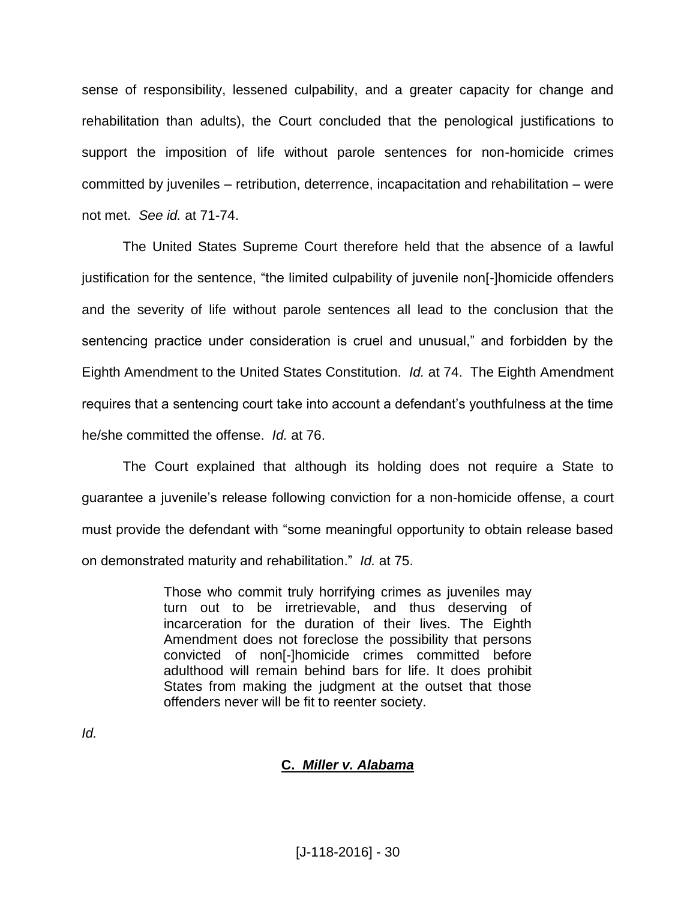sense of responsibility, lessened culpability, and a greater capacity for change and rehabilitation than adults), the Court concluded that the penological justifications to support the imposition of life without parole sentences for non-homicide crimes committed by juveniles – retribution, deterrence, incapacitation and rehabilitation – were not met. *See id.* at 71-74.

The United States Supreme Court therefore held that the absence of a lawful justification for the sentence, "the limited culpability of juvenile non[-]homicide offenders and the severity of life without parole sentences all lead to the conclusion that the sentencing practice under consideration is cruel and unusual," and forbidden by the Eighth Amendment to the United States Constitution. *Id.* at 74. The Eighth Amendment requires that a sentencing court take into account a defendant's youthfulness at the time he/she committed the offense. *Id.* at 76.

The Court explained that although its holding does not require a State to guarantee a juvenile's release following conviction for a non-homicide offense, a court must provide the defendant with "some meaningful opportunity to obtain release based on demonstrated maturity and rehabilitation." *Id.* at 75.

> Those who commit truly horrifying crimes as juveniles may turn out to be irretrievable, and thus deserving of incarceration for the duration of their lives. The Eighth Amendment does not foreclose the possibility that persons convicted of non[-]homicide crimes committed before adulthood will remain behind bars for life. It does prohibit States from making the judgment at the outset that those offenders never will be fit to reenter society.

*Id.*

### C. *Miller v. Alabama*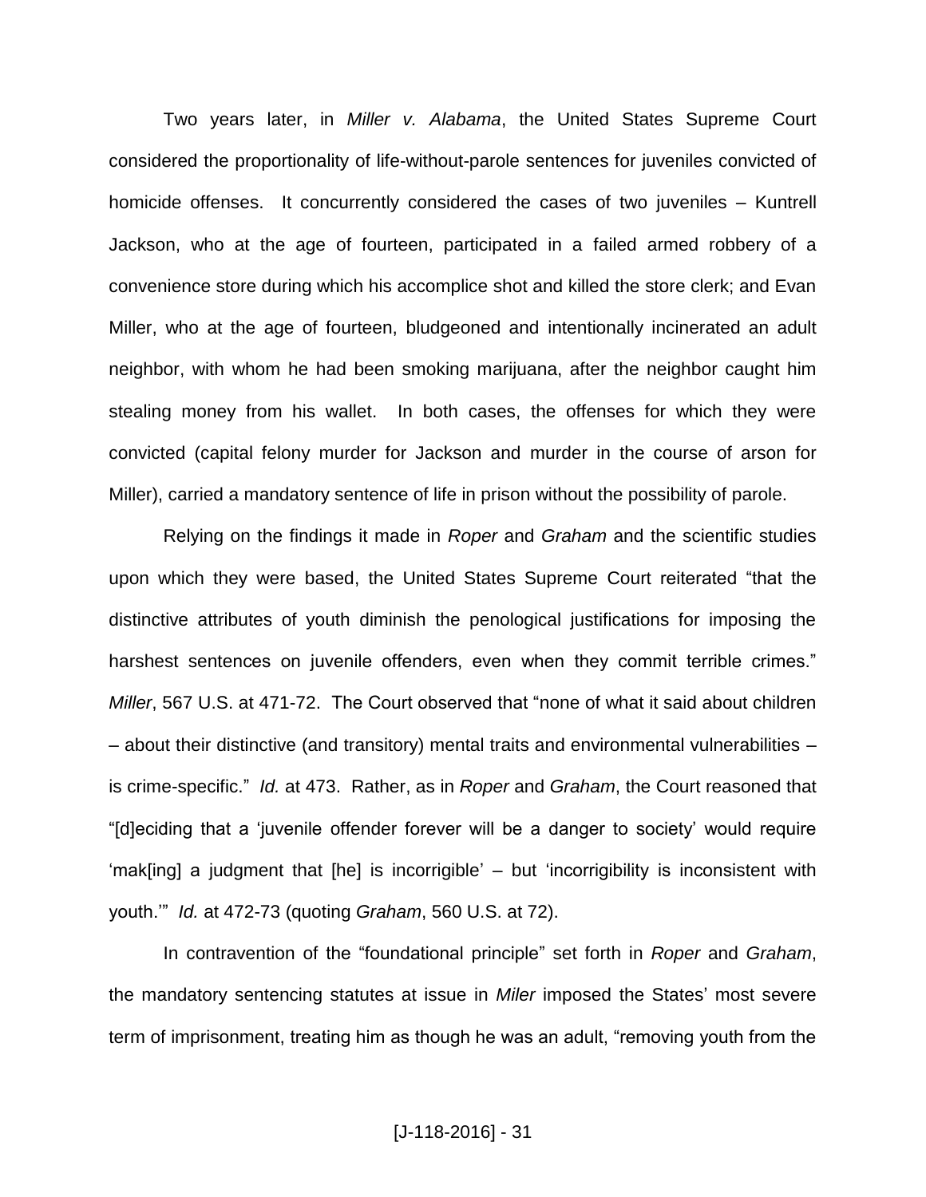Two years later, in *Miller v. Alabama*, the United States Supreme Court considered the proportionality of life-without-parole sentences for juveniles convicted of homicide offenses. It concurrently considered the cases of two juveniles – Kuntrell Jackson, who at the age of fourteen, participated in a failed armed robbery of a convenience store during which his accomplice shot and killed the store clerk; and Evan Miller, who at the age of fourteen, bludgeoned and intentionally incinerated an adult neighbor, with whom he had been smoking marijuana, after the neighbor caught him stealing money from his wallet. In both cases, the offenses for which they were convicted (capital felony murder for Jackson and murder in the course of arson for Miller), carried a mandatory sentence of life in prison without the possibility of parole.

Relying on the findings it made in *Roper* and *Graham* and the scientific studies upon which they were based, the United States Supreme Court reiterated "that the distinctive attributes of youth diminish the penological justifications for imposing the harshest sentences on juvenile offenders, even when they commit terrible crimes." *Miller*, 567 U.S. at 471-72. The Court observed that "none of what it said about children – about their distinctive (and transitory) mental traits and environmental vulnerabilities – is crime-specific." *Id.* at 473. Rather, as in *Roper* and *Graham*, the Court reasoned that "[d]eciding that a 'juvenile offender forever will be a danger to society' would require 'mak[ing] a judgment that [he] is incorrigible' – but 'incorrigibility is inconsistent with youth.'" *Id.* at 472-73 (quoting *Graham*, 560 U.S. at 72).

In contravention of the "foundational principle" set forth in *Roper* and *Graham*, the mandatory sentencing statutes at issue in *Miler* imposed the States' most severe term of imprisonment, treating him as though he was an adult, "removing youth from the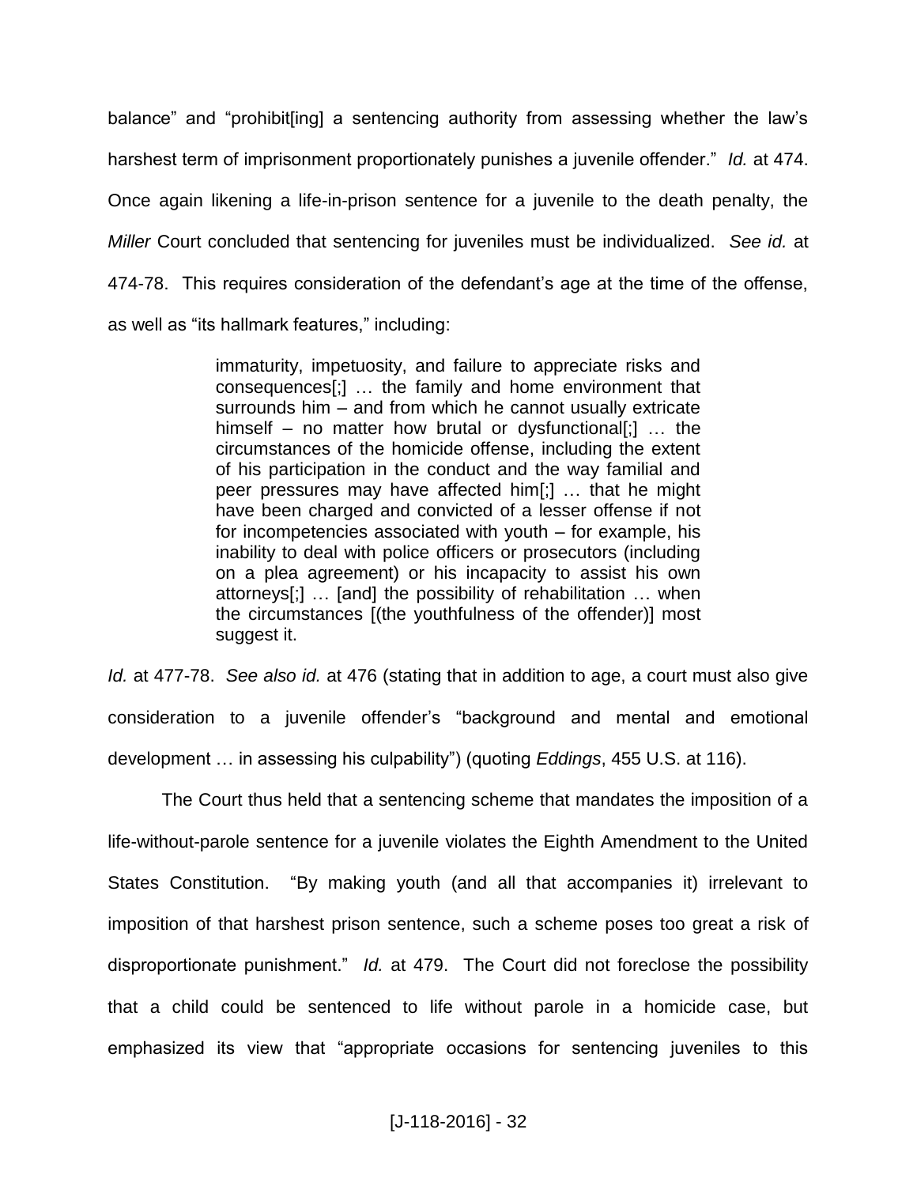balance" and "prohibit[ing] a sentencing authority from assessing whether the law's harshest term of imprisonment proportionately punishes a juvenile offender." *Id.* at 474. Once again likening a life-in-prison sentence for a juvenile to the death penalty, the *Miller* Court concluded that sentencing for juveniles must be individualized. *See id.* at 474-78. This requires consideration of the defendant's age at the time of the offense, as well as "its hallmark features," including:

> immaturity, impetuosity, and failure to appreciate risks and consequences[;] … the family and home environment that surrounds him – and from which he cannot usually extricate himself – no matter how brutal or dysfunctional[;] … the circumstances of the homicide offense, including the extent of his participation in the conduct and the way familial and peer pressures may have affected him[;] … that he might have been charged and convicted of a lesser offense if not for incompetencies associated with youth – for example, his inability to deal with police officers or prosecutors (including on a plea agreement) or his incapacity to assist his own attorneys[;] … [and] the possibility of rehabilitation … when the circumstances [(the youthfulness of the offender)] most suggest it.

*Id.* at 477-78. *See also id.* at 476 (stating that in addition to age, a court must also give consideration to a juvenile offender's "background and mental and emotional development … in assessing his culpability") (quoting *Eddings*, 455 U.S. at 116).

The Court thus held that a sentencing scheme that mandates the imposition of a life-without-parole sentence for a juvenile violates the Eighth Amendment to the United States Constitution. "By making youth (and all that accompanies it) irrelevant to imposition of that harshest prison sentence, such a scheme poses too great a risk of disproportionate punishment." *Id.* at 479. The Court did not foreclose the possibility that a child could be sentenced to life without parole in a homicide case, but emphasized its view that "appropriate occasions for sentencing juveniles to this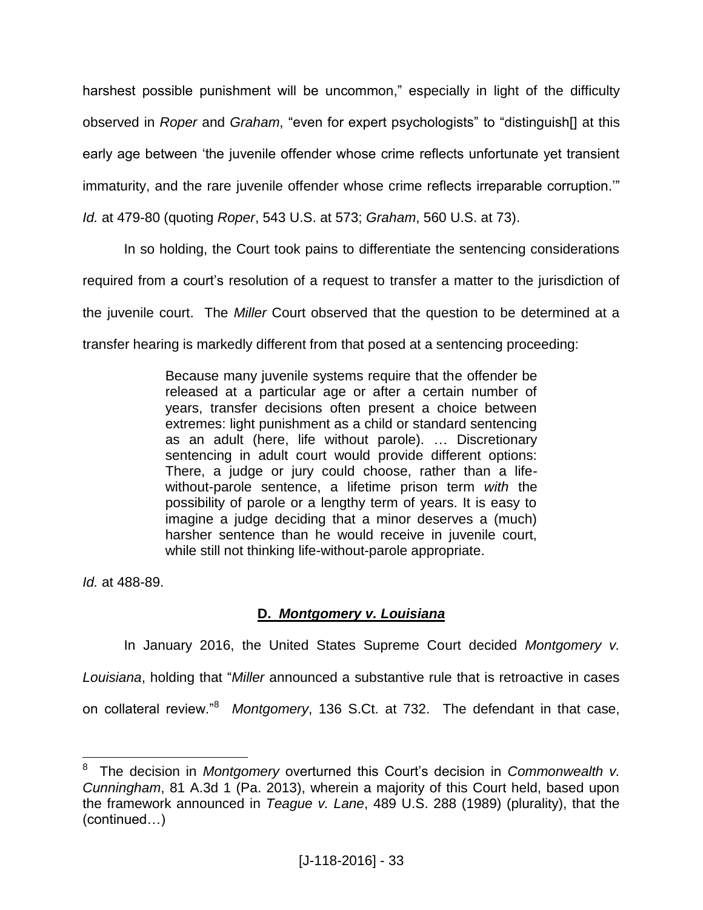harshest possible punishment will be uncommon," especially in light of the difficulty observed in *Roper* and *Graham*, "even for expert psychologists" to "distinguish[] at this early age between 'the juvenile offender whose crime reflects unfortunate yet transient immaturity, and the rare juvenile offender whose crime reflects irreparable corruption.'" *Id.* at 479-80 (quoting *Roper*, 543 U.S. at 573; *Graham*, 560 U.S. at 73).

In so holding, the Court took pains to differentiate the sentencing considerations required from a court's resolution of a request to transfer a matter to the jurisdiction of the juvenile court. The *Miller* Court observed that the question to be determined at a transfer hearing is markedly different from that posed at a sentencing proceeding:

> Because many juvenile systems require that the offender be released at a particular age or after a certain number of years, transfer decisions often present a choice between extremes: light punishment as a child or standard sentencing as an adult (here, life without parole). … Discretionary sentencing in adult court would provide different options: There, a judge or jury could choose, rather than a life-without-parole sentence, a lifetime prison term *with* the possibility of parole or a lengthy term of years. It is easy to imagine a judge deciding that a minor deserves a (much) harsher sentence than he would receive in juvenile court, while still not thinking life-without-parole appropriate.

*Id.* at 488-89.

## D. *Montgomery v. Louisiana*

In January 2016, the United States Supreme Court decided *Montgomery v. Louisiana*, holding that "*Miller* announced a substantive rule that is retroactive in cases on collateral review."[8] *Montgomery*, 136 S.Ct. at 732. The defendant in that case,

---

[8] The decision in *Montgomery* overturned this Court's decision in *Commonwealth v. Cunningham*, 81 A.3d 1 (Pa. 2013), wherein a majority of this Court held, based upon the framework announced in *Teague v. Lane*, 489 U.S. 288 (1989) (plurality), that the (continued…)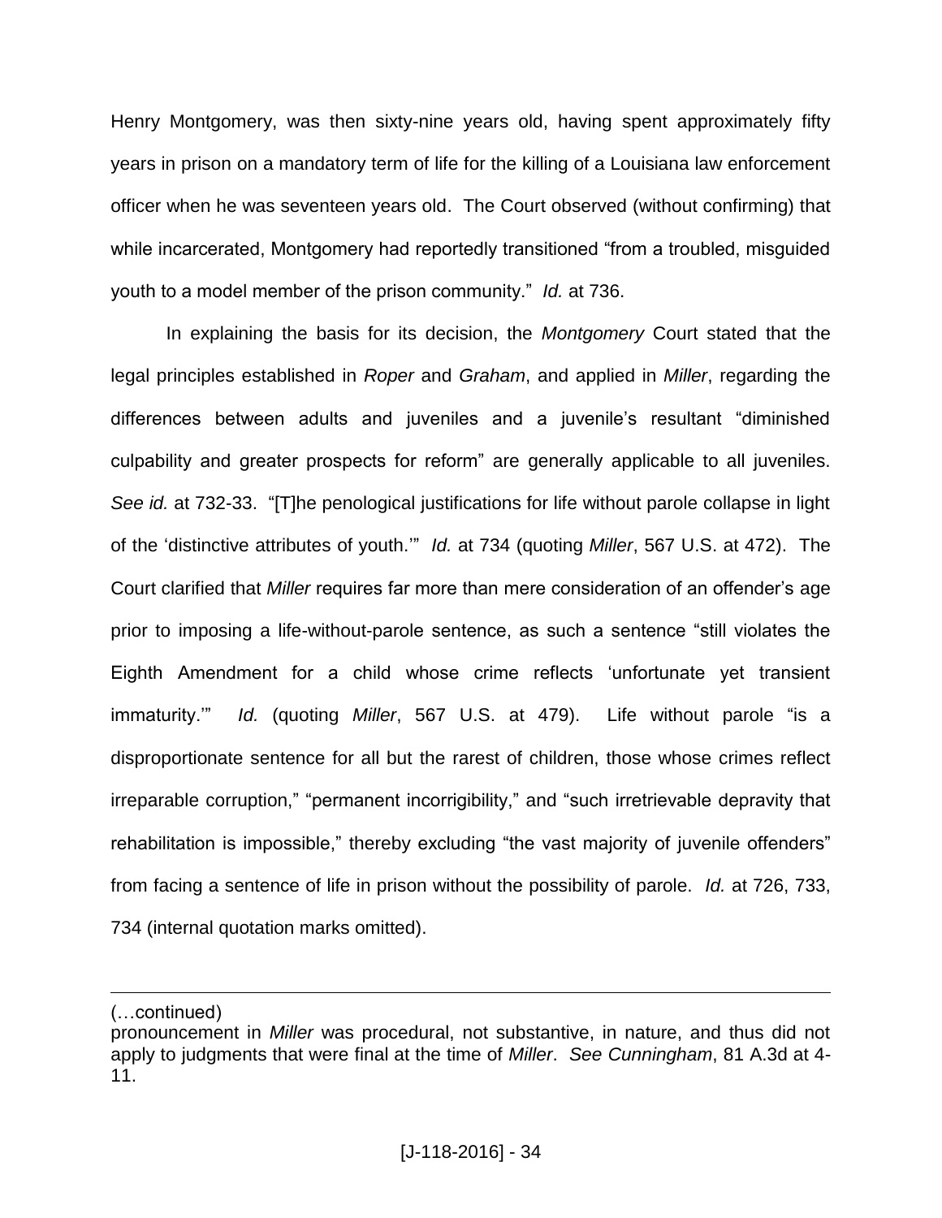Henry Montgomery, was then sixty-nine years old, having spent approximately fifty years in prison on a mandatory term of life for the killing of a Louisiana law enforcement officer when he was seventeen years old. The Court observed (without confirming) that while incarcerated, Montgomery had reportedly transitioned "from a troubled, misguided youth to a model member of the prison community." *Id.* at 736.

In explaining the basis for its decision, the *Montgomery* Court stated that the legal principles established in *Roper* and *Graham*, and applied in *Miller*, regarding the differences between adults and juveniles and a juvenile's resultant "diminished culpability and greater prospects for reform" are generally applicable to all juveniles. *See id.* at 732-33. "[T]he penological justifications for life without parole collapse in light of the 'distinctive attributes of youth.'" *Id.* at 734 (quoting *Miller*, 567 U.S. at 472). The Court clarified that *Miller* requires far more than mere consideration of an offender's age prior to imposing a life-without-parole sentence, as such a sentence "still violates the Eighth Amendment for a child whose crime reflects 'unfortunate yet transient immaturity.'" *Id.* (quoting *Miller*, 567 U.S. at 479). Life without parole "is a disproportionate sentence for all but the rarest of children, those whose crimes reflect irreparable corruption," "permanent incorrigibility," and "such irretrievable depravity that rehabilitation is impossible," thereby excluding "the vast majority of juvenile offenders" from facing a sentence of life in prison without the possibility of parole. *Id.* at 726, 733, 734 (internal quotation marks omitted).

---

(…continued)
pronouncement in *Miller* was procedural, not substantive, in nature, and thus did not apply to judgments that were final at the time of *Miller*. *See Cunningham*, 81 A.3d at 4-11.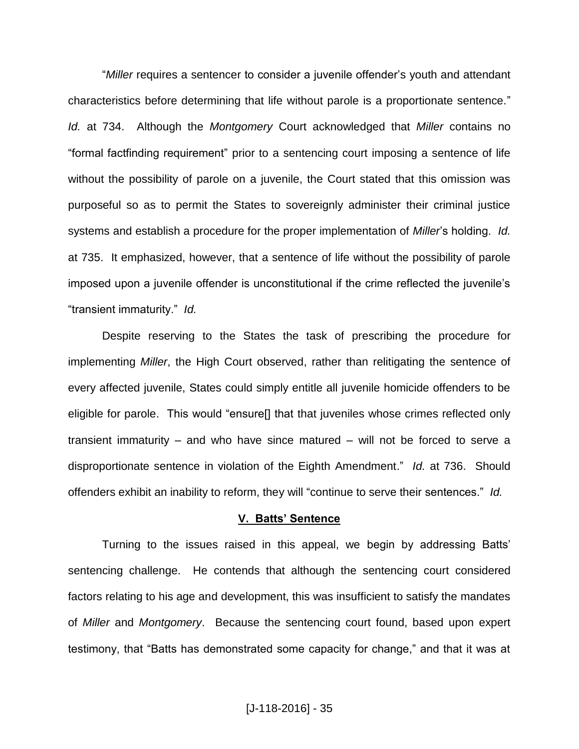"*Miller* requires a sentencer to consider a juvenile offender's youth and attendant characteristics before determining that life without parole is a proportionate sentence." *Id.* at 734. Although the *Montgomery* Court acknowledged that *Miller* contains no "formal factfinding requirement" prior to a sentencing court imposing a sentence of life without the possibility of parole on a juvenile, the Court stated that this omission was purposeful so as to permit the States to sovereignly administer their criminal justice systems and establish a procedure for the proper implementation of *Miller*'s holding. *Id.* at 735. It emphasized, however, that a sentence of life without the possibility of parole imposed upon a juvenile offender is unconstitutional if the crime reflected the juvenile's "transient immaturity." *Id.*

Despite reserving to the States the task of prescribing the procedure for implementing *Miller*, the High Court observed, rather than relitigating the sentence of every affected juvenile, States could simply entitle all juvenile homicide offenders to be eligible for parole. This would "ensure[] that that juveniles whose crimes reflected only transient immaturity – and who have since matured – will not be forced to serve a disproportionate sentence in violation of the Eighth Amendment." *Id.* at 736. Should offenders exhibit an inability to reform, they will "continue to serve their sentences." *Id.*

## V. Batts' Sentence

Turning to the issues raised in this appeal, we begin by addressing Batts' sentencing challenge. He contends that although the sentencing court considered factors relating to his age and development, this was insufficient to satisfy the mandates of *Miller* and *Montgomery*. Because the sentencing court found, based upon expert testimony, that "Batts has demonstrated some capacity for change," and that it was at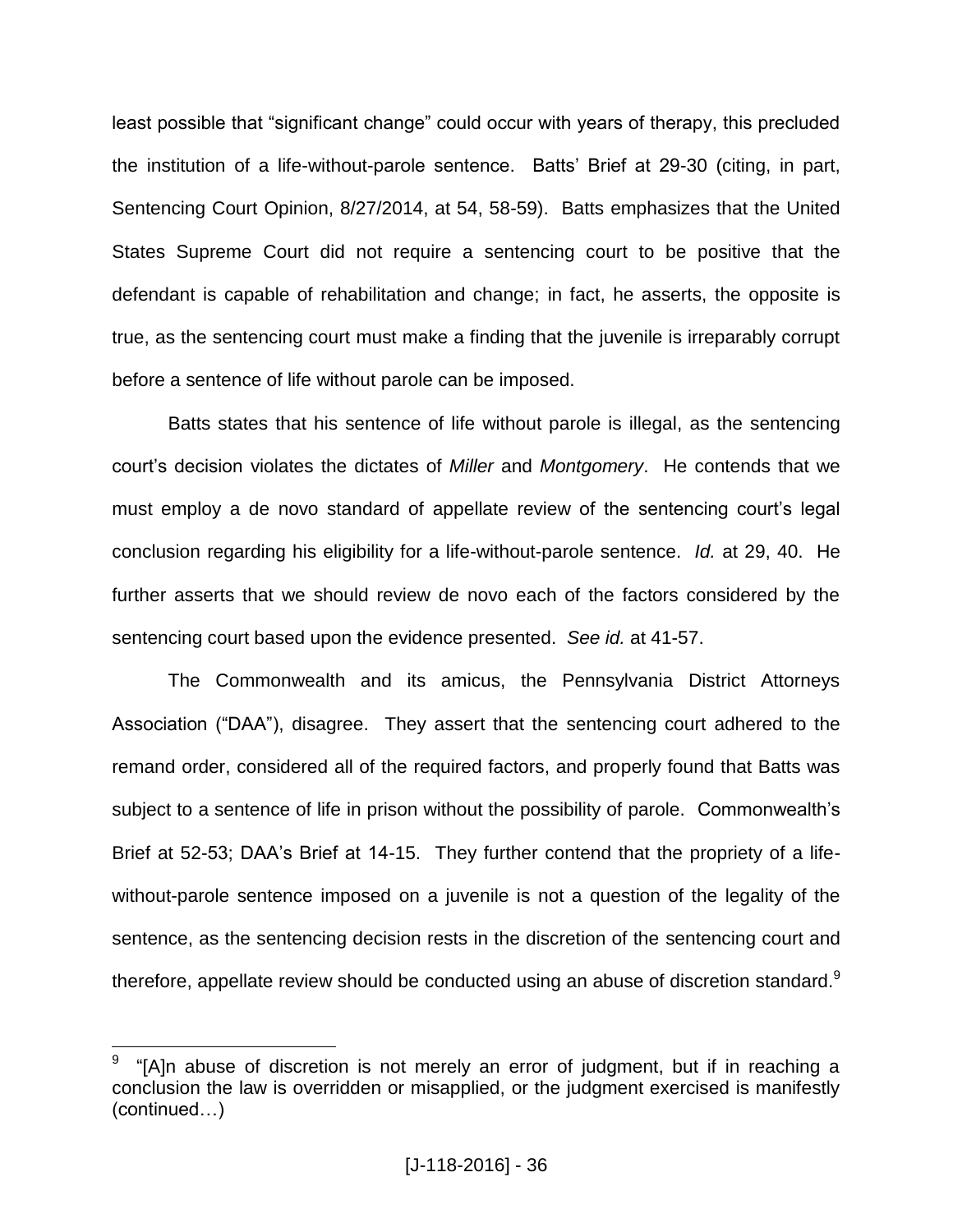least possible that "significant change" could occur with years of therapy, this precluded the institution of a life-without-parole sentence. Batts' Brief at 29-30 (citing, in part, Sentencing Court Opinion, 8/27/2014, at 54, 58-59). Batts emphasizes that the United States Supreme Court did not require a sentencing court to be positive that the defendant is capable of rehabilitation and change; in fact, he asserts, the opposite is true, as the sentencing court must make a finding that the juvenile is irreparably corrupt before a sentence of life without parole can be imposed.

Batts states that his sentence of life without parole is illegal, as the sentencing court's decision violates the dictates of *Miller* and *Montgomery*. He contends that we must employ a de novo standard of appellate review of the sentencing court's legal conclusion regarding his eligibility for a life-without-parole sentence. *Id.* at 29, 40. He further asserts that we should review de novo each of the factors considered by the sentencing court based upon the evidence presented. *See id.* at 41-57.

The Commonwealth and its amicus, the Pennsylvania District Attorneys Association ("DAA"), disagree. They assert that the sentencing court adhered to the remand order, considered all of the required factors, and properly found that Batts was subject to a sentence of life in prison without the possibility of parole. Commonwealth's Brief at 52-53; DAA's Brief at 14-15. They further contend that the propriety of a life-without-parole sentence imposed on a juvenile is not a question of the legality of the sentence, as the sentencing decision rests in the discretion of the sentencing court and therefore, appellate review should be conducted using an abuse of discretion standard.[9]

---

[9] "[A]n abuse of discretion is not merely an error of judgment, but if in reaching a conclusion the law is overridden or misapplied, or the judgment exercised is manifestly (continued…)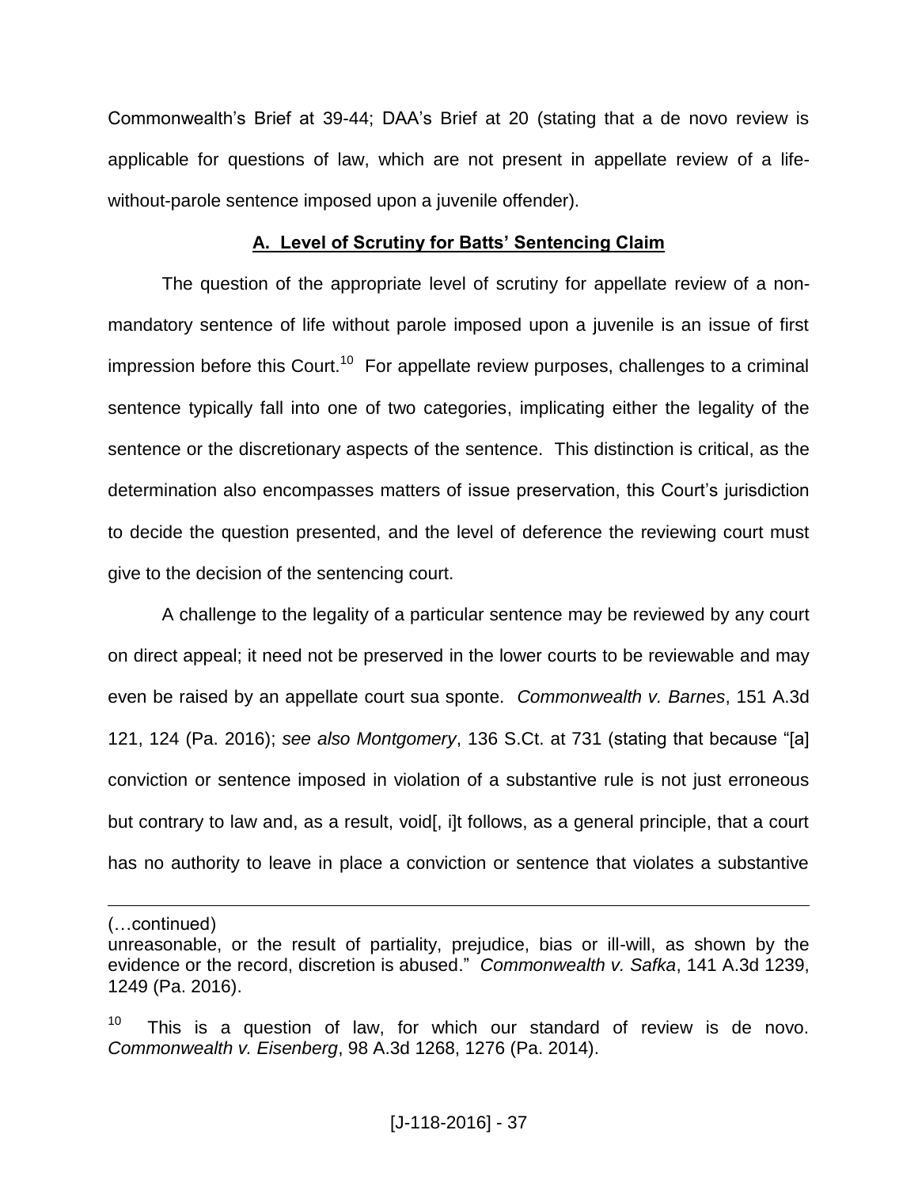Commonwealth's Brief at 39-44; DAA's Brief at 20 (stating that a de novo review is applicable for questions of law, which are not present in appellate review of a life-without-parole sentence imposed upon a juvenile offender).

**A. Level of Scrutiny for Batts' Sentencing Claim**

The question of the appropriate level of scrutiny for appellate review of a non-mandatory sentence of life without parole imposed upon a juvenile is an issue of first impression before this Court.[10] For appellate review purposes, challenges to a criminal sentence typically fall into one of two categories, implicating either the legality of the sentence or the discretionary aspects of the sentence. This distinction is critical, as the determination also encompasses matters of issue preservation, this Court's jurisdiction to decide the question presented, and the level of deference the reviewing court must give to the decision of the sentencing court.

A challenge to the legality of a particular sentence may be reviewed by any court on direct appeal; it need not be preserved in the lower courts to be reviewable and may even be raised by an appellate court sua sponte. *Commonwealth v. Barnes*, 151 A.3d 121, 124 (Pa. 2016); *see also Montgomery*, 136 S.Ct. at 731 (stating that because "[a] conviction or sentence imposed in violation of a substantive rule is not just erroneous but contrary to law and, as a result, void[, i]t follows, as a general principle, that a court has no authority to leave in place a conviction or sentence that violates a substantive

---

(…continued)
unreasonable, or the result of partiality, prejudice, bias or ill-will, as shown by the evidence or the record, discretion is abused." *Commonwealth v. Safka*, 141 A.3d 1239, 1249 (Pa. 2016).

[10] This is a question of law, for which our standard of review is de novo. *Commonwealth v. Eisenberg*, 98 A.3d 1268, 1276 (Pa. 2014).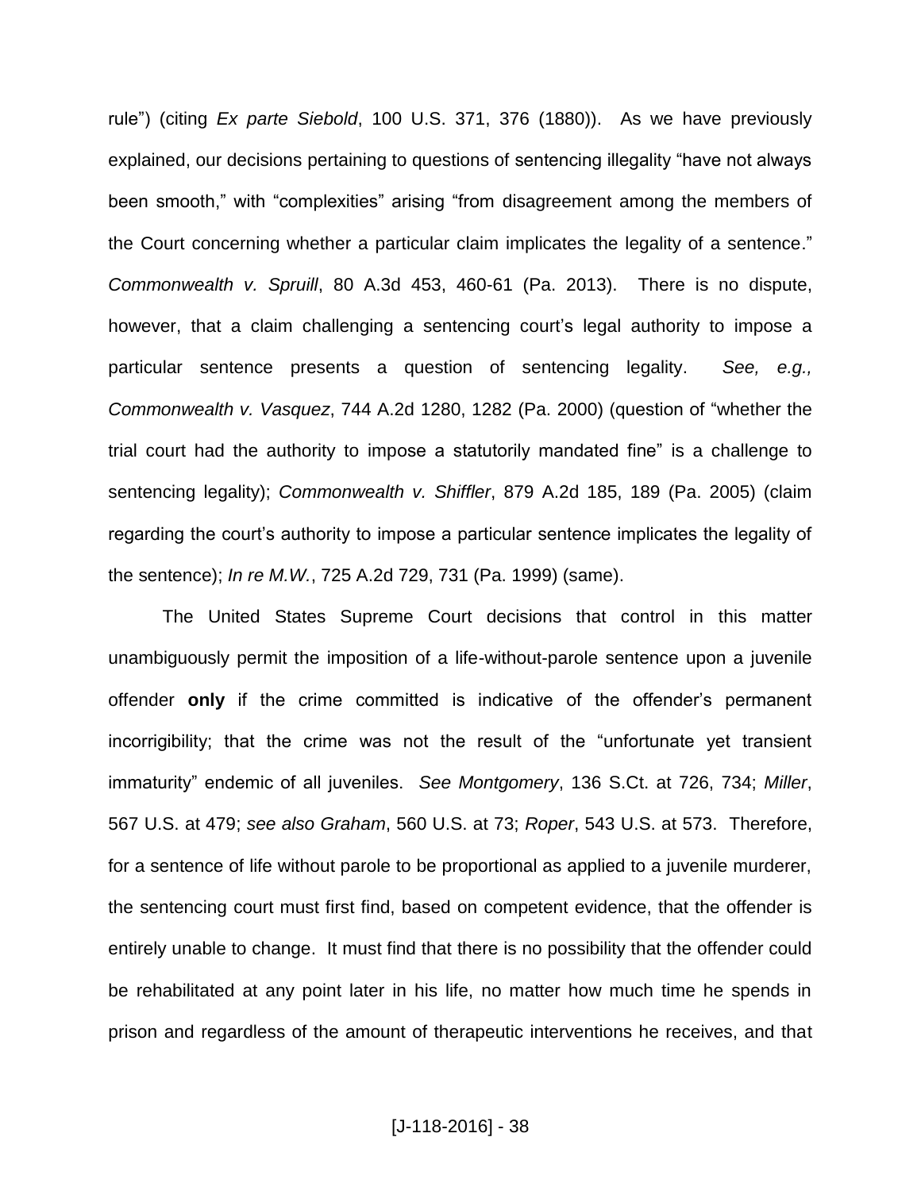rule") (citing *Ex parte Siebold*, 100 U.S. 371, 376 (1880)). As we have previously explained, our decisions pertaining to questions of sentencing illegality "have not always been smooth," with "complexities" arising "from disagreement among the members of the Court concerning whether a particular claim implicates the legality of a sentence." *Commonwealth v. Spruill*, 80 A.3d 453, 460-61 (Pa. 2013). There is no dispute, however, that a claim challenging a sentencing court's legal authority to impose a particular sentence presents a question of sentencing legality. *See, e.g., Commonwealth v. Vasquez*, 744 A.2d 1280, 1282 (Pa. 2000) (question of "whether the trial court had the authority to impose a statutorily mandated fine" is a challenge to sentencing legality); *Commonwealth v. Shiffler*, 879 A.2d 185, 189 (Pa. 2005) (claim regarding the court's authority to impose a particular sentence implicates the legality of the sentence); *In re M.W.*, 725 A.2d 729, 731 (Pa. 1999) (same).

The United States Supreme Court decisions that control in this matter unambiguously permit the imposition of a life-without-parole sentence upon a juvenile offender **only** if the crime committed is indicative of the offender's permanent incorrigibility; that the crime was not the result of the "unfortunate yet transient immaturity" endemic of all juveniles. *See Montgomery*, 136 S.Ct. at 726, 734; *Miller*, 567 U.S. at 479; *see also Graham*, 560 U.S. at 73; *Roper*, 543 U.S. at 573. Therefore, for a sentence of life without parole to be proportional as applied to a juvenile murderer, the sentencing court must first find, based on competent evidence, that the offender is entirely unable to change. It must find that there is no possibility that the offender could be rehabilitated at any point later in his life, no matter how much time he spends in prison and regardless of the amount of therapeutic interventions he receives, and that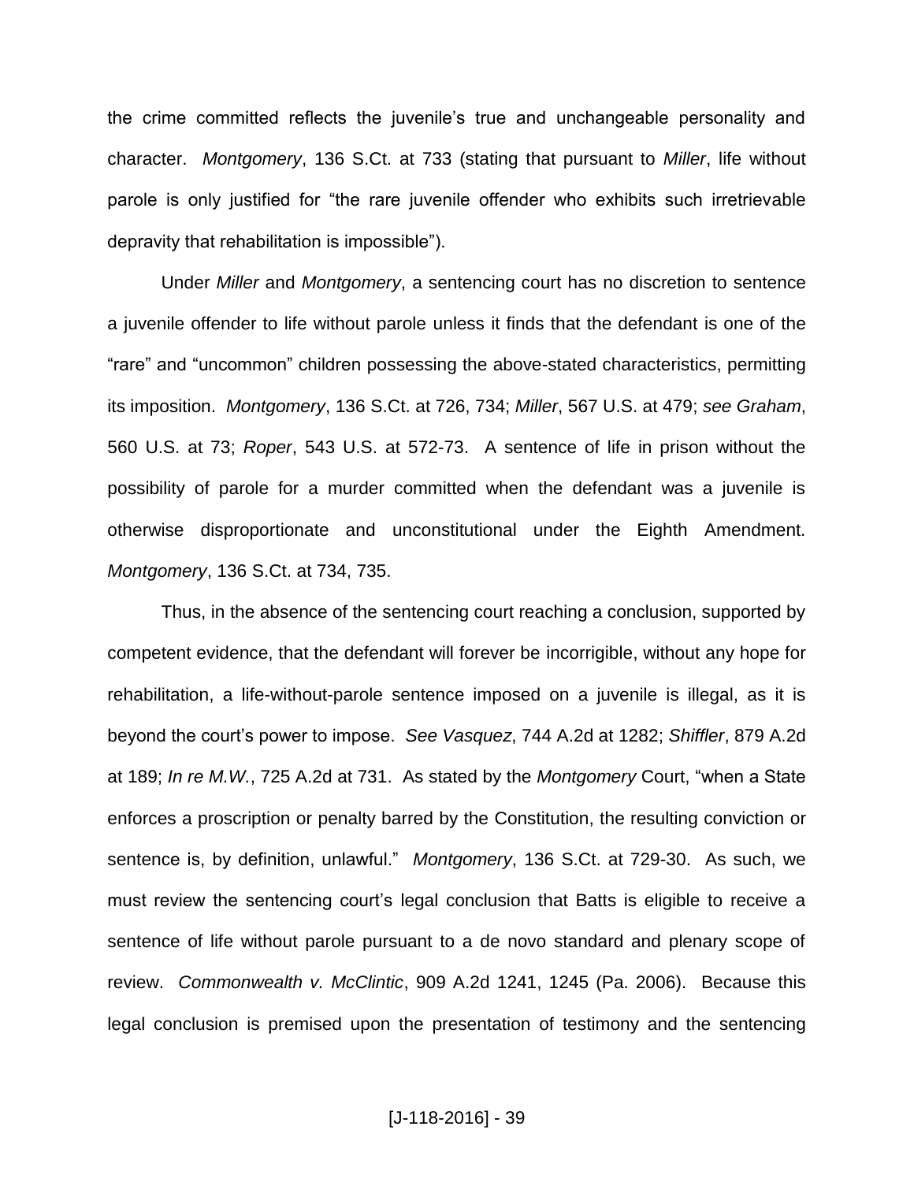the crime committed reflects the juvenile's true and unchangeable personality and character. *Montgomery*, 136 S.Ct. at 733 (stating that pursuant to *Miller*, life without parole is only justified for "the rare juvenile offender who exhibits such irretrievable depravity that rehabilitation is impossible").

Under *Miller* and *Montgomery*, a sentencing court has no discretion to sentence a juvenile offender to life without parole unless it finds that the defendant is one of the "rare" and "uncommon" children possessing the above-stated characteristics, permitting its imposition. *Montgomery*, 136 S.Ct. at 726, 734; *Miller*, 567 U.S. at 479; *see Graham*, 560 U.S. at 73; *Roper*, 543 U.S. at 572-73. A sentence of life in prison without the possibility of parole for a murder committed when the defendant was a juvenile is otherwise disproportionate and unconstitutional under the Eighth Amendment. *Montgomery*, 136 S.Ct. at 734, 735.

Thus, in the absence of the sentencing court reaching a conclusion, supported by competent evidence, that the defendant will forever be incorrigible, without any hope for rehabilitation, a life-without-parole sentence imposed on a juvenile is illegal, as it is beyond the court's power to impose. *See Vasquez*, 744 A.2d at 1282; *Shiffler*, 879 A.2d at 189; *In re M.W.*, 725 A.2d at 731. As stated by the *Montgomery* Court, "when a State enforces a proscription or penalty barred by the Constitution, the resulting conviction or sentence is, by definition, unlawful." *Montgomery*, 136 S.Ct. at 729-30. As such, we must review the sentencing court's legal conclusion that Batts is eligible to receive a sentence of life without parole pursuant to a de novo standard and plenary scope of review. *Commonwealth v. McClintic*, 909 A.2d 1241, 1245 (Pa. 2006). Because this legal conclusion is premised upon the presentation of testimony and the sentencing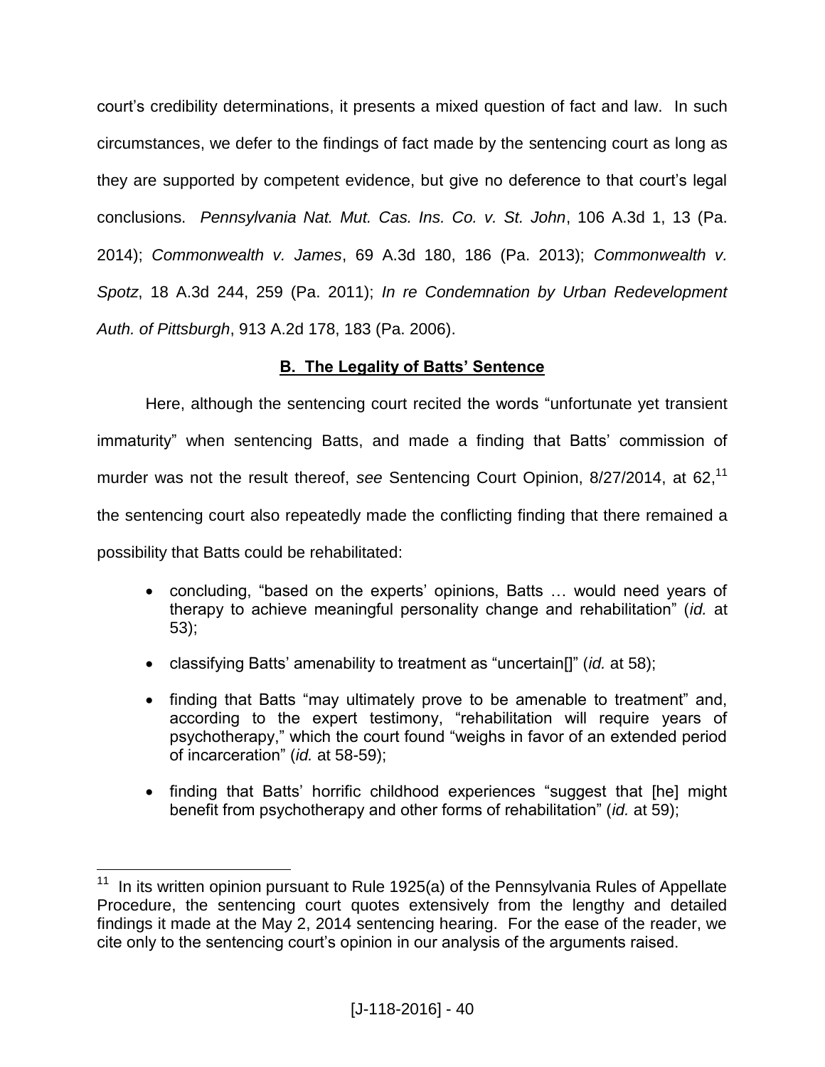court's credibility determinations, it presents a mixed question of fact and law. In such circumstances, we defer to the findings of fact made by the sentencing court as long as they are supported by competent evidence, but give no deference to that court's legal conclusions. *Pennsylvania Nat. Mut. Cas. Ins. Co. v. St. John*, 106 A.3d 1, 13 (Pa. 2014); *Commonwealth v. James*, 69 A.3d 180, 186 (Pa. 2013); *Commonwealth v. Spotz*, 18 A.3d 244, 259 (Pa. 2011); *In re Condemnation by Urban Redevelopment Auth. of Pittsburgh*, 913 A.2d 178, 183 (Pa. 2006).

## B. The Legality of Batts' Sentence

Here, although the sentencing court recited the words "unfortunate yet transient immaturity" when sentencing Batts, and made a finding that Batts' commission of murder was not the result thereof, *see* Sentencing Court Opinion, 8/27/2014, at 62,[11] the sentencing court also repeatedly made the conflicting finding that there remained a possibility that Batts could be rehabilitated:

- concluding, "based on the experts' opinions, Batts … would need years of therapy to achieve meaningful personality change and rehabilitation" (*id.* at 53);
- classifying Batts' amenability to treatment as "uncertain[]" (*id.* at 58);
- finding that Batts "may ultimately prove to be amenable to treatment" and, according to the expert testimony, "rehabilitation will require years of psychotherapy," which the court found "weighs in favor of an extended period of incarceration" (*id.* at 58-59);
- finding that Batts' horrific childhood experiences "suggest that [he] might benefit from psychotherapy and other forms of rehabilitation" (*id.* at 59);

[11] In its written opinion pursuant to Rule 1925(a) of the Pennsylvania Rules of Appellate Procedure, the sentencing court quotes extensively from the lengthy and detailed findings it made at the May 2, 2014 sentencing hearing. For the ease of the reader, we cite only to the sentencing court's opinion in our analysis of the arguments raised.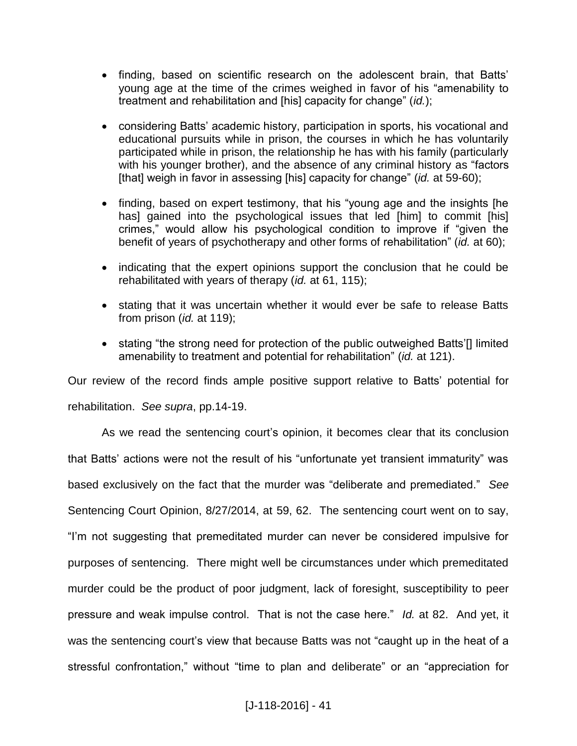- finding, based on scientific research on the adolescent brain, that Batts' young age at the time of the crimes weighed in favor of his "amenability to treatment and rehabilitation and [his] capacity for change" (*id.*);
- considering Batts' academic history, participation in sports, his vocational and educational pursuits while in prison, the courses in which he has voluntarily participated while in prison, the relationship he has with his family (particularly with his younger brother), and the absence of any criminal history as "factors [that] weigh in favor in assessing [his] capacity for change" (*id.* at 59-60);
- finding, based on expert testimony, that his "young age and the insights [he has] gained into the psychological issues that led [him] to commit [his] crimes," would allow his psychological condition to improve if "given the benefit of years of psychotherapy and other forms of rehabilitation" (*id.* at 60);
- indicating that the expert opinions support the conclusion that he could be rehabilitated with years of therapy (*id.* at 61, 115);
- stating that it was uncertain whether it would ever be safe to release Batts from prison (*id.* at 119);
- stating "the strong need for protection of the public outweighed Batts'[] limited amenability to treatment and potential for rehabilitation" (*id.* at 121).

Our review of the record finds ample positive support relative to Batts' potential for rehabilitation. *See supra*, pp.14-19.

As we read the sentencing court's opinion, it becomes clear that its conclusion that Batts' actions were not the result of his "unfortunate yet transient immaturity" was based exclusively on the fact that the murder was "deliberate and premediated." *See* Sentencing Court Opinion, 8/27/2014, at 59, 62. The sentencing court went on to say, "I'm not suggesting that premeditated murder can never be considered impulsive for purposes of sentencing. There might well be circumstances under which premeditated murder could be the product of poor judgment, lack of foresight, susceptibility to peer pressure and weak impulse control. That is not the case here." *Id.* at 82. And yet, it was the sentencing court's view that because Batts was not "caught up in the heat of a stressful confrontation," without "time to plan and deliberate" or an "appreciation for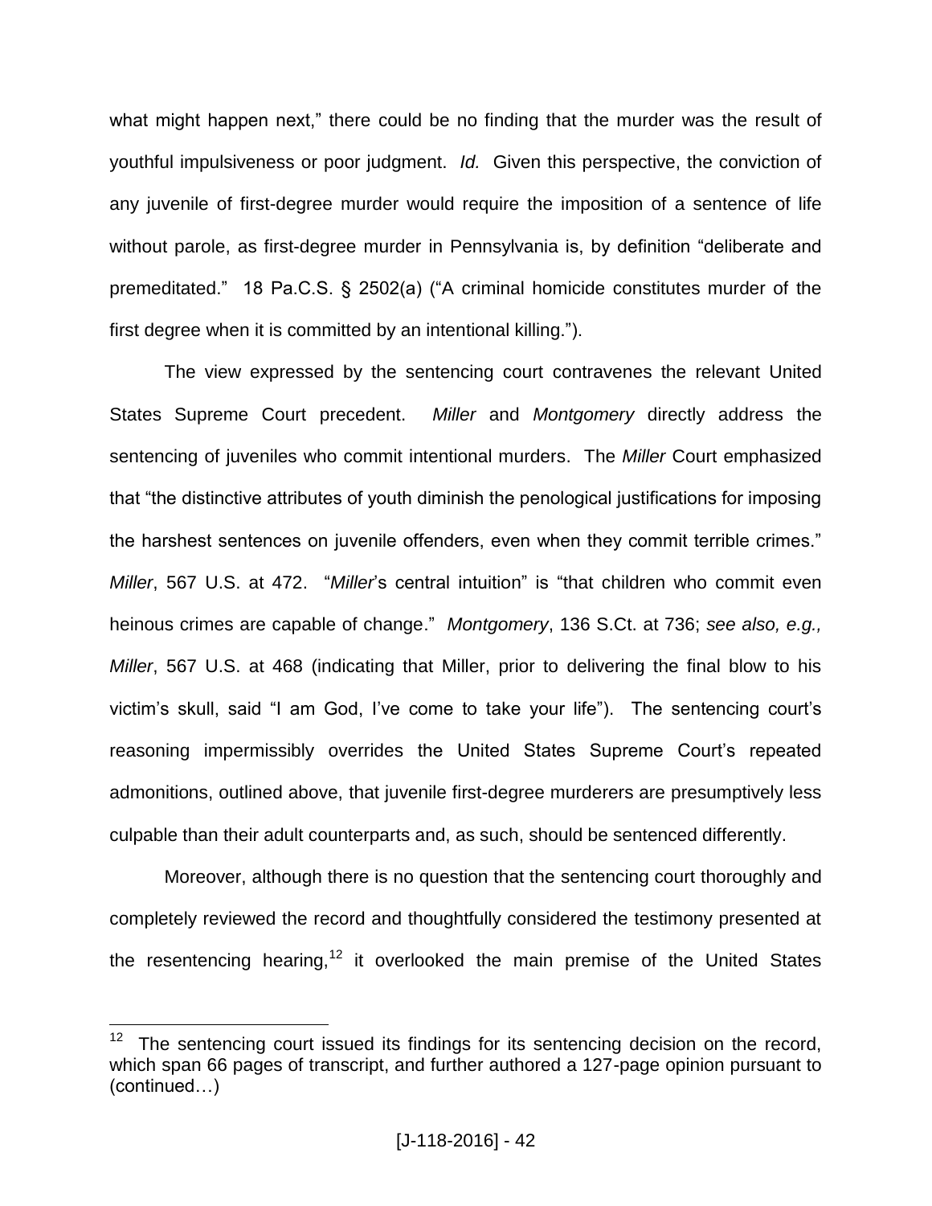what might happen next," there could be no finding that the murder was the result of youthful impulsiveness or poor judgment. *Id.* Given this perspective, the conviction of any juvenile of first-degree murder would require the imposition of a sentence of life without parole, as first-degree murder in Pennsylvania is, by definition "deliberate and premeditated." 18 Pa.C.S. § 2502(a) ("A criminal homicide constitutes murder of the first degree when it is committed by an intentional killing.").

The view expressed by the sentencing court contravenes the relevant United States Supreme Court precedent. *Miller* and *Montgomery* directly address the sentencing of juveniles who commit intentional murders. The *Miller* Court emphasized that "the distinctive attributes of youth diminish the penological justifications for imposing the harshest sentences on juvenile offenders, even when they commit terrible crimes." *Miller*, 567 U.S. at 472. "*Miller*'s central intuition" is "that children who commit even heinous crimes are capable of change." *Montgomery*, 136 S.Ct. at 736; *see also, e.g., Miller*, 567 U.S. at 468 (indicating that Miller, prior to delivering the final blow to his victim's skull, said "I am God, I've come to take your life"). The sentencing court's reasoning impermissibly overrides the United States Supreme Court's repeated admonitions, outlined above, that juvenile first-degree murderers are presumptively less culpable than their adult counterparts and, as such, should be sentenced differently.

Moreover, although there is no question that the sentencing court thoroughly and completely reviewed the record and thoughtfully considered the testimony presented at the resentencing hearing,[12] it overlooked the main premise of the United States

---

[12] The sentencing court issued its findings for its sentencing decision on the record, which span 66 pages of transcript, and further authored a 127-page opinion pursuant to (continued…)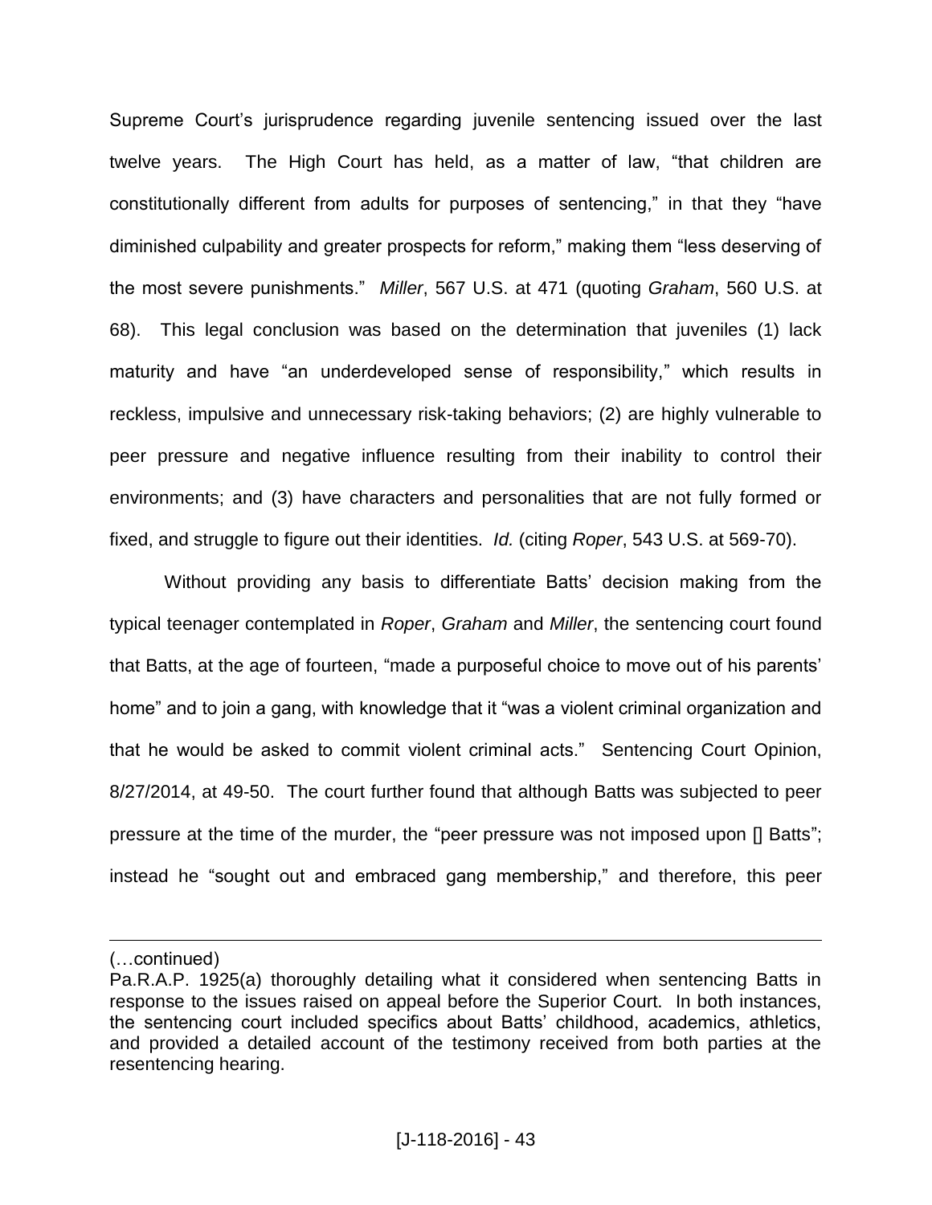Supreme Court's jurisprudence regarding juvenile sentencing issued over the last twelve years. The High Court has held, as a matter of law, "that children are constitutionally different from adults for purposes of sentencing," in that they "have diminished culpability and greater prospects for reform," making them "less deserving of the most severe punishments." *Miller*, 567 U.S. at 471 (quoting *Graham*, 560 U.S. at 68). This legal conclusion was based on the determination that juveniles (1) lack maturity and have "an underdeveloped sense of responsibility," which results in reckless, impulsive and unnecessary risk-taking behaviors; (2) are highly vulnerable to peer pressure and negative influence resulting from their inability to control their environments; and (3) have characters and personalities that are not fully formed or fixed, and struggle to figure out their identities. *Id.* (citing *Roper*, 543 U.S. at 569-70).

Without providing any basis to differentiate Batts' decision making from the typical teenager contemplated in *Roper*, *Graham* and *Miller*, the sentencing court found that Batts, at the age of fourteen, "made a purposeful choice to move out of his parents' home" and to join a gang, with knowledge that it "was a violent criminal organization and that he would be asked to commit violent criminal acts." Sentencing Court Opinion, 8/27/2014, at 49-50. The court further found that although Batts was subjected to peer pressure at the time of the murder, the "peer pressure was not imposed upon [] Batts"; instead he "sought out and embraced gang membership," and therefore, this peer

(…continued)
Pa.R.A.P. 1925(a) thoroughly detailing what it considered when sentencing Batts in response to the issues raised on appeal before the Superior Court. In both instances, the sentencing court included specifics about Batts' childhood, academics, athletics, and provided a detailed account of the testimony received from both parties at the resentencing hearing.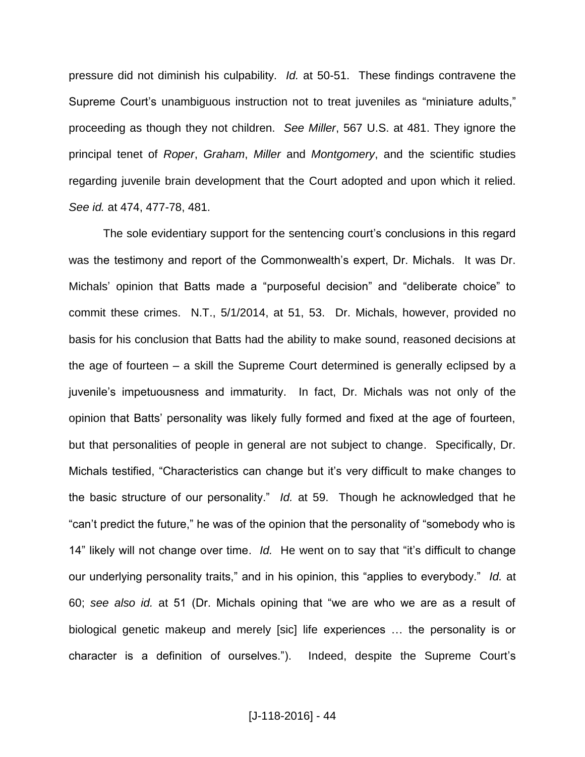pressure did not diminish his culpability. *Id.* at 50-51. These findings contravene the Supreme Court's unambiguous instruction not to treat juveniles as "miniature adults," proceeding as though they not children. *See Miller*, 567 U.S. at 481. They ignore the principal tenet of *Roper*, *Graham*, *Miller* and *Montgomery*, and the scientific studies regarding juvenile brain development that the Court adopted and upon which it relied. *See id.* at 474, 477-78, 481.

The sole evidentiary support for the sentencing court's conclusions in this regard was the testimony and report of the Commonwealth's expert, Dr. Michals. It was Dr. Michals' opinion that Batts made a "purposeful decision" and "deliberate choice" to commit these crimes. N.T., 5/1/2014, at 51, 53. Dr. Michals, however, provided no basis for his conclusion that Batts had the ability to make sound, reasoned decisions at the age of fourteen – a skill the Supreme Court determined is generally eclipsed by a juvenile's impetuousness and immaturity. In fact, Dr. Michals was not only of the opinion that Batts' personality was likely fully formed and fixed at the age of fourteen, but that personalities of people in general are not subject to change. Specifically, Dr. Michals testified, "Characteristics can change but it's very difficult to make changes to the basic structure of our personality." *Id.* at 59. Though he acknowledged that he "can't predict the future," he was of the opinion that the personality of "somebody who is 14" likely will not change over time. *Id.* He went on to say that "it's difficult to change our underlying personality traits," and in his opinion, this "applies to everybody." *Id.* at 60; *see also id.* at 51 (Dr. Michals opining that "we are who we are as a result of biological genetic makeup and merely [sic] life experiences … the personality is or character is a definition of ourselves."). Indeed, despite the Supreme Court's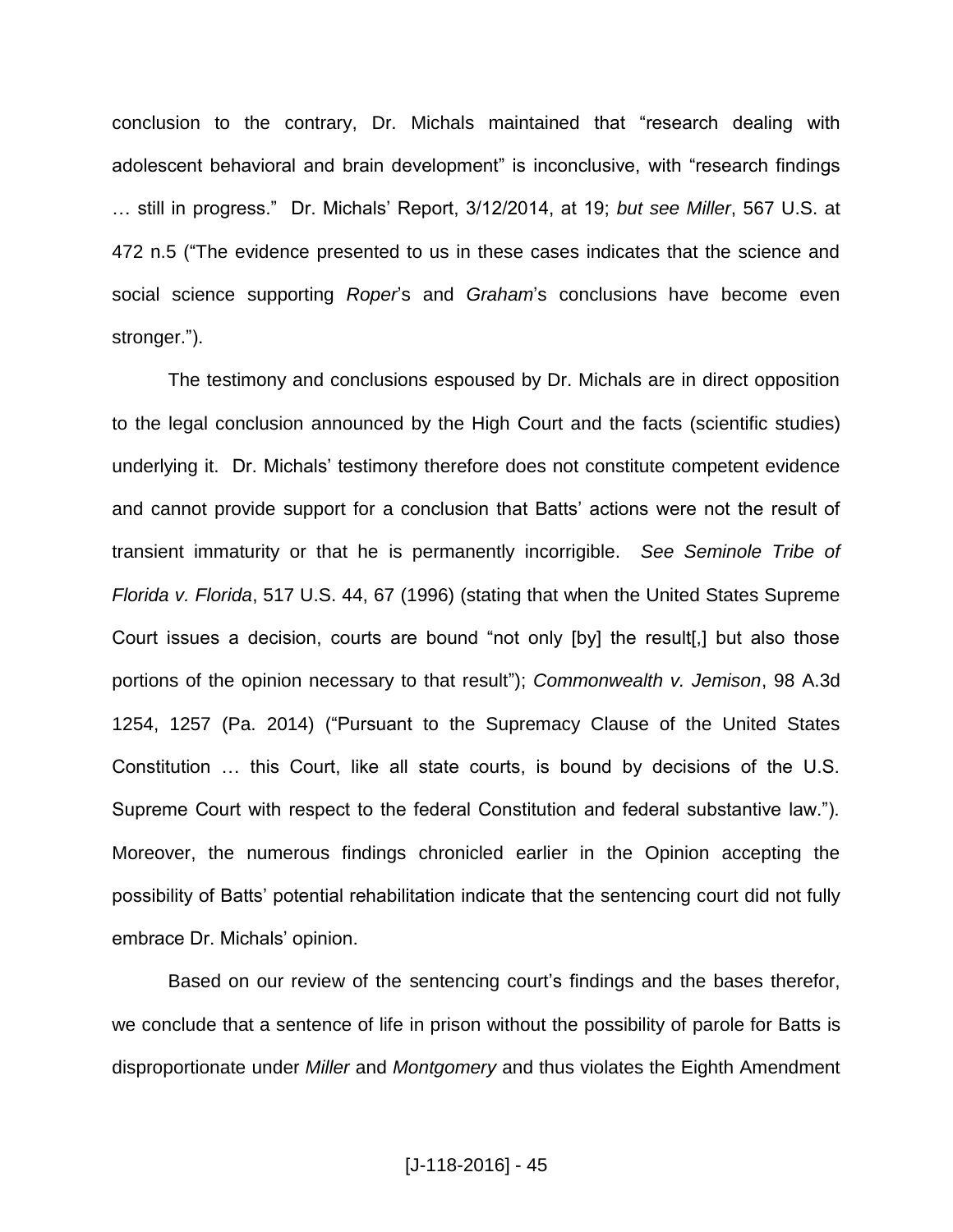conclusion to the contrary, Dr. Michals maintained that "research dealing with adolescent behavioral and brain development" is inconclusive, with "research findings … still in progress." Dr. Michals' Report, 3/12/2014, at 19; *but see Miller*, 567 U.S. at 472 n.5 ("The evidence presented to us in these cases indicates that the science and social science supporting *Roper*'s and *Graham*'s conclusions have become even stronger.").

The testimony and conclusions espoused by Dr. Michals are in direct opposition to the legal conclusion announced by the High Court and the facts (scientific studies) underlying it. Dr. Michals' testimony therefore does not constitute competent evidence and cannot provide support for a conclusion that Batts' actions were not the result of transient immaturity or that he is permanently incorrigible. *See Seminole Tribe of Florida v. Florida*, 517 U.S. 44, 67 (1996) (stating that when the United States Supreme Court issues a decision, courts are bound "not only [by] the result[,] but also those portions of the opinion necessary to that result"); *Commonwealth v. Jemison*, 98 A.3d 1254, 1257 (Pa. 2014) ("Pursuant to the Supremacy Clause of the United States Constitution … this Court, like all state courts, is bound by decisions of the U.S. Supreme Court with respect to the federal Constitution and federal substantive law."). Moreover, the numerous findings chronicled earlier in the Opinion accepting the possibility of Batts' potential rehabilitation indicate that the sentencing court did not fully embrace Dr. Michals' opinion.

Based on our review of the sentencing court's findings and the bases therefor, we conclude that a sentence of life in prison without the possibility of parole for Batts is disproportionate under *Miller* and *Montgomery* and thus violates the Eighth Amendment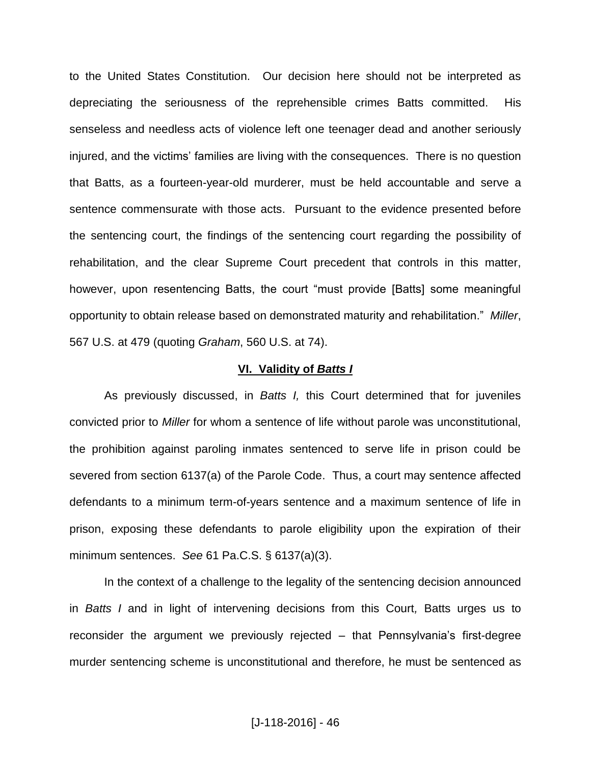to the United States Constitution. Our decision here should not be interpreted as depreciating the seriousness of the reprehensible crimes Batts committed. His senseless and needless acts of violence left one teenager dead and another seriously injured, and the victims' families are living with the consequences. There is no question that Batts, as a fourteen-year-old murderer, must be held accountable and serve a sentence commensurate with those acts. Pursuant to the evidence presented before the sentencing court, the findings of the sentencing court regarding the possibility of rehabilitation, and the clear Supreme Court precedent that controls in this matter, however, upon resentencing Batts, the court "must provide [Batts] some meaningful opportunity to obtain release based on demonstrated maturity and rehabilitation." *Miller*, 567 U.S. at 479 (quoting *Graham*, 560 U.S. at 74).

## **VI. Validity of *Batts I***

As previously discussed, in *Batts I,* this Court determined that for juveniles convicted prior to *Miller* for whom a sentence of life without parole was unconstitutional, the prohibition against paroling inmates sentenced to serve life in prison could be severed from section 6137(a) of the Parole Code. Thus, a court may sentence affected defendants to a minimum term-of-years sentence and a maximum sentence of life in prison, exposing these defendants to parole eligibility upon the expiration of their minimum sentences. *See* 61 Pa.C.S. § 6137(a)(3).

In the context of a challenge to the legality of the sentencing decision announced in *Batts I* and in light of intervening decisions from this Court*,* Batts urges us to reconsider the argument we previously rejected – that Pennsylvania's first-degree murder sentencing scheme is unconstitutional and therefore, he must be sentenced as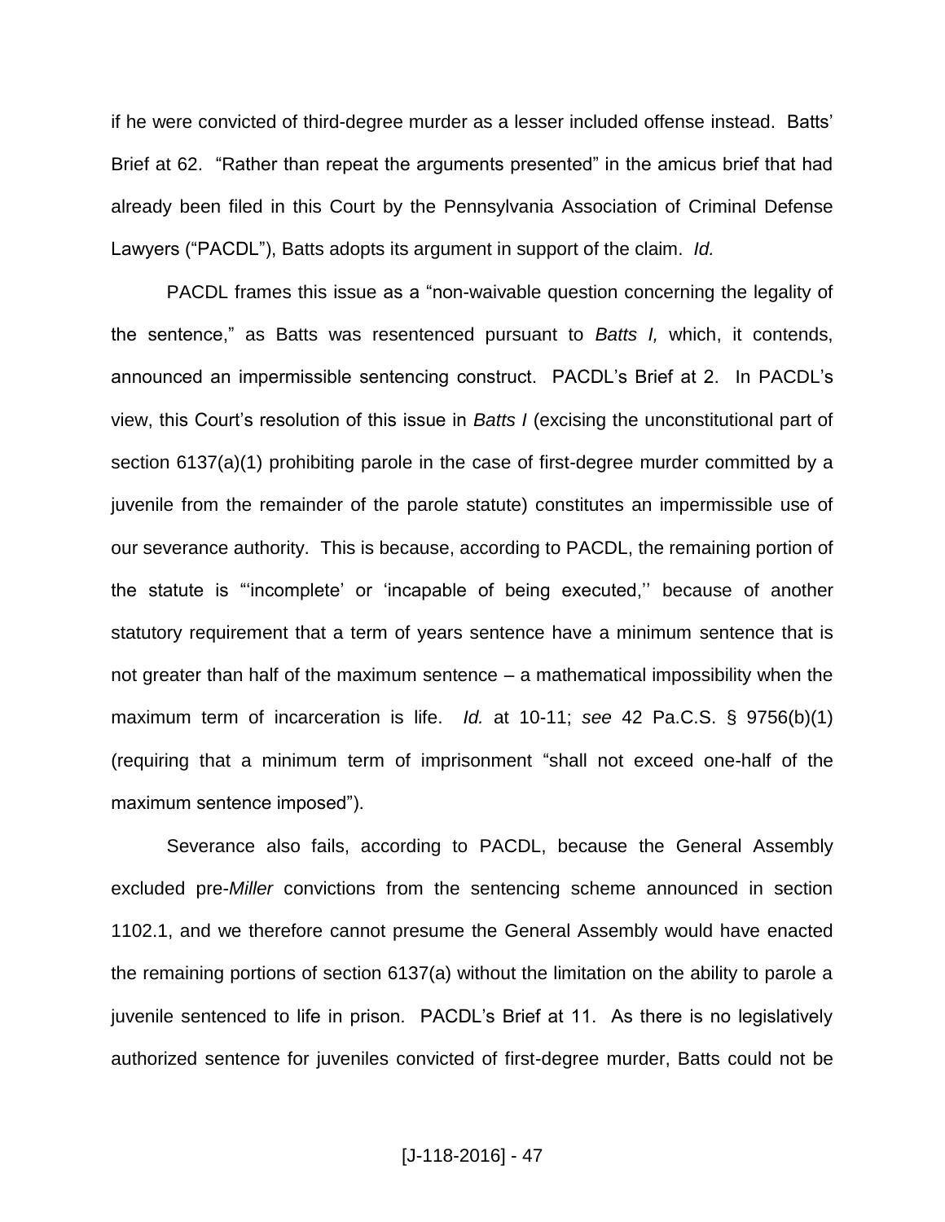if he were convicted of third-degree murder as a lesser included offense instead. Batts' Brief at 62. "Rather than repeat the arguments presented" in the amicus brief that had already been filed in this Court by the Pennsylvania Association of Criminal Defense Lawyers ("PACDL"), Batts adopts its argument in support of the claim. *Id.*

PACDL frames this issue as a "non-waivable question concerning the legality of the sentence," as Batts was resentenced pursuant to *Batts I,* which, it contends, announced an impermissible sentencing construct. PACDL's Brief at 2. In PACDL's view, this Court's resolution of this issue in *Batts I* (excising the unconstitutional part of section 6137(a)(1) prohibiting parole in the case of first-degree murder committed by a juvenile from the remainder of the parole statute) constitutes an impermissible use of our severance authority. This is because, according to PACDL, the remaining portion of the statute is "'incomplete' or 'incapable of being executed,'' because of another statutory requirement that a term of years sentence have a minimum sentence that is not greater than half of the maximum sentence – a mathematical impossibility when the maximum term of incarceration is life. *Id.* at 10-11; *see* 42 Pa.C.S. § 9756(b)(1) (requiring that a minimum term of imprisonment "shall not exceed one-half of the maximum sentence imposed").

Severance also fails, according to PACDL, because the General Assembly excluded pre-*Miller* convictions from the sentencing scheme announced in section 1102.1, and we therefore cannot presume the General Assembly would have enacted the remaining portions of section 6137(a) without the limitation on the ability to parole a juvenile sentenced to life in prison. PACDL's Brief at 11. As there is no legislatively authorized sentence for juveniles convicted of first-degree murder, Batts could not be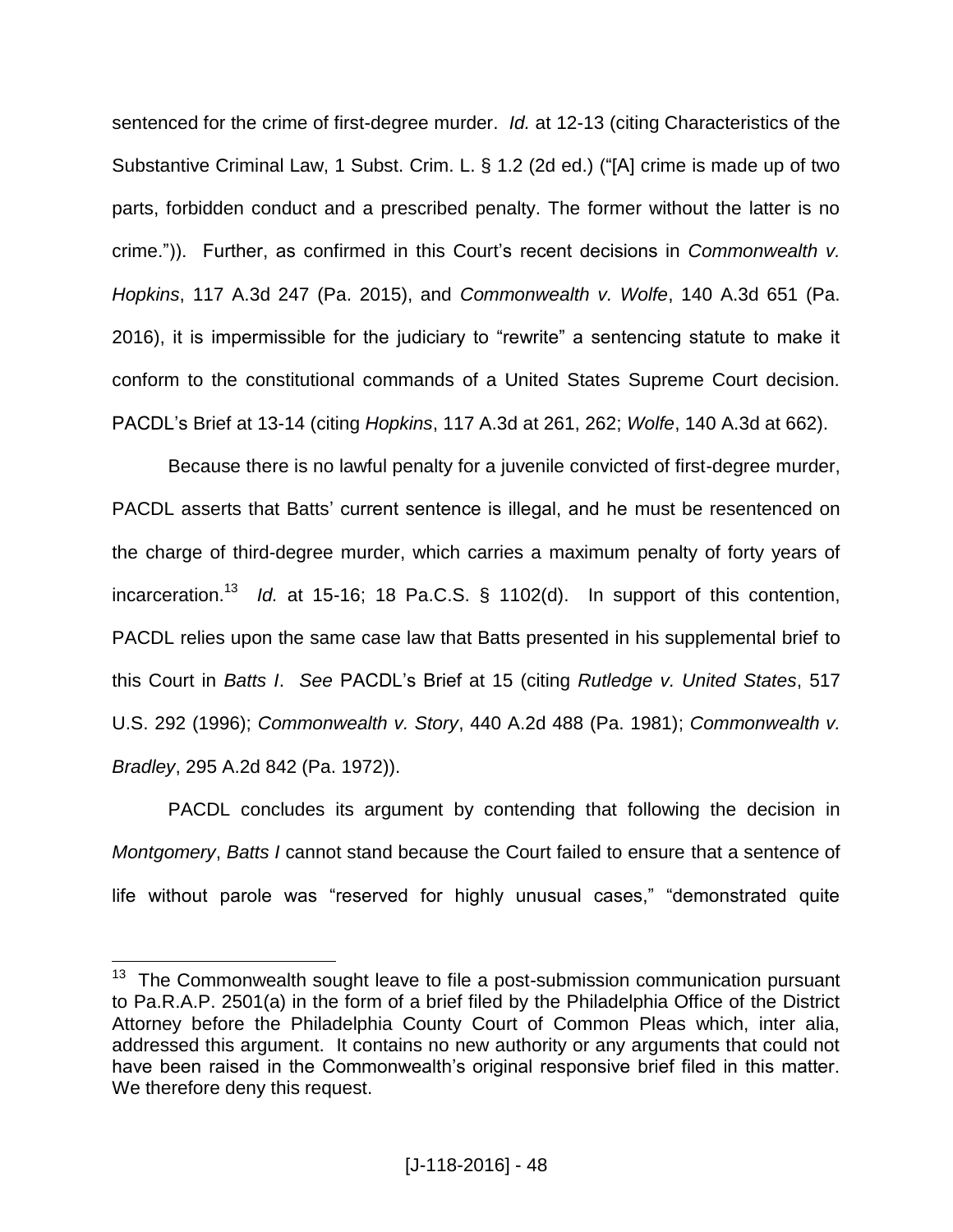sentenced for the crime of first-degree murder. *Id.* at 12-13 (citing Characteristics of the Substantive Criminal Law, 1 Subst. Crim. L. § 1.2 (2d ed.) ("[A] crime is made up of two parts, forbidden conduct and a prescribed penalty. The former without the latter is no crime.")). Further, as confirmed in this Court's recent decisions in *Commonwealth v. Hopkins*, 117 A.3d 247 (Pa. 2015), and *Commonwealth v. Wolfe*, 140 A.3d 651 (Pa. 2016), it is impermissible for the judiciary to "rewrite" a sentencing statute to make it conform to the constitutional commands of a United States Supreme Court decision. PACDL's Brief at 13-14 (citing *Hopkins*, 117 A.3d at 261, 262; *Wolfe*, 140 A.3d at 662).

Because there is no lawful penalty for a juvenile convicted of first-degree murder, PACDL asserts that Batts' current sentence is illegal, and he must be resentenced on the charge of third-degree murder, which carries a maximum penalty of forty years of incarceration.[13] *Id.* at 15-16; 18 Pa.C.S. § 1102(d). In support of this contention, PACDL relies upon the same case law that Batts presented in his supplemental brief to this Court in *Batts I*. *See* PACDL's Brief at 15 (citing *Rutledge v. United States*, 517 U.S. 292 (1996); *Commonwealth v. Story*, 440 A.2d 488 (Pa. 1981); *Commonwealth v. Bradley*, 295 A.2d 842 (Pa. 1972)).

PACDL concludes its argument by contending that following the decision in *Montgomery*, *Batts I* cannot stand because the Court failed to ensure that a sentence of life without parole was "reserved for highly unusual cases," "demonstrated quite

---

[13] The Commonwealth sought leave to file a post-submission communication pursuant to Pa.R.A.P. 2501(a) in the form of a brief filed by the Philadelphia Office of the District Attorney before the Philadelphia County Court of Common Pleas which, inter alia, addressed this argument. It contains no new authority or any arguments that could not have been raised in the Commonwealth's original responsive brief filed in this matter. We therefore deny this request.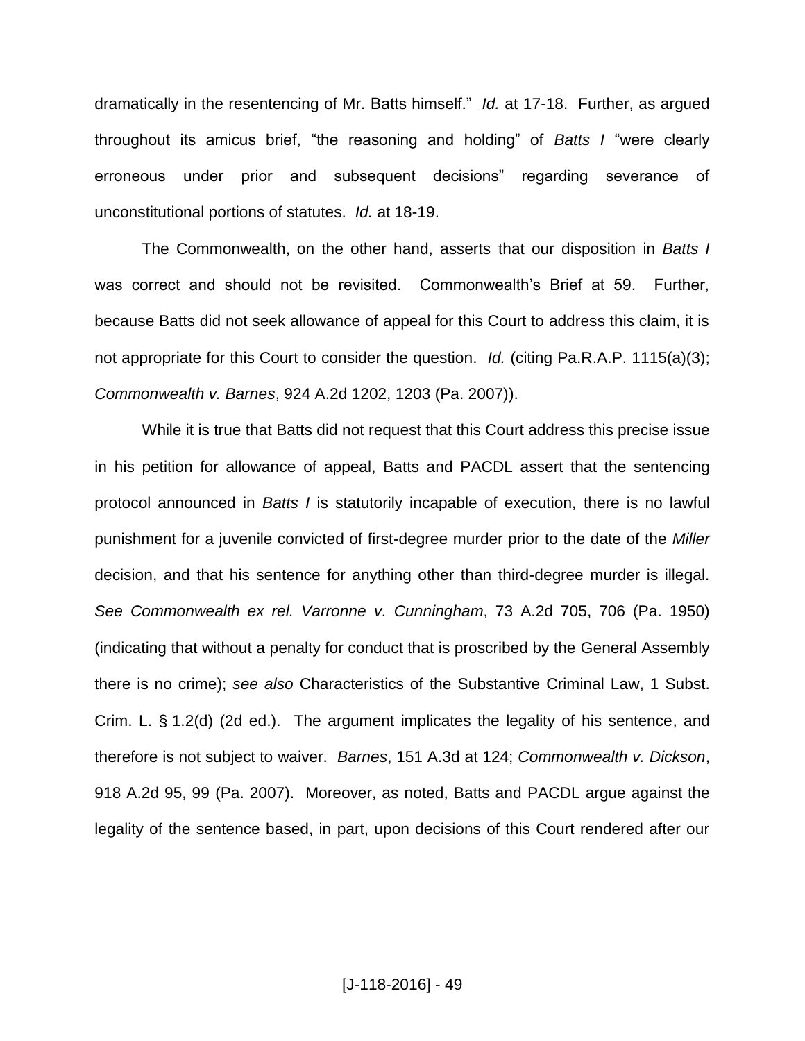dramatically in the resentencing of Mr. Batts himself." *Id.* at 17-18. Further, as argued throughout its amicus brief, "the reasoning and holding" of *Batts I* "were clearly erroneous under prior and subsequent decisions" regarding severance of unconstitutional portions of statutes. *Id.* at 18-19.

The Commonwealth, on the other hand, asserts that our disposition in *Batts I* was correct and should not be revisited. Commonwealth's Brief at 59. Further, because Batts did not seek allowance of appeal for this Court to address this claim, it is not appropriate for this Court to consider the question. *Id.* (citing Pa.R.A.P. 1115(a)(3); *Commonwealth v. Barnes*, 924 A.2d 1202, 1203 (Pa. 2007)).

While it is true that Batts did not request that this Court address this precise issue in his petition for allowance of appeal, Batts and PACDL assert that the sentencing protocol announced in *Batts I* is statutorily incapable of execution, there is no lawful punishment for a juvenile convicted of first-degree murder prior to the date of the *Miller* decision, and that his sentence for anything other than third-degree murder is illegal. *See Commonwealth ex rel. Varronne v. Cunningham*, 73 A.2d 705, 706 (Pa. 1950) (indicating that without a penalty for conduct that is proscribed by the General Assembly there is no crime); *see also* Characteristics of the Substantive Criminal Law, 1 Subst. Crim. L. § 1.2(d) (2d ed.). The argument implicates the legality of his sentence, and therefore is not subject to waiver. *Barnes*, 151 A.3d at 124; *Commonwealth v. Dickson*, 918 A.2d 95, 99 (Pa. 2007). Moreover, as noted, Batts and PACDL argue against the legality of the sentence based, in part, upon decisions of this Court rendered after our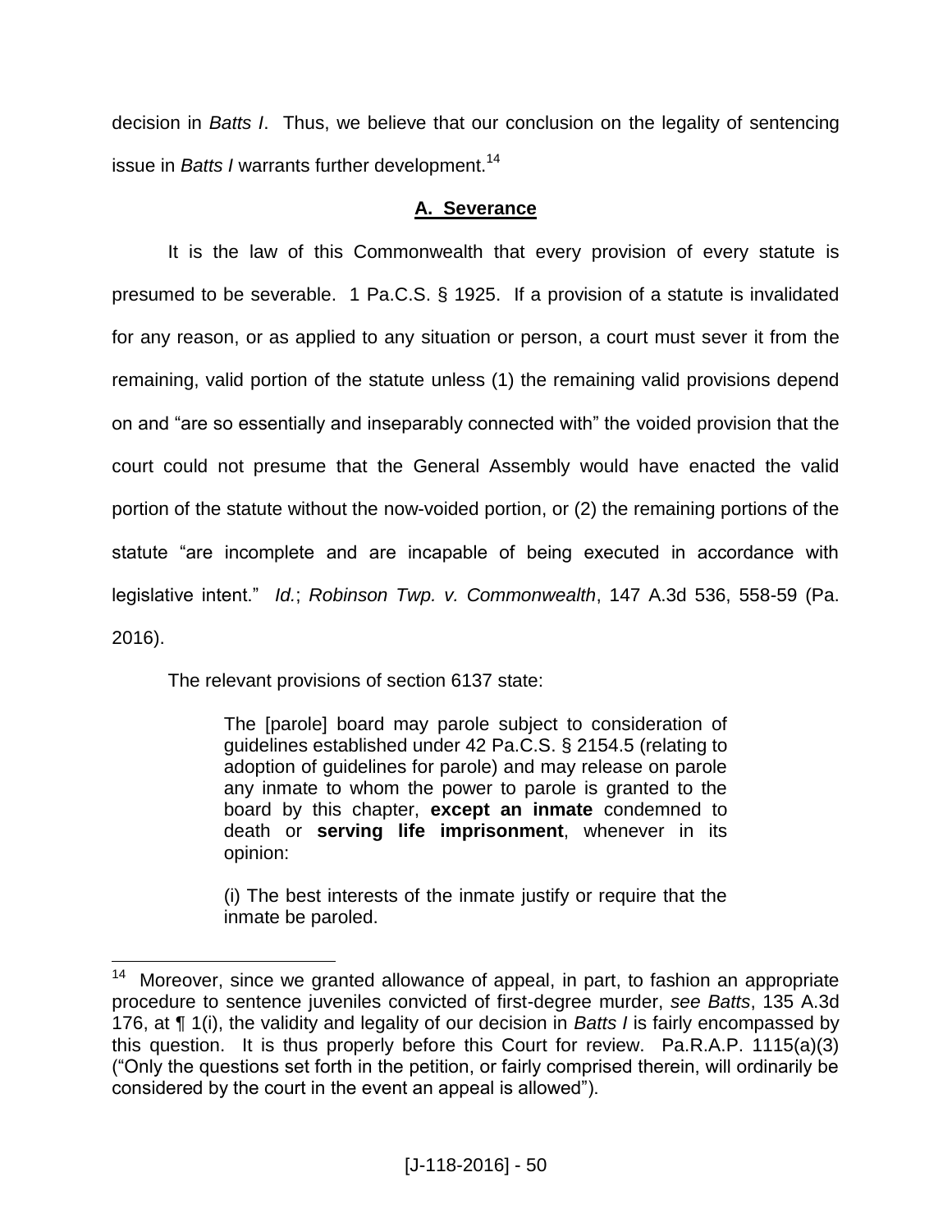decision in *Batts I*. Thus, we believe that our conclusion on the legality of sentencing issue in *Batts I* warrants further development.[14]

## A. Severance

It is the law of this Commonwealth that every provision of every statute is presumed to be severable. 1 Pa.C.S. § 1925. If a provision of a statute is invalidated for any reason, or as applied to any situation or person, a court must sever it from the remaining, valid portion of the statute unless (1) the remaining valid provisions depend on and "are so essentially and inseparably connected with" the voided provision that the court could not presume that the General Assembly would have enacted the valid portion of the statute without the now-voided portion, or (2) the remaining portions of the statute "are incomplete and are incapable of being executed in accordance with legislative intent." *Id.*; *Robinson Twp. v. Commonwealth*, 147 A.3d 536, 558-59 (Pa. 2016).

The relevant provisions of section 6137 state:

> The [parole] board may parole subject to consideration of guidelines established under 42 Pa.C.S. § 2154.5 (relating to adoption of guidelines for parole) and may release on parole any inmate to whom the power to parole is granted to the board by this chapter, **except an inmate** condemned to death or **serving life imprisonment**, whenever in its opinion:
>
> (i) The best interests of the inmate justify or require that the inmate be paroled.

---

[14] Moreover, since we granted allowance of appeal, in part, to fashion an appropriate procedure to sentence juveniles convicted of first-degree murder, *see Batts*, 135 A.3d 176, at ¶ 1(i), the validity and legality of our decision in *Batts I* is fairly encompassed by this question. It is thus properly before this Court for review. Pa.R.A.P. 1115(a)(3) ("Only the questions set forth in the petition, or fairly comprised therein, will ordinarily be considered by the court in the event an appeal is allowed").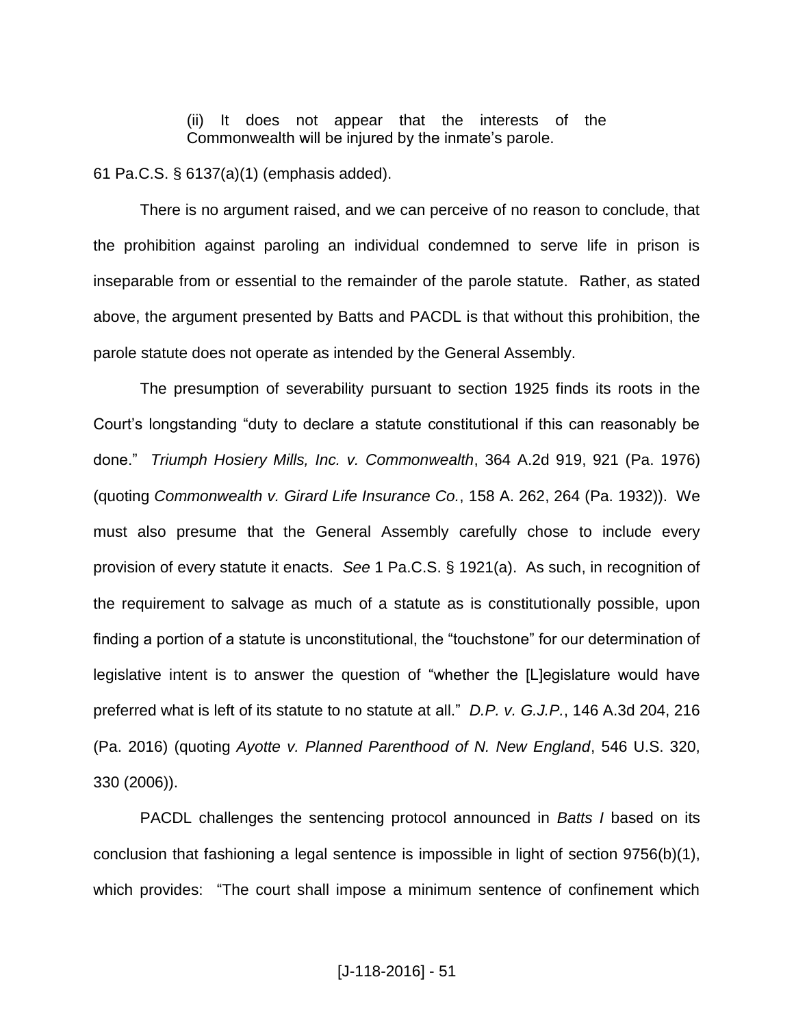> (ii) It does not appear that the interests of the Commonwealth will be injured by the inmate's parole.

61 Pa.C.S. § 6137(a)(1) (emphasis added).

There is no argument raised, and we can perceive of no reason to conclude, that the prohibition against paroling an individual condemned to serve life in prison is inseparable from or essential to the remainder of the parole statute. Rather, as stated above, the argument presented by Batts and PACDL is that without this prohibition, the parole statute does not operate as intended by the General Assembly.

The presumption of severability pursuant to section 1925 finds its roots in the Court's longstanding "duty to declare a statute constitutional if this can reasonably be done." *Triumph Hosiery Mills, Inc. v. Commonwealth*, 364 A.2d 919, 921 (Pa. 1976) (quoting *Commonwealth v. Girard Life Insurance Co.*, 158 A. 262, 264 (Pa. 1932)). We must also presume that the General Assembly carefully chose to include every provision of every statute it enacts. *See* 1 Pa.C.S. § 1921(a). As such, in recognition of the requirement to salvage as much of a statute as is constitutionally possible, upon finding a portion of a statute is unconstitutional, the "touchstone" for our determination of legislative intent is to answer the question of "whether the [L]egislature would have preferred what is left of its statute to no statute at all." *D.P. v. G.J.P.*, 146 A.3d 204, 216 (Pa. 2016) (quoting *Ayotte v. Planned Parenthood of N. New England*, 546 U.S. 320, 330 (2006)).

PACDL challenges the sentencing protocol announced in *Batts I* based on its conclusion that fashioning a legal sentence is impossible in light of section 9756(b)(1), which provides: "The court shall impose a minimum sentence of confinement which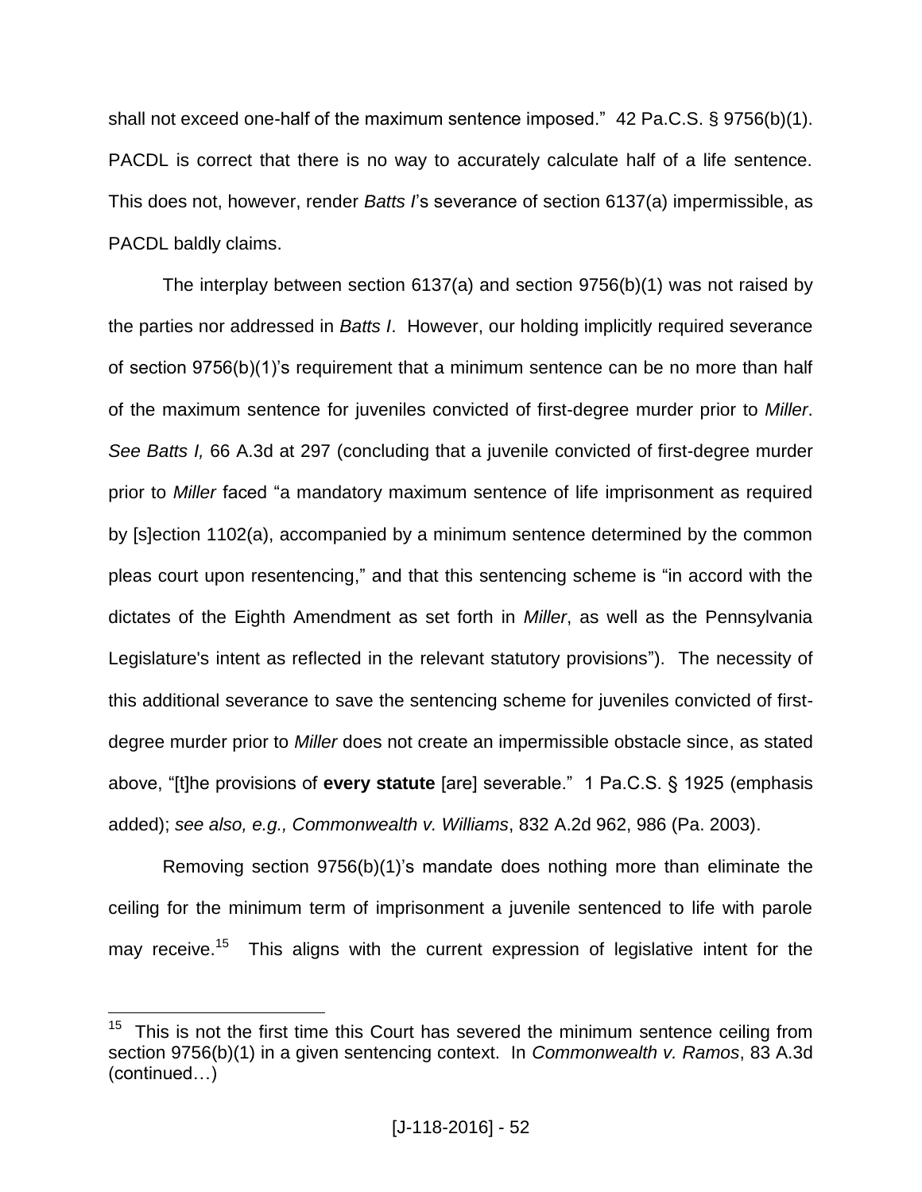shall not exceed one-half of the maximum sentence imposed." 42 Pa.C.S. § 9756(b)(1). PACDL is correct that there is no way to accurately calculate half of a life sentence. This does not, however, render *Batts I*'s severance of section 6137(a) impermissible, as PACDL baldly claims.

The interplay between section 6137(a) and section 9756(b)(1) was not raised by the parties nor addressed in *Batts I*. However, our holding implicitly required severance of section 9756(b)(1)'s requirement that a minimum sentence can be no more than half of the maximum sentence for juveniles convicted of first-degree murder prior to *Miller*. *See Batts I,* 66 A.3d at 297 (concluding that a juvenile convicted of first-degree murder prior to *Miller* faced "a mandatory maximum sentence of life imprisonment as required by [s]ection 1102(a), accompanied by a minimum sentence determined by the common pleas court upon resentencing," and that this sentencing scheme is "in accord with the dictates of the Eighth Amendment as set forth in *Miller*, as well as the Pennsylvania Legislature's intent as reflected in the relevant statutory provisions"). The necessity of this additional severance to save the sentencing scheme for juveniles convicted of first-degree murder prior to *Miller* does not create an impermissible obstacle since, as stated above, "[t]he provisions of **every statute** [are] severable." 1 Pa.C.S. § 1925 (emphasis added); *see also, e.g., Commonwealth v. Williams*, 832 A.2d 962, 986 (Pa. 2003).

Removing section 9756(b)(1)'s mandate does nothing more than eliminate the ceiling for the minimum term of imprisonment a juvenile sentenced to life with parole may receive.[15] This aligns with the current expression of legislative intent for the

---

[15] This is not the first time this Court has severed the minimum sentence ceiling from section 9756(b)(1) in a given sentencing context. In *Commonwealth v. Ramos*, 83 A.3d (continued…)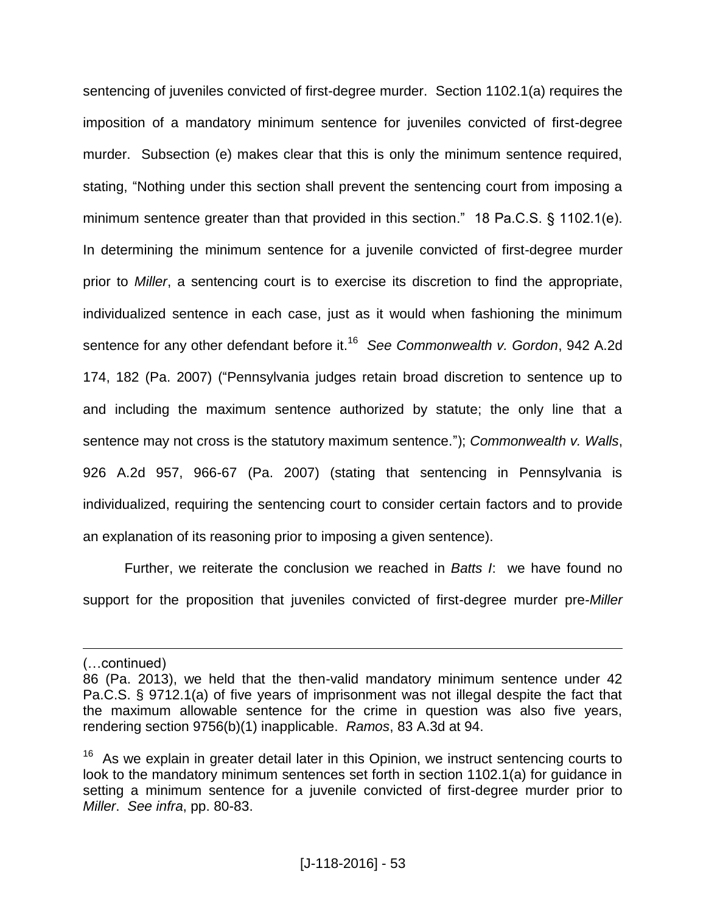sentencing of juveniles convicted of first-degree murder. Section 1102.1(a) requires the imposition of a mandatory minimum sentence for juveniles convicted of first-degree murder. Subsection (e) makes clear that this is only the minimum sentence required, stating, "Nothing under this section shall prevent the sentencing court from imposing a minimum sentence greater than that provided in this section." 18 Pa.C.S. § 1102.1(e). In determining the minimum sentence for a juvenile convicted of first-degree murder prior to *Miller*, a sentencing court is to exercise its discretion to find the appropriate, individualized sentence in each case, just as it would when fashioning the minimum sentence for any other defendant before it.[16] *See Commonwealth v. Gordon*, 942 A.2d 174, 182 (Pa. 2007) ("Pennsylvania judges retain broad discretion to sentence up to and including the maximum sentence authorized by statute; the only line that a sentence may not cross is the statutory maximum sentence."); *Commonwealth v. Walls*, 926 A.2d 957, 966-67 (Pa. 2007) (stating that sentencing in Pennsylvania is individualized, requiring the sentencing court to consider certain factors and to provide an explanation of its reasoning prior to imposing a given sentence).

Further, we reiterate the conclusion we reached in *Batts I*: we have found no support for the proposition that juveniles convicted of first-degree murder pre-*Miller*

---

(…continued)
86 (Pa. 2013), we held that the then-valid mandatory minimum sentence under 42 Pa.C.S. § 9712.1(a) of five years of imprisonment was not illegal despite the fact that the maximum allowable sentence for the crime in question was also five years, rendering section 9756(b)(1) inapplicable. *Ramos*, 83 A.3d at 94.

[16] As we explain in greater detail later in this Opinion, we instruct sentencing courts to look to the mandatory minimum sentences set forth in section 1102.1(a) for guidance in setting a minimum sentence for a juvenile convicted of first-degree murder prior to *Miller*. *See infra*, pp. 80-83.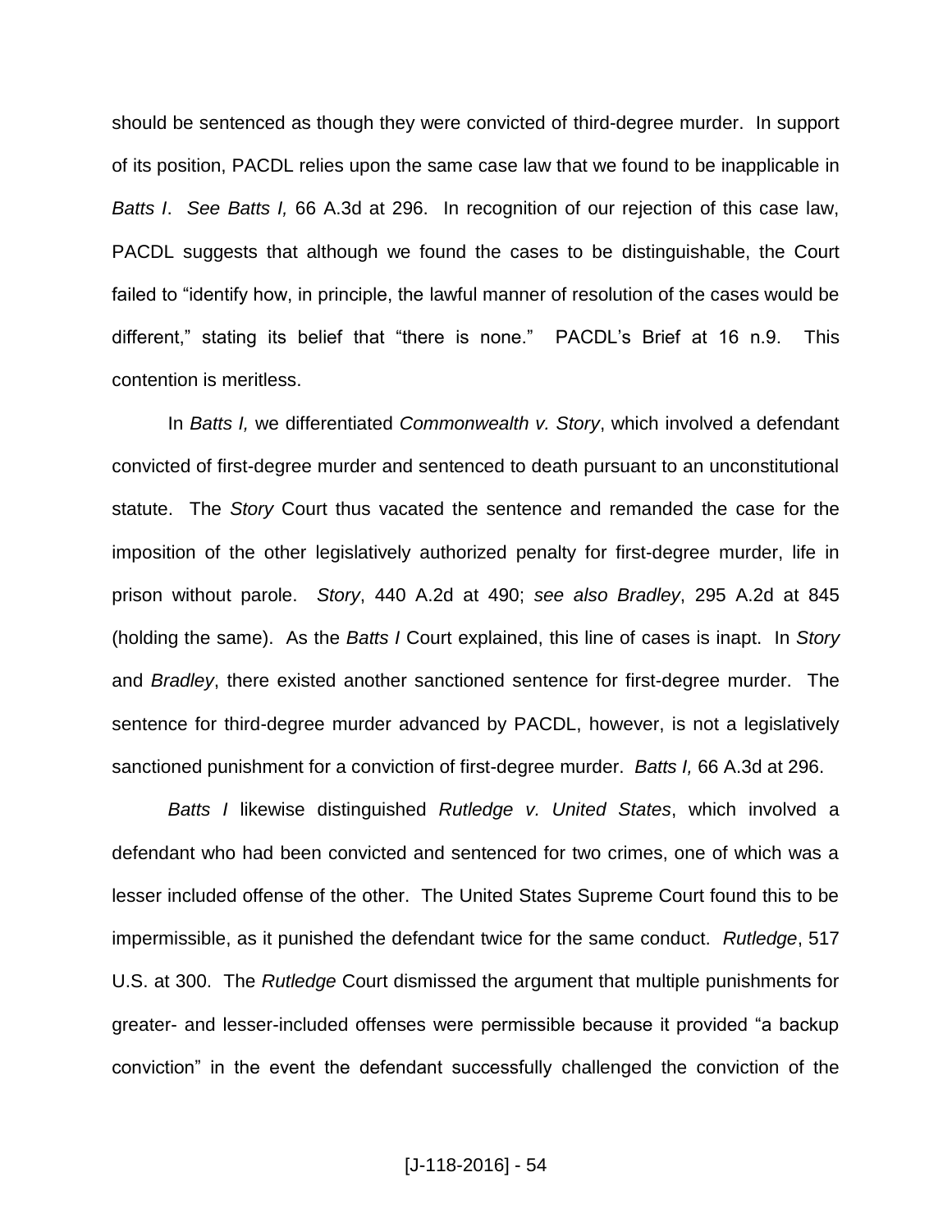should be sentenced as though they were convicted of third-degree murder. In support of its position, PACDL relies upon the same case law that we found to be inapplicable in *Batts I*. *See Batts I,* 66 A.3d at 296. In recognition of our rejection of this case law, PACDL suggests that although we found the cases to be distinguishable, the Court failed to "identify how, in principle, the lawful manner of resolution of the cases would be different," stating its belief that "there is none." PACDL's Brief at 16 n.9. This contention is meritless.

In *Batts I,* we differentiated *Commonwealth v. Story*, which involved a defendant convicted of first-degree murder and sentenced to death pursuant to an unconstitutional statute. The *Story* Court thus vacated the sentence and remanded the case for the imposition of the other legislatively authorized penalty for first-degree murder, life in prison without parole. *Story*, 440 A.2d at 490; *see also Bradley*, 295 A.2d at 845 (holding the same). As the *Batts I* Court explained, this line of cases is inapt. In *Story* and *Bradley*, there existed another sanctioned sentence for first-degree murder. The sentence for third-degree murder advanced by PACDL, however, is not a legislatively sanctioned punishment for a conviction of first-degree murder. *Batts I,* 66 A.3d at 296.

*Batts I* likewise distinguished *Rutledge v. United States*, which involved a defendant who had been convicted and sentenced for two crimes, one of which was a lesser included offense of the other. The United States Supreme Court found this to be impermissible, as it punished the defendant twice for the same conduct. *Rutledge*, 517 U.S. at 300. The *Rutledge* Court dismissed the argument that multiple punishments for greater- and lesser-included offenses were permissible because it provided "a backup conviction" in the event the defendant successfully challenged the conviction of the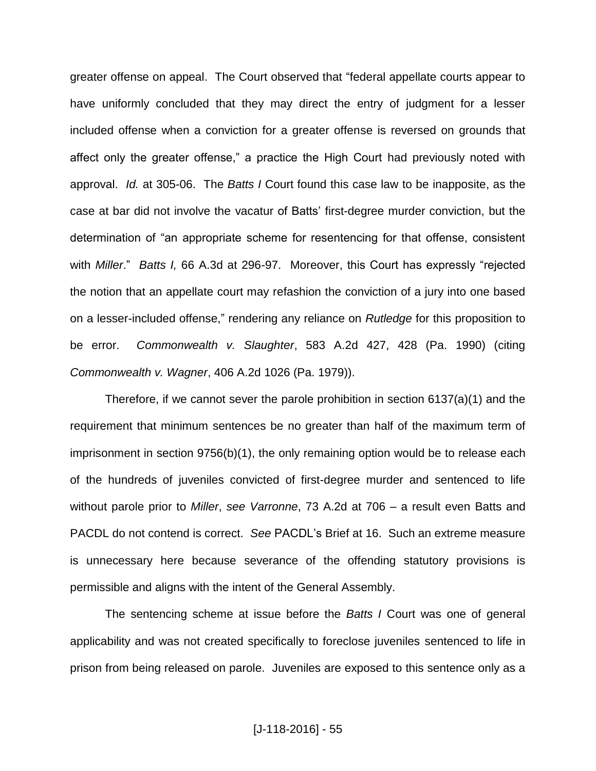greater offense on appeal. The Court observed that "federal appellate courts appear to have uniformly concluded that they may direct the entry of judgment for a lesser included offense when a conviction for a greater offense is reversed on grounds that affect only the greater offense," a practice the High Court had previously noted with approval. *Id.* at 305-06. The *Batts I* Court found this case law to be inapposite, as the case at bar did not involve the vacatur of Batts' first-degree murder conviction, but the determination of "an appropriate scheme for resentencing for that offense, consistent with *Miller*." *Batts I,* 66 A.3d at 296-97. Moreover, this Court has expressly "rejected the notion that an appellate court may refashion the conviction of a jury into one based on a lesser-included offense," rendering any reliance on *Rutledge* for this proposition to be error. *Commonwealth v. Slaughter*, 583 A.2d 427, 428 (Pa. 1990) (citing *Commonwealth v. Wagner*, 406 A.2d 1026 (Pa. 1979)).

Therefore, if we cannot sever the parole prohibition in section 6137(a)(1) and the requirement that minimum sentences be no greater than half of the maximum term of imprisonment in section 9756(b)(1), the only remaining option would be to release each of the hundreds of juveniles convicted of first-degree murder and sentenced to life without parole prior to *Miller*, *see Varronne*, 73 A.2d at 706 – a result even Batts and PACDL do not contend is correct. *See* PACDL's Brief at 16. Such an extreme measure is unnecessary here because severance of the offending statutory provisions is permissible and aligns with the intent of the General Assembly.

The sentencing scheme at issue before the *Batts I* Court was one of general applicability and was not created specifically to foreclose juveniles sentenced to life in prison from being released on parole. Juveniles are exposed to this sentence only as a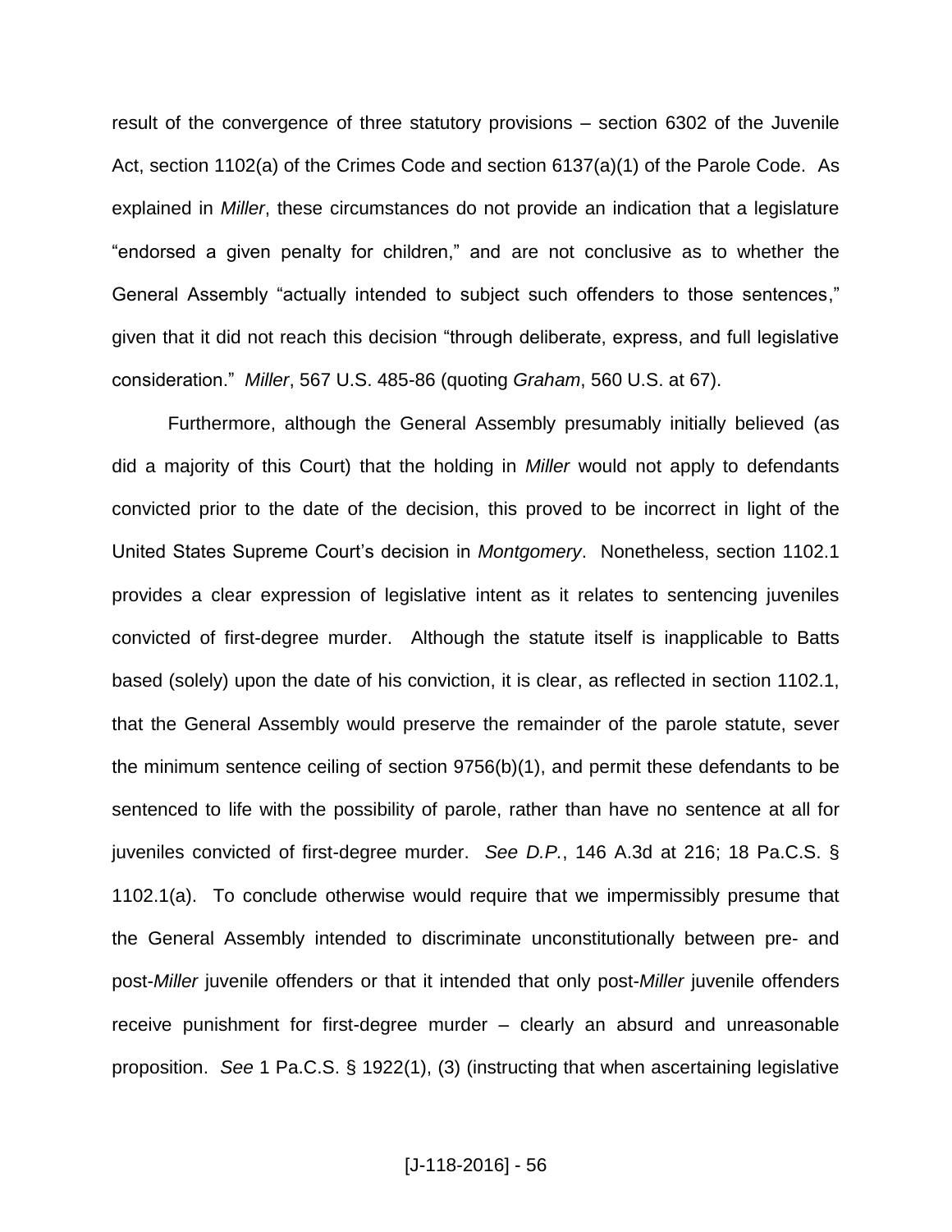result of the convergence of three statutory provisions – section 6302 of the Juvenile Act, section 1102(a) of the Crimes Code and section 6137(a)(1) of the Parole Code. As explained in *Miller*, these circumstances do not provide an indication that a legislature "endorsed a given penalty for children," and are not conclusive as to whether the General Assembly "actually intended to subject such offenders to those sentences," given that it did not reach this decision "through deliberate, express, and full legislative consideration." *Miller*, 567 U.S. 485-86 (quoting *Graham*, 560 U.S. at 67).

Furthermore, although the General Assembly presumably initially believed (as did a majority of this Court) that the holding in *Miller* would not apply to defendants convicted prior to the date of the decision, this proved to be incorrect in light of the United States Supreme Court's decision in *Montgomery*. Nonetheless, section 1102.1 provides a clear expression of legislative intent as it relates to sentencing juveniles convicted of first-degree murder. Although the statute itself is inapplicable to Batts based (solely) upon the date of his conviction, it is clear, as reflected in section 1102.1, that the General Assembly would preserve the remainder of the parole statute, sever the minimum sentence ceiling of section 9756(b)(1), and permit these defendants to be sentenced to life with the possibility of parole, rather than have no sentence at all for juveniles convicted of first-degree murder. *See D.P.*, 146 A.3d at 216; 18 Pa.C.S. § 1102.1(a). To conclude otherwise would require that we impermissibly presume that the General Assembly intended to discriminate unconstitutionally between pre- and post-*Miller* juvenile offenders or that it intended that only post-*Miller* juvenile offenders receive punishment for first-degree murder – clearly an absurd and unreasonable proposition. *See* 1 Pa.C.S. § 1922(1), (3) (instructing that when ascertaining legislative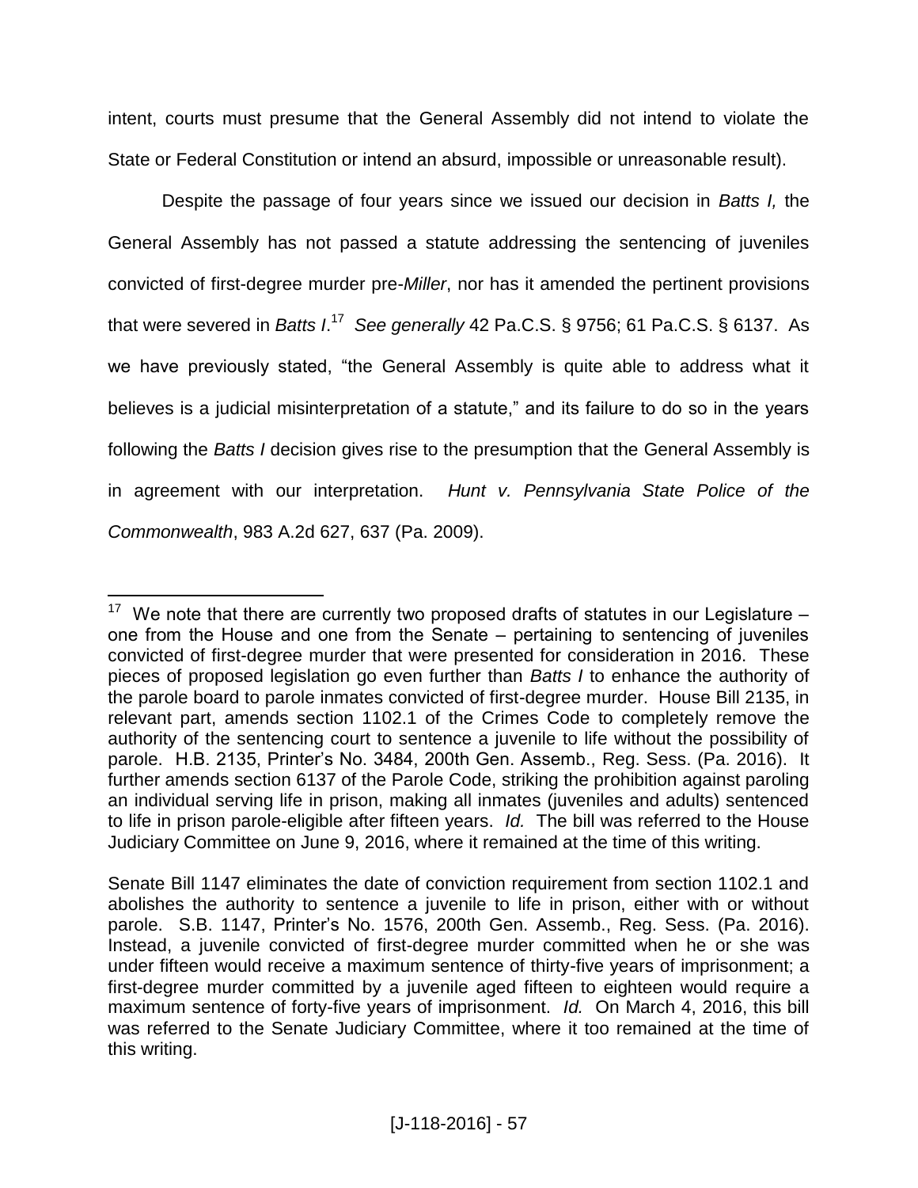intent, courts must presume that the General Assembly did not intend to violate the State or Federal Constitution or intend an absurd, impossible or unreasonable result).

Despite the passage of four years since we issued our decision in *Batts I,* the General Assembly has not passed a statute addressing the sentencing of juveniles convicted of first-degree murder pre-*Miller*, nor has it amended the pertinent provisions that were severed in *Batts I*.[17] *See generally* 42 Pa.C.S. § 9756; 61 Pa.C.S. § 6137. As we have previously stated, "the General Assembly is quite able to address what it believes is a judicial misinterpretation of a statute," and its failure to do so in the years following the *Batts I* decision gives rise to the presumption that the General Assembly is in agreement with our interpretation. *Hunt v. Pennsylvania State Police of the Commonwealth*, 983 A.2d 627, 637 (Pa. 2009).

---

[17] We note that there are currently two proposed drafts of statutes in our Legislature – one from the House and one from the Senate – pertaining to sentencing of juveniles convicted of first-degree murder that were presented for consideration in 2016. These pieces of proposed legislation go even further than *Batts I* to enhance the authority of the parole board to parole inmates convicted of first-degree murder. House Bill 2135, in relevant part, amends section 1102.1 of the Crimes Code to completely remove the authority of the sentencing court to sentence a juvenile to life without the possibility of parole. H.B. 2135, Printer's No. 3484, 200th Gen. Assemb., Reg. Sess. (Pa. 2016). It further amends section 6137 of the Parole Code, striking the prohibition against paroling an individual serving life in prison, making all inmates (juveniles and adults) sentenced to life in prison parole-eligible after fifteen years. *Id.* The bill was referred to the House Judiciary Committee on June 9, 2016, where it remained at the time of this writing.

Senate Bill 1147 eliminates the date of conviction requirement from section 1102.1 and abolishes the authority to sentence a juvenile to life in prison, either with or without parole. S.B. 1147, Printer's No. 1576, 200th Gen. Assemb., Reg. Sess. (Pa. 2016). Instead, a juvenile convicted of first-degree murder committed when he or she was under fifteen would receive a maximum sentence of thirty-five years of imprisonment; a first-degree murder committed by a juvenile aged fifteen to eighteen would require a maximum sentence of forty-five years of imprisonment. *Id.* On March 4, 2016, this bill was referred to the Senate Judiciary Committee, where it too remained at the time of this writing.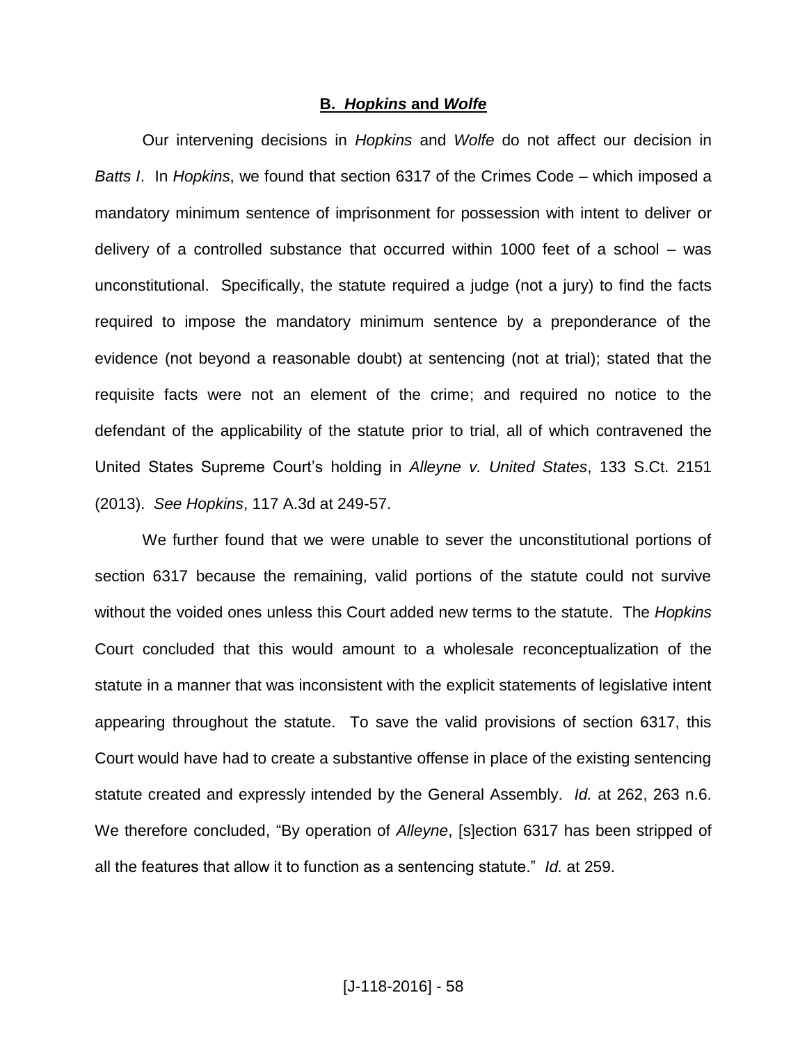### **B. *Hopkins* and *Wolfe***

Our intervening decisions in *Hopkins* and *Wolfe* do not affect our decision in *Batts I*. In *Hopkins*, we found that section 6317 of the Crimes Code – which imposed a mandatory minimum sentence of imprisonment for possession with intent to deliver or delivery of a controlled substance that occurred within 1000 feet of a school – was unconstitutional. Specifically, the statute required a judge (not a jury) to find the facts required to impose the mandatory minimum sentence by a preponderance of the evidence (not beyond a reasonable doubt) at sentencing (not at trial); stated that the requisite facts were not an element of the crime; and required no notice to the defendant of the applicability of the statute prior to trial, all of which contravened the United States Supreme Court's holding in *Alleyne v. United States*, 133 S.Ct. 2151 (2013). *See Hopkins*, 117 A.3d at 249-57.

We further found that we were unable to sever the unconstitutional portions of section 6317 because the remaining, valid portions of the statute could not survive without the voided ones unless this Court added new terms to the statute. The *Hopkins* Court concluded that this would amount to a wholesale reconceptualization of the statute in a manner that was inconsistent with the explicit statements of legislative intent appearing throughout the statute. To save the valid provisions of section 6317, this Court would have had to create a substantive offense in place of the existing sentencing statute created and expressly intended by the General Assembly. *Id.* at 262, 263 n.6. We therefore concluded, "By operation of *Alleyne*, [s]ection 6317 has been stripped of all the features that allow it to function as a sentencing statute." *Id.* at 259.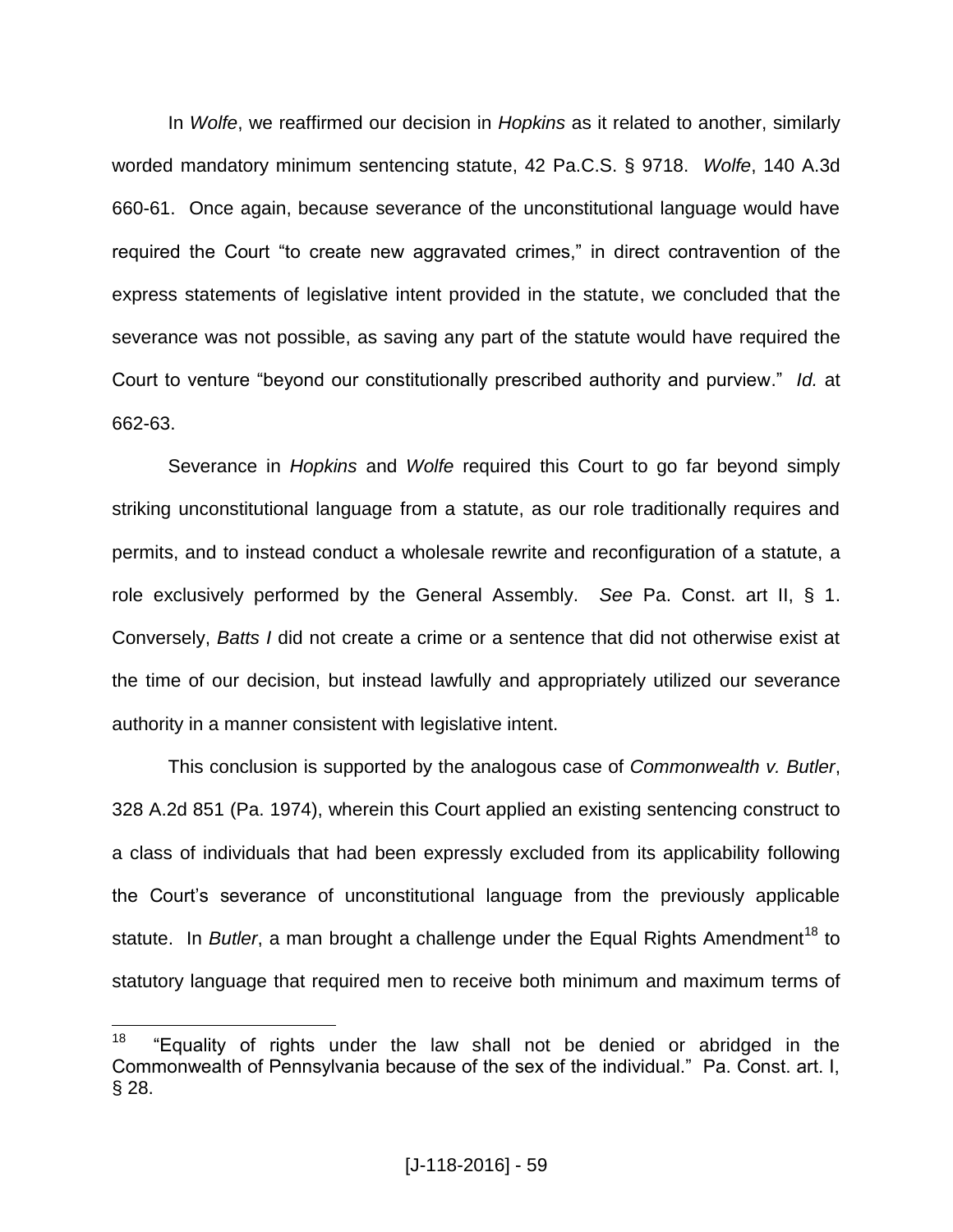In *Wolfe*, we reaffirmed our decision in *Hopkins* as it related to another, similarly worded mandatory minimum sentencing statute, 42 Pa.C.S. § 9718. *Wolfe*, 140 A.3d 660-61. Once again, because severance of the unconstitutional language would have required the Court "to create new aggravated crimes," in direct contravention of the express statements of legislative intent provided in the statute, we concluded that the severance was not possible, as saving any part of the statute would have required the Court to venture "beyond our constitutionally prescribed authority and purview." *Id.* at 662-63.

Severance in *Hopkins* and *Wolfe* required this Court to go far beyond simply striking unconstitutional language from a statute, as our role traditionally requires and permits, and to instead conduct a wholesale rewrite and reconfiguration of a statute, a role exclusively performed by the General Assembly. *See* Pa. Const. art II, § 1. Conversely, *Batts I* did not create a crime or a sentence that did not otherwise exist at the time of our decision, but instead lawfully and appropriately utilized our severance authority in a manner consistent with legislative intent.

This conclusion is supported by the analogous case of *Commonwealth v. Butler*, 328 A.2d 851 (Pa. 1974), wherein this Court applied an existing sentencing construct to a class of individuals that had been expressly excluded from its applicability following the Court's severance of unconstitutional language from the previously applicable statute. In *Butler*, a man brought a challenge under the Equal Rights Amendment[18] to statutory language that required men to receive both minimum and maximum terms of

[18] "Equality of rights under the law shall not be denied or abridged in the Commonwealth of Pennsylvania because of the sex of the individual." Pa. Const. art. I, § 28.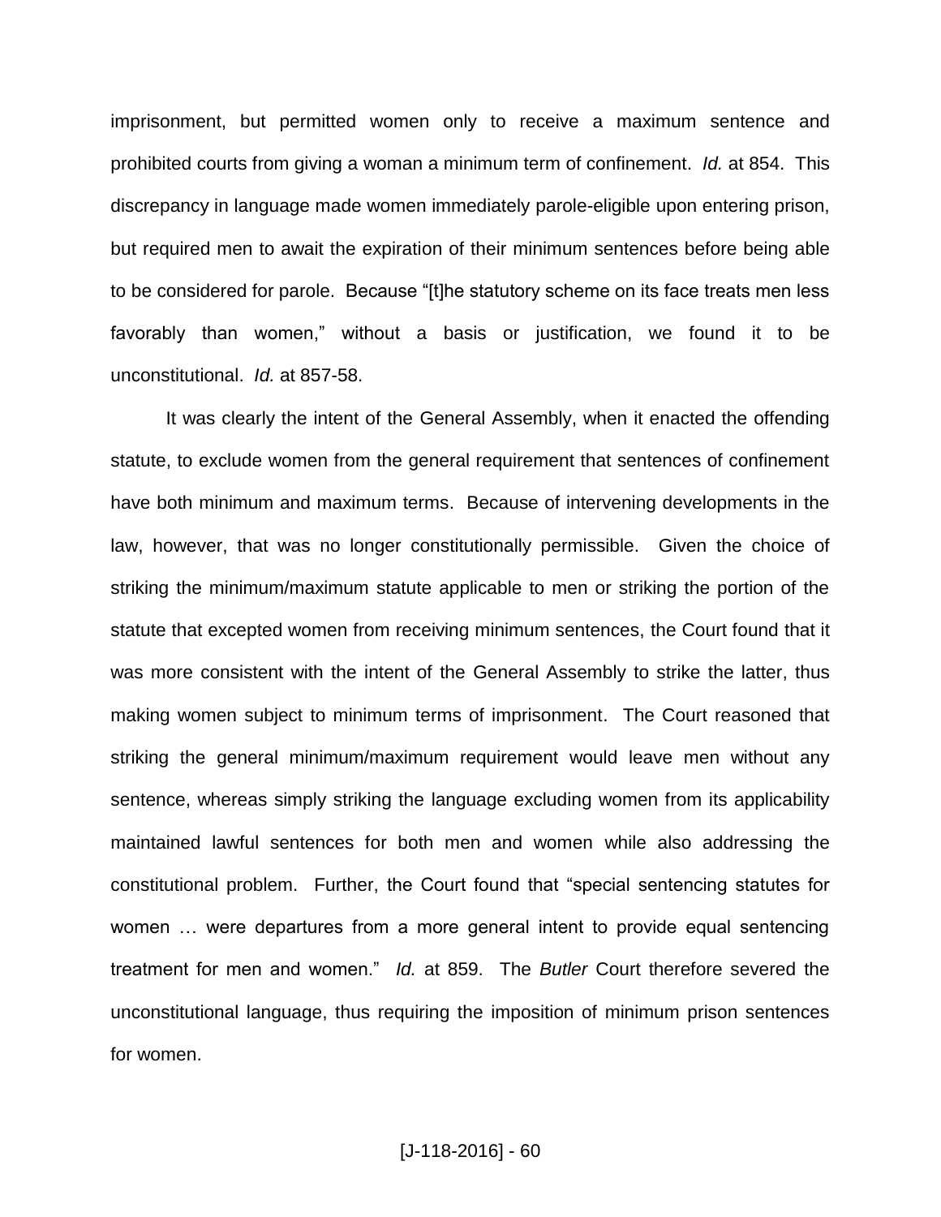imprisonment, but permitted women only to receive a maximum sentence and prohibited courts from giving a woman a minimum term of confinement. *Id.* at 854. This discrepancy in language made women immediately parole-eligible upon entering prison, but required men to await the expiration of their minimum sentences before being able to be considered for parole. Because "[t]he statutory scheme on its face treats men less favorably than women," without a basis or justification, we found it to be unconstitutional. *Id.* at 857-58.

It was clearly the intent of the General Assembly, when it enacted the offending statute, to exclude women from the general requirement that sentences of confinement have both minimum and maximum terms. Because of intervening developments in the law, however, that was no longer constitutionally permissible. Given the choice of striking the minimum/maximum statute applicable to men or striking the portion of the statute that excepted women from receiving minimum sentences, the Court found that it was more consistent with the intent of the General Assembly to strike the latter, thus making women subject to minimum terms of imprisonment. The Court reasoned that striking the general minimum/maximum requirement would leave men without any sentence, whereas simply striking the language excluding women from its applicability maintained lawful sentences for both men and women while also addressing the constitutional problem. Further, the Court found that "special sentencing statutes for women … were departures from a more general intent to provide equal sentencing treatment for men and women." *Id.* at 859. The *Butler* Court therefore severed the unconstitutional language, thus requiring the imposition of minimum prison sentences for women.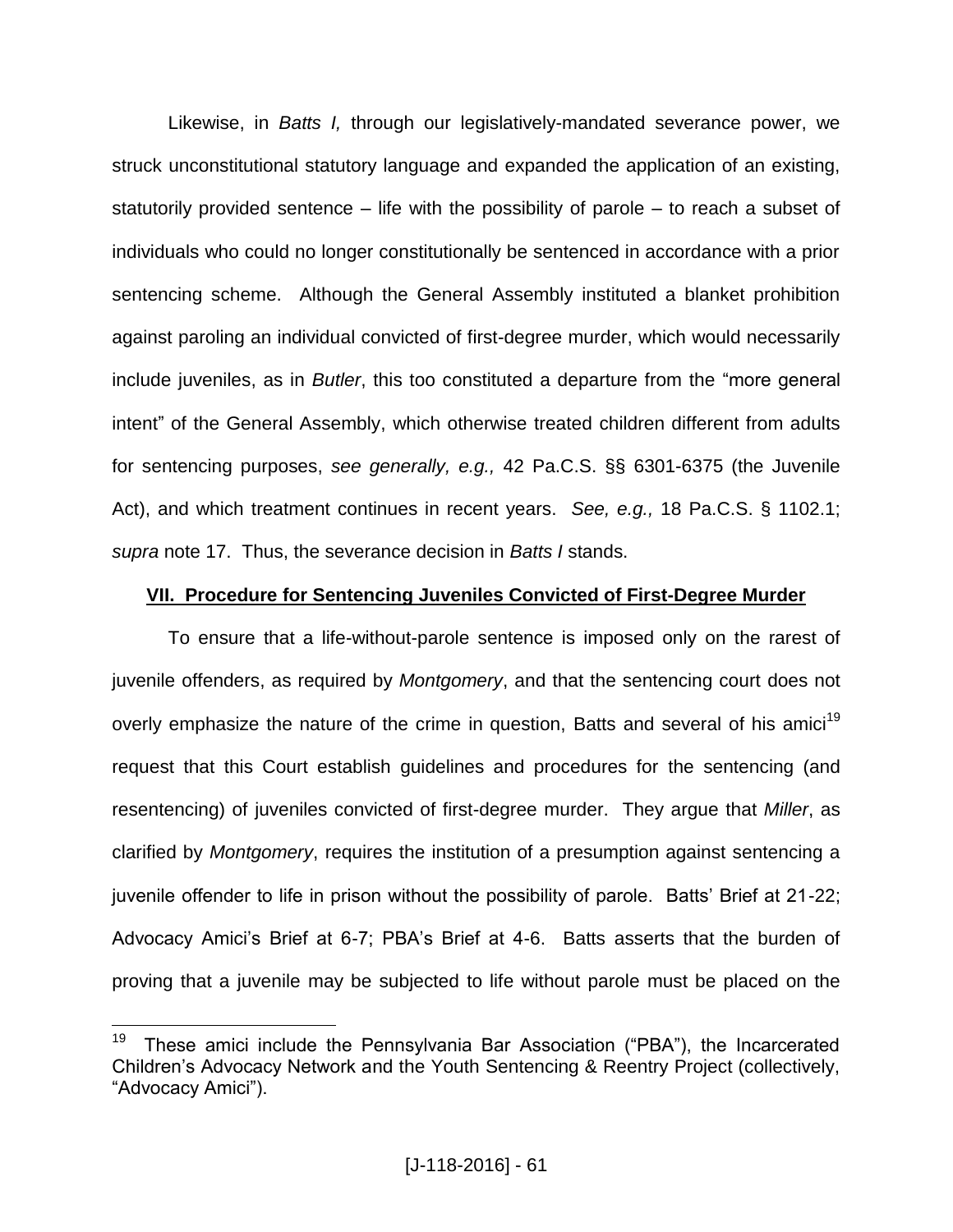Likewise, in *Batts I,* through our legislatively-mandated severance power, we struck unconstitutional statutory language and expanded the application of an existing, statutorily provided sentence – life with the possibility of parole – to reach a subset of individuals who could no longer constitutionally be sentenced in accordance with a prior sentencing scheme. Although the General Assembly instituted a blanket prohibition against paroling an individual convicted of first-degree murder, which would necessarily include juveniles, as in *Butler*, this too constituted a departure from the "more general intent" of the General Assembly, which otherwise treated children different from adults for sentencing purposes, *see generally, e.g.,* 42 Pa.C.S. §§ 6301-6375 (the Juvenile Act), and which treatment continues in recent years. *See, e.g.,* 18 Pa.C.S. § 1102.1; *supra* note 17. Thus, the severance decision in *Batts I* stands.

**VII. Procedure for Sentencing Juveniles Convicted of First-Degree Murder**

To ensure that a life-without-parole sentence is imposed only on the rarest of juvenile offenders, as required by *Montgomery*, and that the sentencing court does not overly emphasize the nature of the crime in question, Batts and several of his amici[19] request that this Court establish guidelines and procedures for the sentencing (and resentencing) of juveniles convicted first-degree murder. They argue that *Miller*, as clarified by *Montgomery*, requires the institution of a presumption against sentencing a juvenile offender to life in prison without the possibility of parole. Batts' Brief at 21-22; Advocacy Amici's Brief at 6-7; PBA's Brief at 4-6. Batts asserts that the burden of proving that a juvenile may be subjected to life without parole must be placed on the

[19] These amici include the Pennsylvania Bar Association ("PBA"), the Incarcerated Children's Advocacy Network and the Youth Sentencing & Reentry Project (collectively, "Advocacy Amici").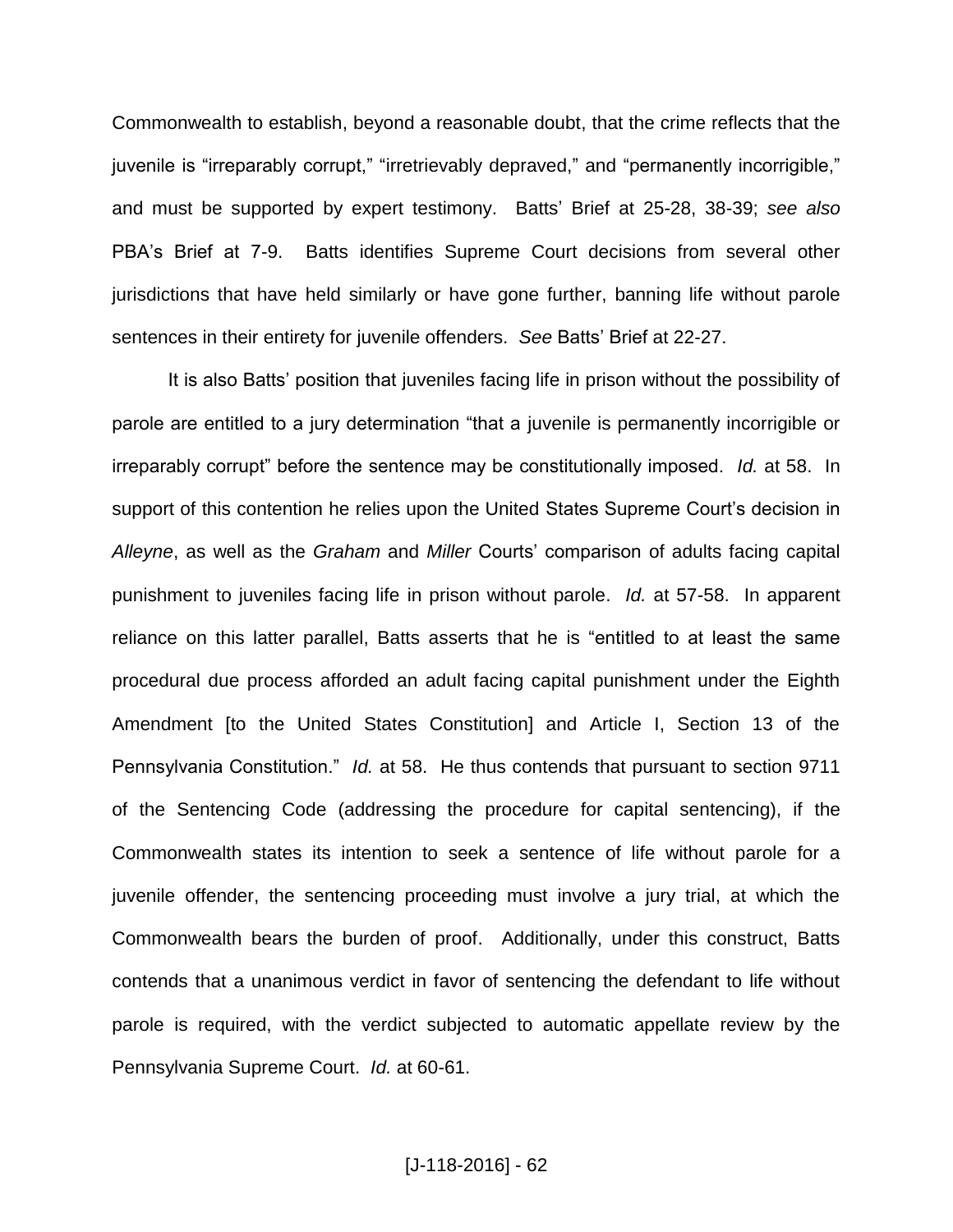Commonwealth to establish, beyond a reasonable doubt, that the crime reflects that the juvenile is "irreparably corrupt," "irretrievably depraved," and "permanently incorrigible," and must be supported by expert testimony. Batts' Brief at 25-28, 38-39; *see also* PBA's Brief at 7-9. Batts identifies Supreme Court decisions from several other jurisdictions that have held similarly or have gone further, banning life without parole sentences in their entirety for juvenile offenders. *See* Batts' Brief at 22-27.

It is also Batts' position that juveniles facing life in prison without the possibility of parole are entitled to a jury determination "that a juvenile is permanently incorrigible or irreparably corrupt" before the sentence may be constitutionally imposed. *Id.* at 58. In support of this contention he relies upon the United States Supreme Court's decision in *Alleyne*, as well as the *Graham* and *Miller* Courts' comparison of adults facing capital punishment to juveniles facing life in prison without parole. *Id.* at 57-58. In apparent reliance on this latter parallel, Batts asserts that he is "entitled to at least the same procedural due process afforded an adult facing capital punishment under the Eighth Amendment [to the United States Constitution] and Article I, Section 13 of the Pennsylvania Constitution." *Id.* at 58. He thus contends that pursuant to section 9711 of the Sentencing Code (addressing the procedure for capital sentencing), if the Commonwealth states its intention to seek a sentence of life without parole for a juvenile offender, the sentencing proceeding must involve a jury trial, at which the Commonwealth bears the burden of proof. Additionally, under this construct, Batts contends that a unanimous verdict in favor of sentencing the defendant to life without parole is required, with the verdict subjected to automatic appellate review by the Pennsylvania Supreme Court. *Id.* at 60-61.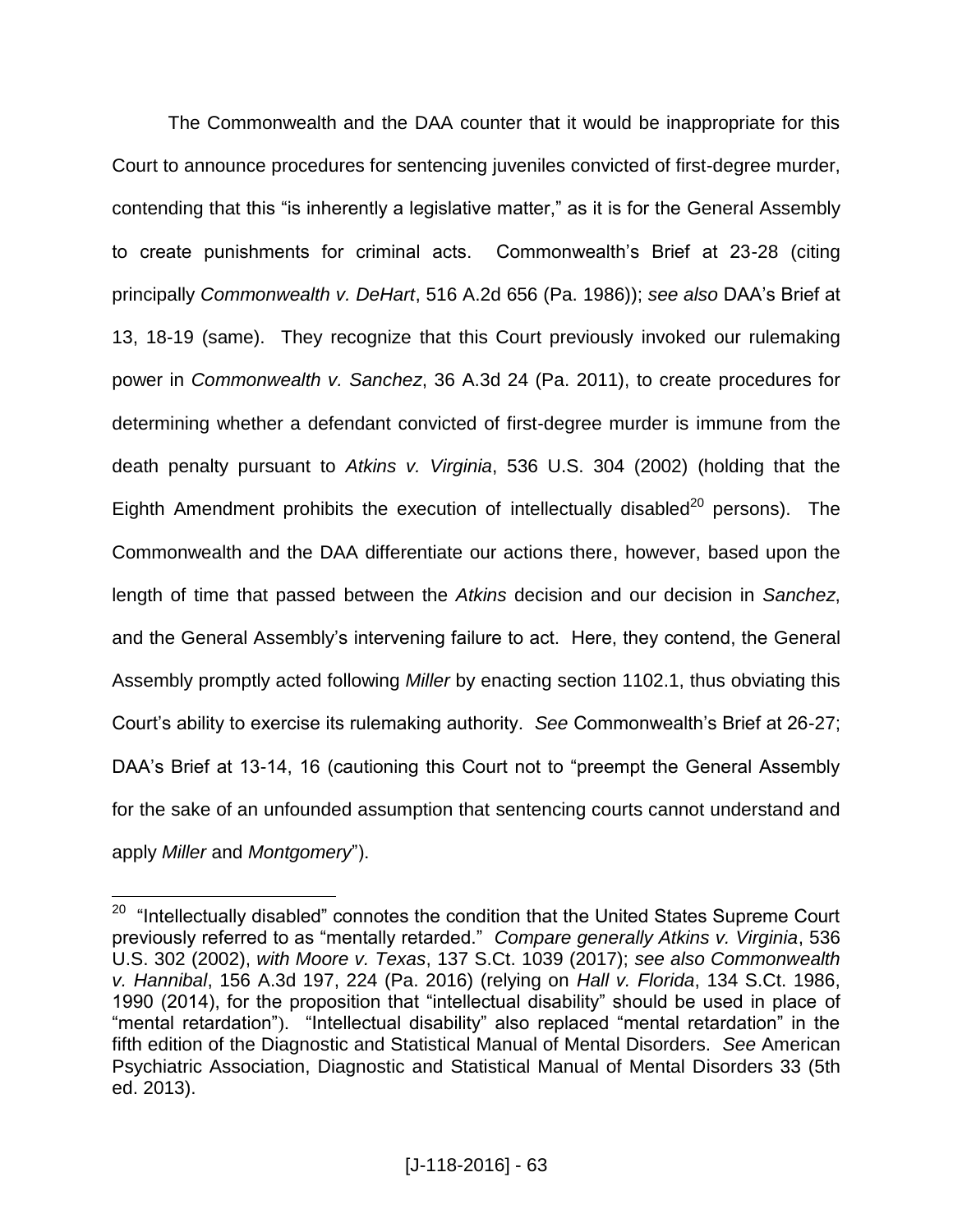The Commonwealth and the DAA counter that it would be inappropriate for this Court to announce procedures for sentencing juveniles convicted of first-degree murder, contending that this "is inherently a legislative matter," as it is for the General Assembly to create punishments for criminal acts. Commonwealth's Brief at 23-28 (citing principally *Commonwealth v. DeHart*, 516 A.2d 656 (Pa. 1986)); *see also* DAA's Brief at 13, 18-19 (same). They recognize that this Court previously invoked our rulemaking power in *Commonwealth v. Sanchez*, 36 A.3d 24 (Pa. 2011), to create procedures for determining whether a defendant convicted of first-degree murder is immune from the death penalty pursuant to *Atkins v. Virginia*, 536 U.S. 304 (2002) (holding that the Eighth Amendment prohibits the execution of intellectually disabled[20] persons). The Commonwealth and the DAA differentiate our actions there, however, based upon the length of time that passed between the *Atkins* decision and our decision in *Sanchez*, and the General Assembly's intervening failure to act. Here, they contend, the General Assembly promptly acted following *Miller* by enacting section 1102.1, thus obviating this Court's ability to exercise its rulemaking authority. *See* Commonwealth's Brief at 26-27; DAA's Brief at 13-14, 16 (cautioning this Court not to "preempt the General Assembly for the sake of an unfounded assumption that sentencing courts cannot understand and apply *Miller* and *Montgomery*").

---

[20] "Intellectually disabled" connotes the condition that the United States Supreme Court previously referred to as "mentally retarded." *Compare generally Atkins v. Virginia*, 536 U.S. 302 (2002), *with Moore v. Texas*, 137 S.Ct. 1039 (2017); *see also Commonwealth v. Hannibal*, 156 A.3d 197, 224 (Pa. 2016) (relying on *Hall v. Florida*, 134 S.Ct. 1986, 1990 (2014), for the proposition that "intellectual disability" should be used in place of "mental retardation"). "Intellectual disability" also replaced "mental retardation" in the fifth edition of the Diagnostic and Statistical Manual of Mental Disorders. *See* American Psychiatric Association, Diagnostic and Statistical Manual of Mental Disorders 33 (5th ed. 2013).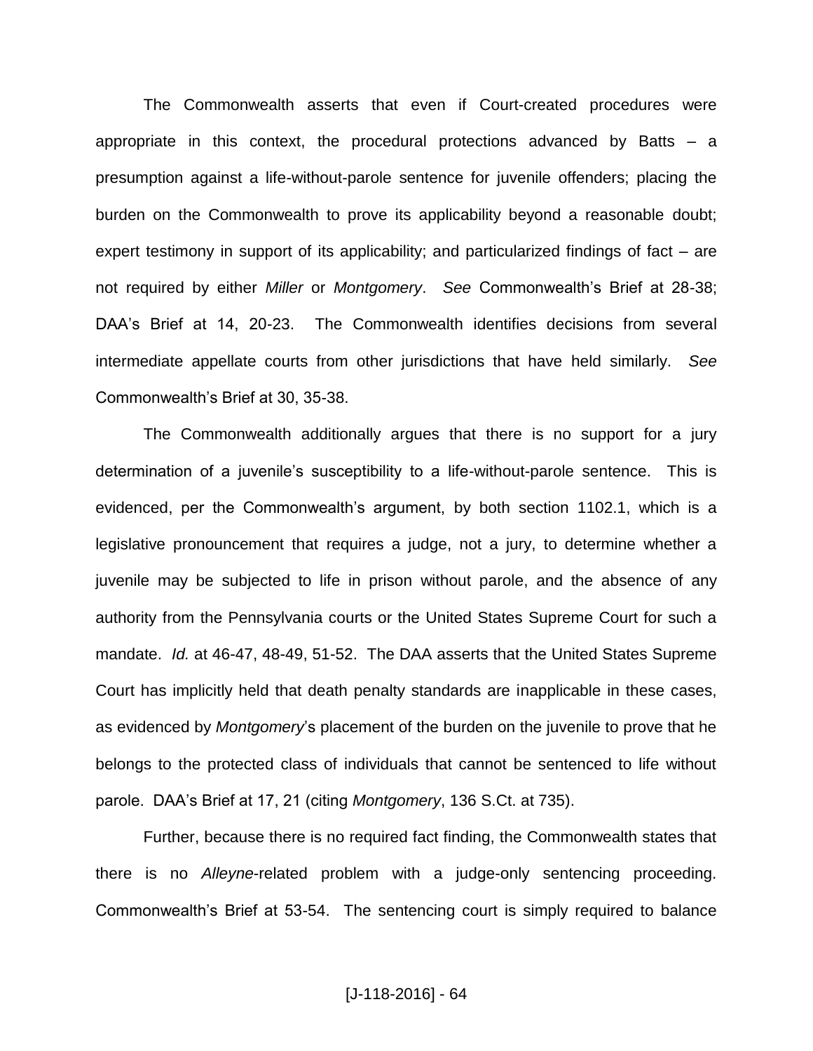The Commonwealth asserts that even if Court-created procedures were appropriate in this context, the procedural protections advanced by Batts – a presumption against a life-without-parole sentence for juvenile offenders; placing the burden on the Commonwealth to prove its applicability beyond a reasonable doubt; expert testimony in support of its applicability; and particularized findings of fact – are not required by either *Miller* or *Montgomery*. *See* Commonwealth's Brief at 28-38; DAA's Brief at 14, 20-23. The Commonwealth identifies decisions from several intermediate appellate courts from other jurisdictions that have held similarly. *See* Commonwealth's Brief at 30, 35-38.

The Commonwealth additionally argues that there is no support for a jury determination of a juvenile's susceptibility to a life-without-parole sentence. This is evidenced, per the Commonwealth's argument, by both section 1102.1, which is a legislative pronouncement that requires a judge, not a jury, to determine whether a juvenile may be subjected to life in prison without parole, and the absence of any authority from the Pennsylvania courts or the United States Supreme Court for such a mandate. *Id.* at 46-47, 48-49, 51-52. The DAA asserts that the United States Supreme Court has implicitly held that death penalty standards are inapplicable in these cases, as evidenced by *Montgomery*'s placement of the burden on the juvenile to prove that he belongs to the protected class of individuals that cannot be sentenced to life without parole. DAA's Brief at 17, 21 (citing *Montgomery*, 136 S.Ct. at 735).

Further, because there is no required fact finding, the Commonwealth states that there is no *Alleyne*-related problem with a judge-only sentencing proceeding. Commonwealth's Brief at 53-54. The sentencing court is simply required to balance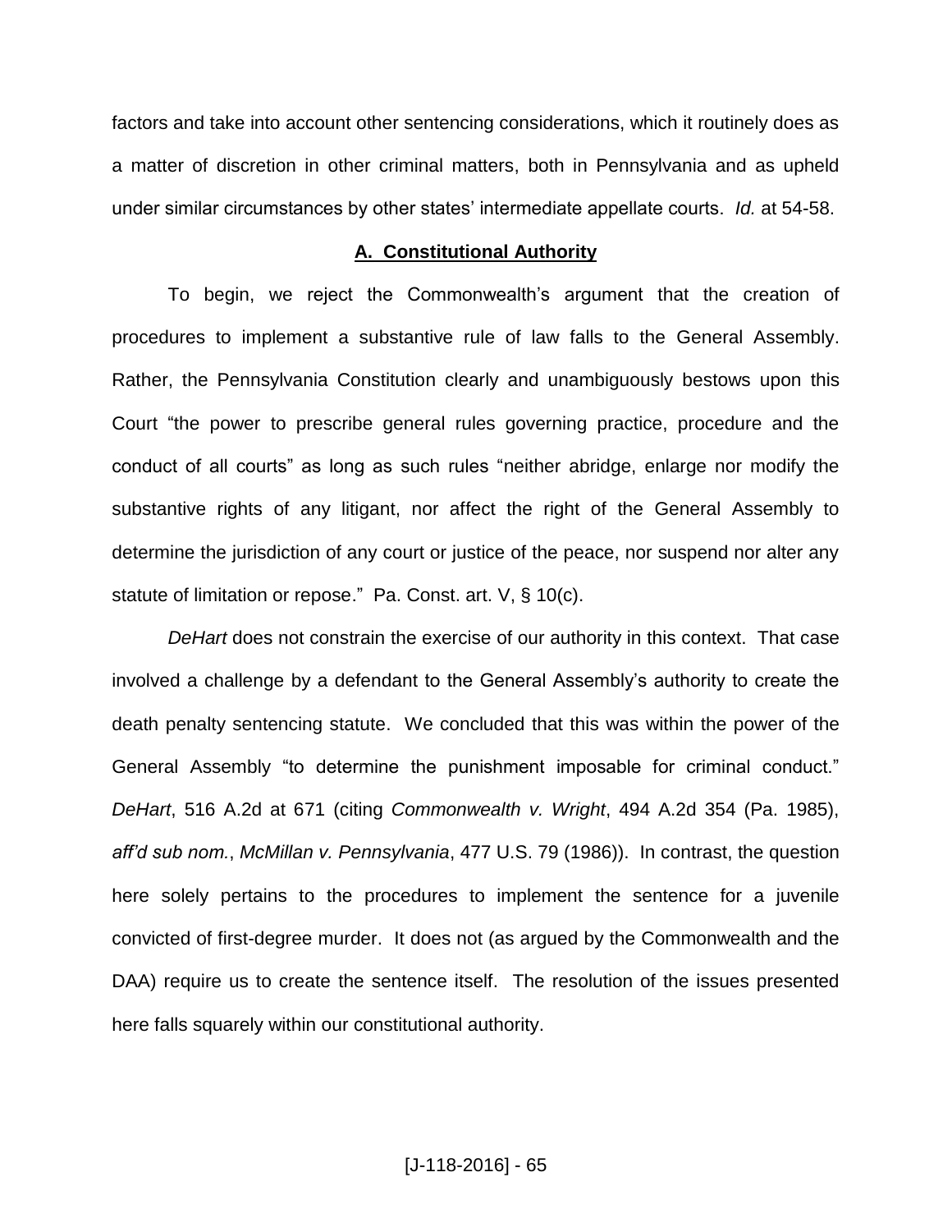factors and take into account other sentencing considerations, which it routinely does as a matter of discretion in other criminal matters, both in Pennsylvania and as upheld under similar circumstances by other states' intermediate appellate courts. *Id.* at 54-58.

### **A. Constitutional Authority**

To begin, we reject the Commonwealth's argument that the creation of procedures to implement a substantive rule of law falls to the General Assembly. Rather, the Pennsylvania Constitution clearly and unambiguously bestows upon this Court "the power to prescribe general rules governing practice, procedure and the conduct of all courts" as long as such rules "neither abridge, enlarge nor modify the substantive rights of any litigant, nor affect the right of the General Assembly to determine the jurisdiction of any court or justice of the peace, nor suspend nor alter any statute of limitation or repose." Pa. Const. art. V, § 10(c).

*DeHart* does not constrain the exercise of our authority in this context. That case involved a challenge by a defendant to the General Assembly's authority to create the death penalty sentencing statute. We concluded that this was within the power of the General Assembly "to determine the punishment imposable for criminal conduct." *DeHart*, 516 A.2d at 671 (citing *Commonwealth v. Wright*, 494 A.2d 354 (Pa. 1985), *aff'd sub nom.*, *McMillan v. Pennsylvania*, 477 U.S. 79 (1986)). In contrast, the question here solely pertains to the procedures to implement the sentence for a juvenile convicted of first-degree murder. It does not (as argued by the Commonwealth and the DAA) require us to create the sentence itself. The resolution of the issues presented here falls squarely within our constitutional authority.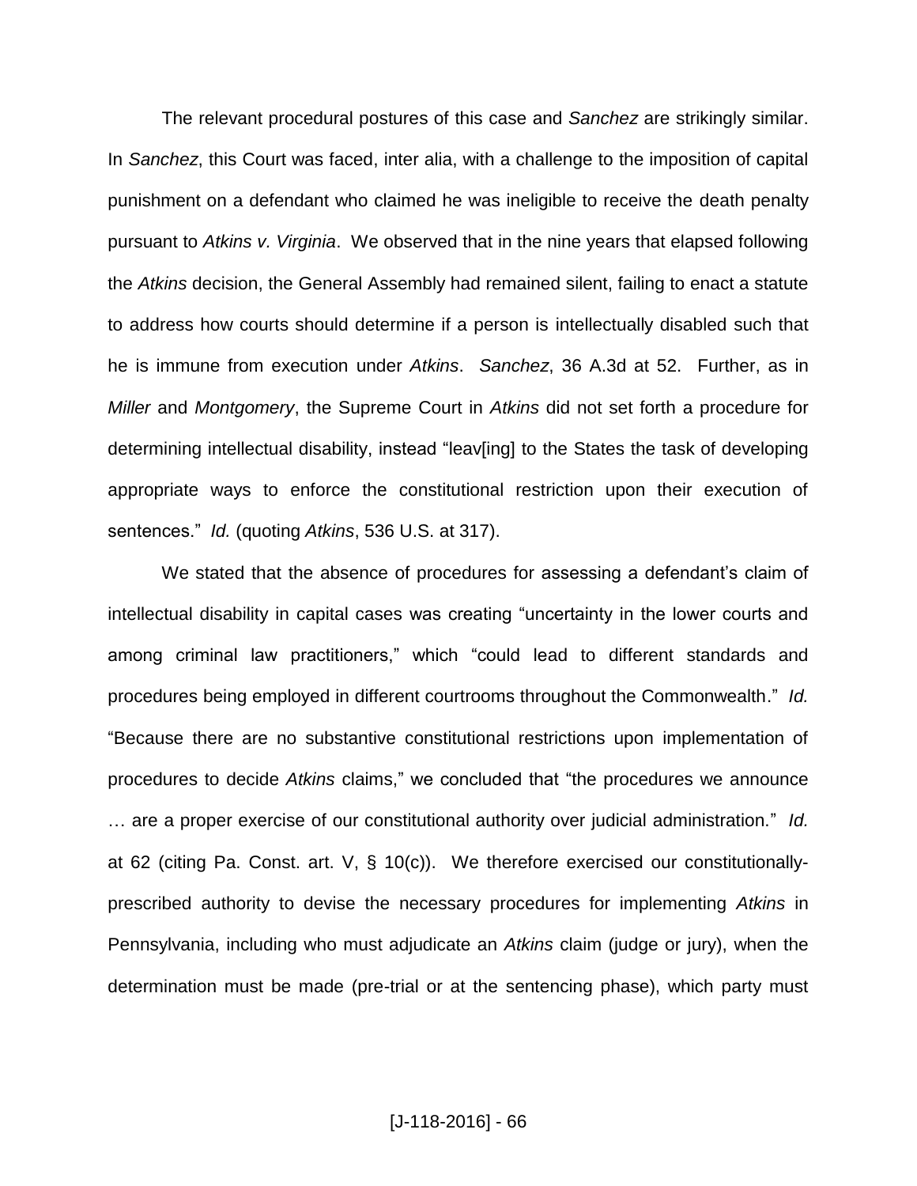The relevant procedural postures of this case and *Sanchez* are strikingly similar. In *Sanchez*, this Court was faced, inter alia, with a challenge to the imposition of capital punishment on a defendant who claimed he was ineligible to receive the death penalty pursuant to *Atkins v. Virginia*. We observed that in the nine years that elapsed following the *Atkins* decision, the General Assembly had remained silent, failing to enact a statute to address how courts should determine if a person is intellectually disabled such that he is immune from execution under *Atkins*. *Sanchez*, 36 A.3d at 52. Further, as in *Miller* and *Montgomery*, the Supreme Court in *Atkins* did not set forth a procedure for determining intellectual disability, instead "leav[ing] to the States the task of developing appropriate ways to enforce the constitutional restriction upon their execution of sentences." *Id.* (quoting *Atkins*, 536 U.S. at 317).

We stated that the absence of procedures for assessing a defendant's claim of intellectual disability in capital cases was creating "uncertainty in the lower courts and among criminal law practitioners," which "could lead to different standards and procedures being employed in different courtrooms throughout the Commonwealth." *Id.* "Because there are no substantive constitutional restrictions upon implementation of procedures to decide *Atkins* claims," we concluded that "the procedures we announce … are a proper exercise of our constitutional authority over judicial administration." *Id.* at 62 (citing Pa. Const. art. V, § 10(c)). We therefore exercised our constitutionally-prescribed authority to devise the necessary procedures for implementing *Atkins* in Pennsylvania, including who must adjudicate an *Atkins* claim (judge or jury), when the determination must be made (pre-trial or at the sentencing phase), which party must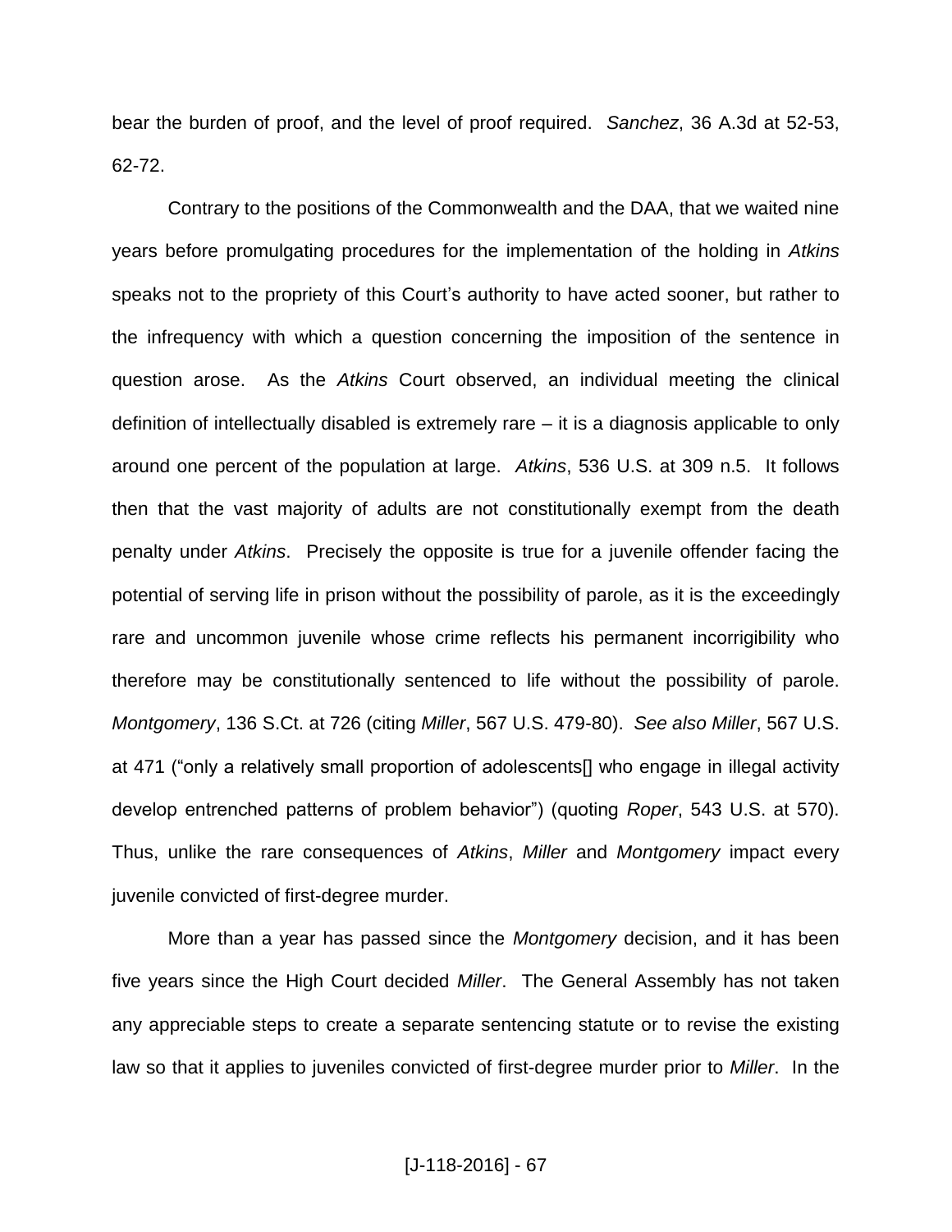bear the burden of proof, and the level of proof required. *Sanchez*, 36 A.3d at 52-53, 62-72.

Contrary to the positions of the Commonwealth and the DAA, that we waited nine years before promulgating procedures for the implementation of the holding in *Atkins* speaks not to the propriety of this Court's authority to have acted sooner, but rather to the infrequency with which a question concerning the imposition of the sentence in question arose. As the *Atkins* Court observed, an individual meeting the clinical definition of intellectually disabled is extremely rare – it is a diagnosis applicable to only around one percent of the population at large. *Atkins*, 536 U.S. at 309 n.5. It follows then that the vast majority of adults are not constitutionally exempt from the death penalty under *Atkins*. Precisely the opposite is true for a juvenile offender facing the potential of serving life in prison without the possibility of parole, as it is the exceedingly rare and uncommon juvenile whose crime reflects his permanent incorrigibility who therefore may be constitutionally sentenced to life without the possibility of parole. *Montgomery*, 136 S.Ct. at 726 (citing *Miller*, 567 U.S. 479-80). *See also Miller*, 567 U.S. at 471 ("only a relatively small proportion of adolescents[] who engage in illegal activity develop entrenched patterns of problem behavior") (quoting *Roper*, 543 U.S. at 570). Thus, unlike the rare consequences of *Atkins*, *Miller* and *Montgomery* impact every juvenile convicted of first-degree murder.

More than a year has passed since the *Montgomery* decision, and it has been five years since the High Court decided *Miller*. The General Assembly has not taken any appreciable steps to create a separate sentencing statute or to revise the existing law so that it applies to juveniles convicted of first-degree murder prior to *Miller*. In the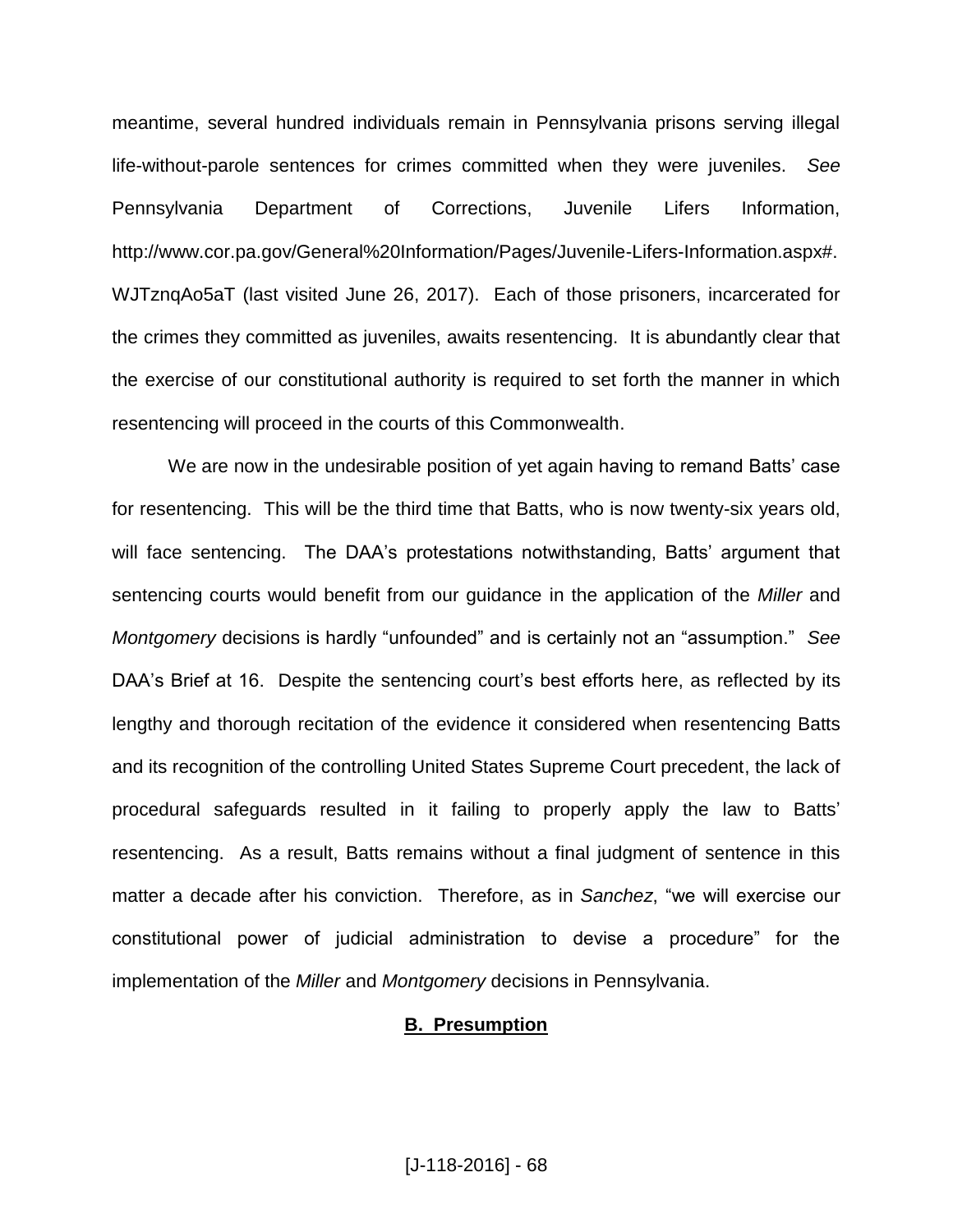meantime, several hundred individuals remain in Pennsylvania prisons serving illegal life-without-parole sentences for crimes committed when they were juveniles. *See* Pennsylvania Department of Corrections, Juvenile Lifers Information, http://www.cor.pa.gov/General%20Information/Pages/Juvenile-Lifers-Information.aspx#.WJTznqAo5aT (last visited June 26, 2017). Each of those prisoners, incarcerated for the crimes they committed as juveniles, awaits resentencing. It is abundantly clear that the exercise of our constitutional authority is required to set forth the manner in which resentencing will proceed in the courts of this Commonwealth.

We are now in the undesirable position of yet again having to remand Batts' case for resentencing. This will be the third time that Batts, who is now twenty-six years old, will face sentencing. The DAA's protestations notwithstanding, Batts' argument that sentencing courts would benefit from our guidance in the application of the *Miller* and *Montgomery* decisions is hardly "unfounded" and is certainly not an "assumption." *See* DAA's Brief at 16. Despite the sentencing court's best efforts here, as reflected by its lengthy and thorough recitation of the evidence it considered when resentencing Batts and its recognition of the controlling United States Supreme Court precedent, the lack of procedural safeguards resulted in it failing to properly apply the law to Batts' resentencing. As a result, Batts remains without a final judgment of sentence in this matter a decade after his conviction. Therefore, as in *Sanchez*, "we will exercise our constitutional power of judicial administration to devise a procedure" for the implementation of the *Miller* and *Montgomery* decisions in Pennsylvania.

## B. Presumption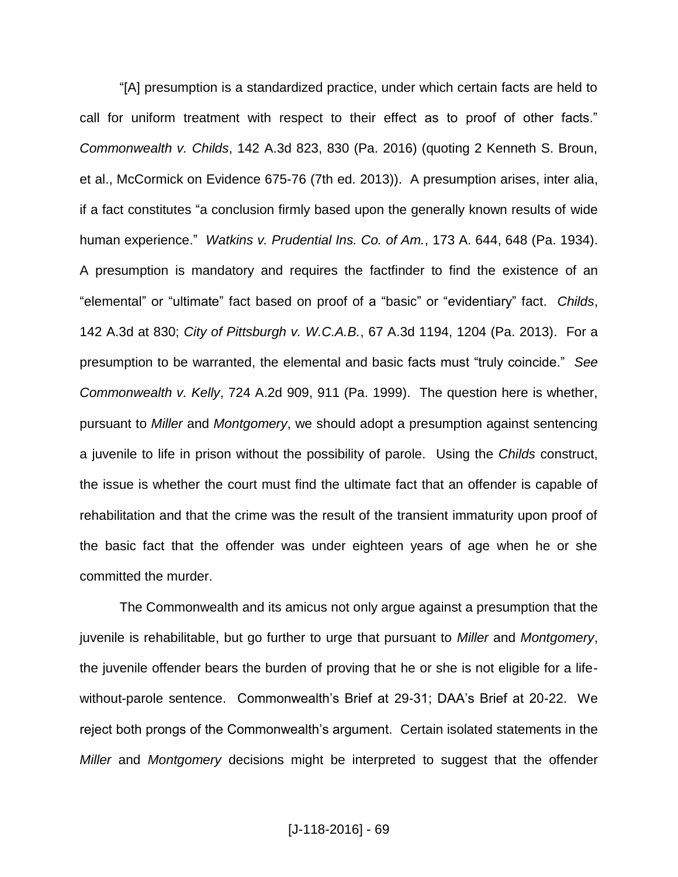"[A] presumption is a standardized practice, under which certain facts are held to call for uniform treatment with respect to their effect as to proof of other facts." *Commonwealth v. Childs*, 142 A.3d 823, 830 (Pa. 2016) (quoting 2 Kenneth S. Broun, et al., McCormick on Evidence 675-76 (7th ed. 2013)). A presumption arises, inter alia, if a fact constitutes "a conclusion firmly based upon the generally known results of wide human experience." *Watkins v. Prudential Ins. Co. of Am.*, 173 A. 644, 648 (Pa. 1934). A presumption is mandatory and requires the factfinder to find the existence of an "elemental" or "ultimate" fact based on proof of a "basic" or "evidentiary" fact. *Childs*, 142 A.3d at 830; *City of Pittsburgh v. W.C.A.B.*, 67 A.3d 1194, 1204 (Pa. 2013). For a presumption to be warranted, the elemental and basic facts must "truly coincide." *See Commonwealth v. Kelly*, 724 A.2d 909, 911 (Pa. 1999). The question here is whether, pursuant to *Miller* and *Montgomery*, we should adopt a presumption against sentencing a juvenile to life in prison without the possibility of parole. Using the *Childs* construct, the issue is whether the court must find the ultimate fact that an offender is capable of rehabilitation and that the crime was the result of the transient immaturity upon proof of the basic fact that the offender was under eighteen years of age when he or she committed the murder.

The Commonwealth and its amicus not only argue against a presumption that the juvenile is rehabilitable, but go further to urge that pursuant to *Miller* and *Montgomery*, the juvenile offender bears the burden of proving that he or she is not eligible for a life-without-parole sentence. Commonwealth's Brief at 29-31; DAA's Brief at 20-22. We reject both prongs of the Commonwealth's argument. Certain isolated statements in the *Miller* and *Montgomery* decisions might be interpreted to suggest that the offender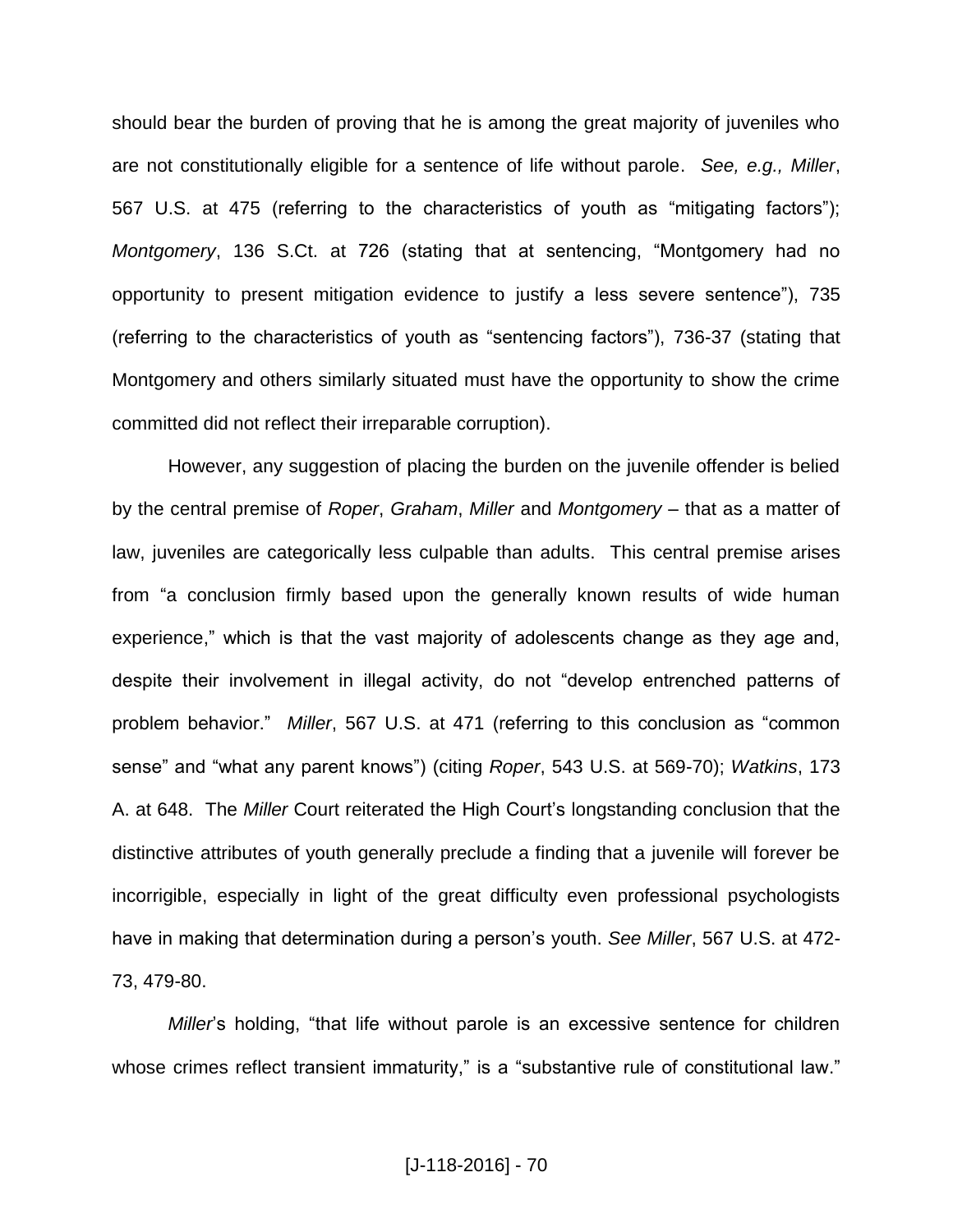should bear the burden of proving that he is among the great majority of juveniles who are not constitutionally eligible for a sentence of life without parole. *See, e.g., Miller*, 567 U.S. at 475 (referring to the characteristics of youth as "mitigating factors"); *Montgomery*, 136 S.Ct. at 726 (stating that at sentencing, "Montgomery had no opportunity to present mitigation evidence to justify a less severe sentence"), 735 (referring to the characteristics of youth as "sentencing factors"), 736-37 (stating that Montgomery and others similarly situated must have the opportunity to show the crime committed did not reflect their irreparable corruption).

However, any suggestion of placing the burden on the juvenile offender is belied by the central premise of *Roper*, *Graham*, *Miller* and *Montgomery* – that as a matter of law, juveniles are categorically less culpable than adults. This central premise arises from "a conclusion firmly based upon the generally known results of wide human experience," which is that the vast majority of adolescents change as they age and, despite their involvement in illegal activity, do not "develop entrenched patterns of problem behavior." *Miller*, 567 U.S. at 471 (referring to this conclusion as "common sense" and "what any parent knows") (citing *Roper*, 543 U.S. at 569-70); *Watkins*, 173 A. at 648. The *Miller* Court reiterated the High Court's longstanding conclusion that the distinctive attributes of youth generally preclude a finding that a juvenile will forever be incorrigible, especially in light of the great difficulty even professional psychologists have in making that determination during a person's youth. *See Miller*, 567 U.S. at 472-73, 479-80.

*Miller*'s holding, "that life without parole is an excessive sentence for children whose crimes reflect transient immaturity," is a "substantive rule of constitutional law."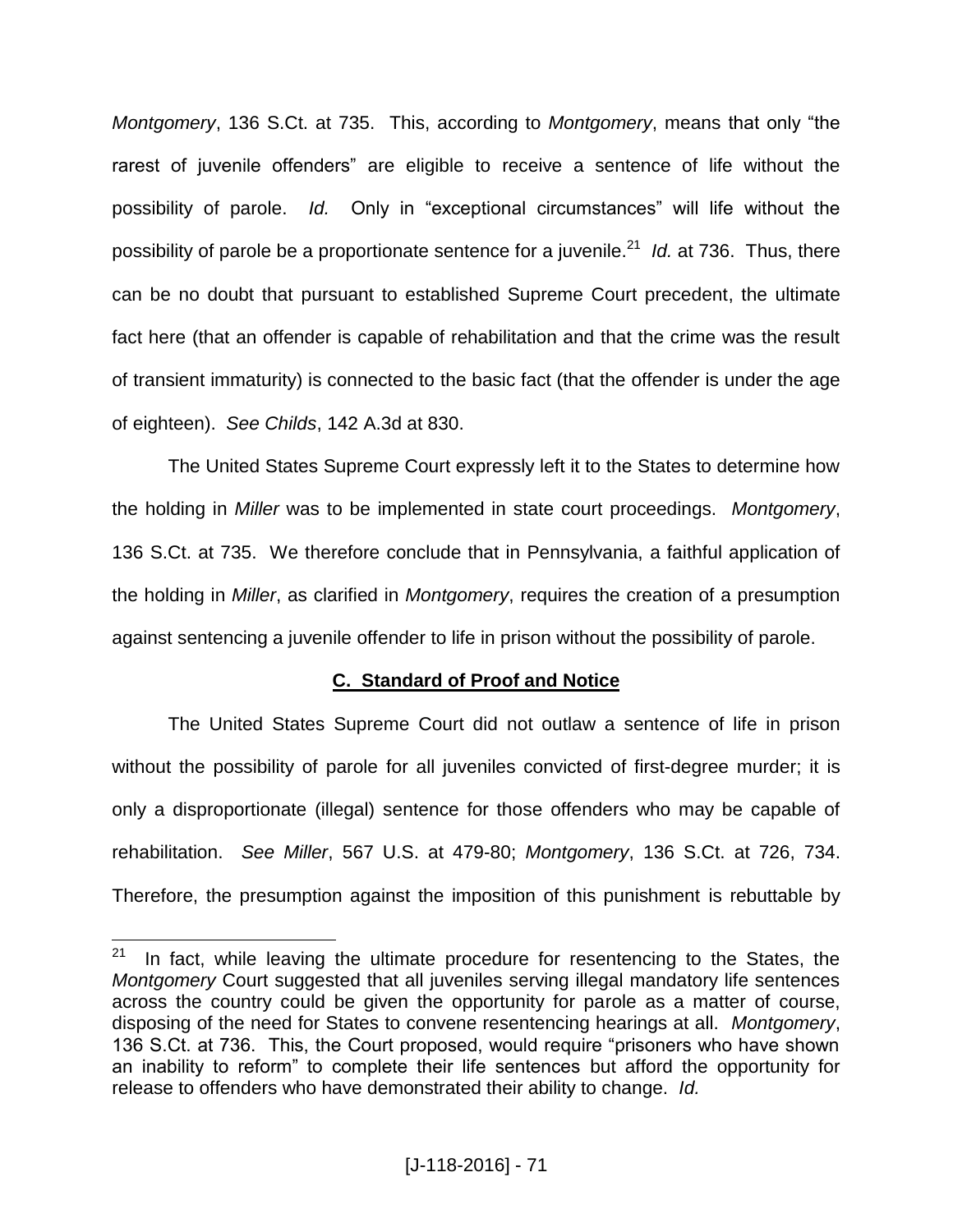*Montgomery*, 136 S.Ct. at 735. This, according to *Montgomery*, means that only "the rarest of juvenile offenders" are eligible to receive a sentence of life without the possibility of parole. *Id.* Only in "exceptional circumstances" will life without the possibility of parole be a proportionate sentence for a juvenile.[21] *Id.* at 736. Thus, there can be no doubt that pursuant to established Supreme Court precedent, the ultimate fact here (that an offender is capable of rehabilitation and that the crime was the result of transient immaturity) is connected to the basic fact (that the offender is under the age of eighteen). *See Childs*, 142 A.3d at 830.

The United States Supreme Court expressly left it to the States to determine how the holding in *Miller* was to be implemented in state court proceedings. *Montgomery*, 136 S.Ct. at 735. We therefore conclude that in Pennsylvania, a faithful application of the holding in *Miller*, as clarified in *Montgomery*, requires the creation of a presumption against sentencing a juvenile offender to life in prison without the possibility of parole.

### C. Standard of Proof and Notice

The United States Supreme Court did not outlaw a sentence of life in prison without the possibility of parole for all juveniles convicted of first-degree murder; it is only a disproportionate (illegal) sentence for those offenders who may be capable of rehabilitation. *See Miller*, 567 U.S. at 479-80; *Montgomery*, 136 S.Ct. at 726, 734. Therefore, the presumption against the imposition of this punishment is rebuttable by

---

[21] In fact, while leaving the ultimate procedure for resentencing to the States, the *Montgomery* Court suggested that all juveniles serving illegal mandatory life sentences across the country could be given the opportunity for parole as a matter of course, disposing of the need for States to convene resentencing hearings at all. *Montgomery*, 136 S.Ct. at 736. This, the Court proposed, would require "prisoners who have shown an inability to reform" to complete their life sentences but afford the opportunity for release to offenders who have demonstrated their ability to change. *Id.*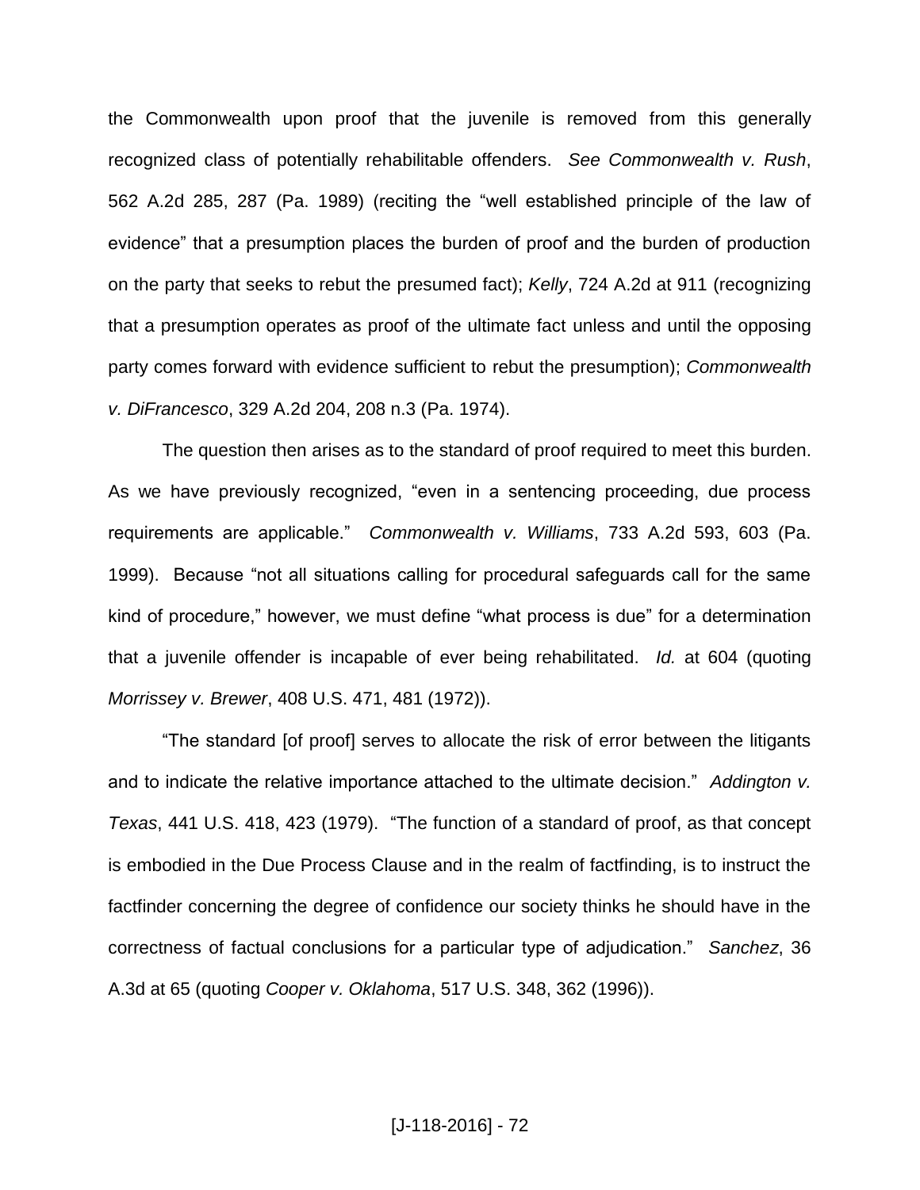the Commonwealth upon proof that the juvenile is removed from this generally recognized class of potentially rehabilitable offenders. *See Commonwealth v. Rush*, 562 A.2d 285, 287 (Pa. 1989) (reciting the "well established principle of the law of evidence" that a presumption places the burden of proof and the burden of production on the party that seeks to rebut the presumed fact); *Kelly*, 724 A.2d at 911 (recognizing that a presumption operates as proof of the ultimate fact unless and until the opposing party comes forward with evidence sufficient to rebut the presumption); *Commonwealth v. DiFrancesco*, 329 A.2d 204, 208 n.3 (Pa. 1974).

The question then arises as to the standard of proof required to meet this burden. As we have previously recognized, "even in a sentencing proceeding, due process requirements are applicable." *Commonwealth v. Williams*, 733 A.2d 593, 603 (Pa. 1999). Because "not all situations calling for procedural safeguards call for the same kind of procedure," however, we must define "what process is due" for a determination that a juvenile offender is incapable of ever being rehabilitated. *Id.* at 604 (quoting *Morrissey v. Brewer*, 408 U.S. 471, 481 (1972)).

"The standard [of proof] serves to allocate the risk of error between the litigants and to indicate the relative importance attached to the ultimate decision." *Addington v. Texas*, 441 U.S. 418, 423 (1979). "The function of a standard of proof, as that concept is embodied in the Due Process Clause and in the realm of factfinding, is to instruct the factfinder concerning the degree of confidence our society thinks he should have in the correctness of factual conclusions for a particular type of adjudication." *Sanchez*, 36 A.3d at 65 (quoting *Cooper v. Oklahoma*, 517 U.S. 348, 362 (1996)).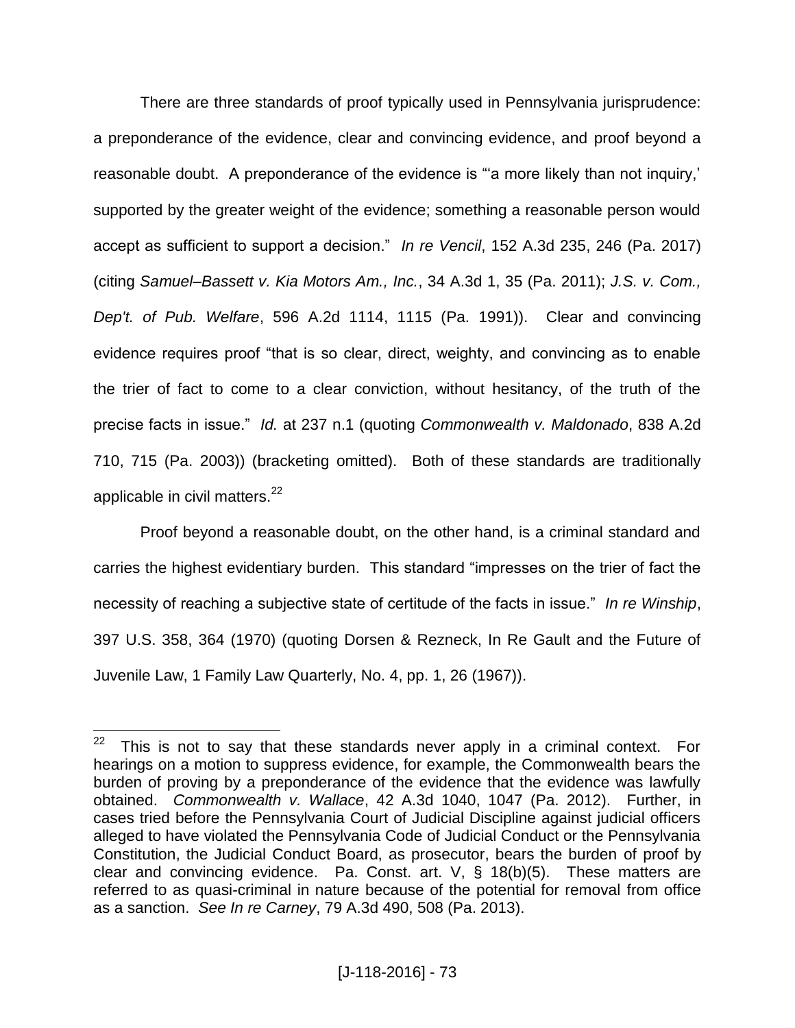There are three standards of proof typically used in Pennsylvania jurisprudence: a preponderance of the evidence, clear and convincing evidence, and proof beyond a reasonable doubt. A preponderance of the evidence is "'a more likely than not inquiry,' supported by the greater weight of the evidence; something a reasonable person would accept as sufficient to support a decision." *In re Vencil*, 152 A.3d 235, 246 (Pa. 2017) (citing *Samuel–Bassett v. Kia Motors Am., Inc.*, 34 A.3d 1, 35 (Pa. 2011); *J.S. v. Com., Dep't. of Pub. Welfare*, 596 A.2d 1114, 1115 (Pa. 1991)). Clear and convincing evidence requires proof "that is so clear, direct, weighty, and convincing as to enable the trier of fact to come to a clear conviction, without hesitancy, of the truth of the precise facts in issue." *Id.* at 237 n.1 (quoting *Commonwealth v. Maldonado*, 838 A.2d 710, 715 (Pa. 2003)) (bracketing omitted). Both of these standards are traditionally applicable in civil matters.[22]

Proof beyond a reasonable doubt, on the other hand, is a criminal standard and carries the highest evidentiary burden. This standard "impresses on the trier of fact the necessity of reaching a subjective state of certitude of the facts in issue." *In re Winship*, 397 U.S. 358, 364 (1970) (quoting Dorsen & Rezneck, In Re Gault and the Future of Juvenile Law, 1 Family Law Quarterly, No. 4, pp. 1, 26 (1967)).

---

[22] This is not to say that these standards never apply in a criminal context. For hearings on a motion to suppress evidence, for example, the Commonwealth bears the burden of proving by a preponderance of the evidence that the evidence was lawfully obtained. *Commonwealth v. Wallace*, 42 A.3d 1040, 1047 (Pa. 2012). Further, in cases tried before the Pennsylvania Court of Judicial Discipline against judicial officers alleged to have violated the Pennsylvania Code of Judicial Conduct or the Pennsylvania Constitution, the Judicial Conduct Board, as prosecutor, bears the burden of proof by clear and convincing evidence. Pa. Const. art. V, § 18(b)(5). These matters are referred to as quasi-criminal in nature because of the potential for removal from office as a sanction. *See In re Carney*, 79 A.3d 490, 508 (Pa. 2013).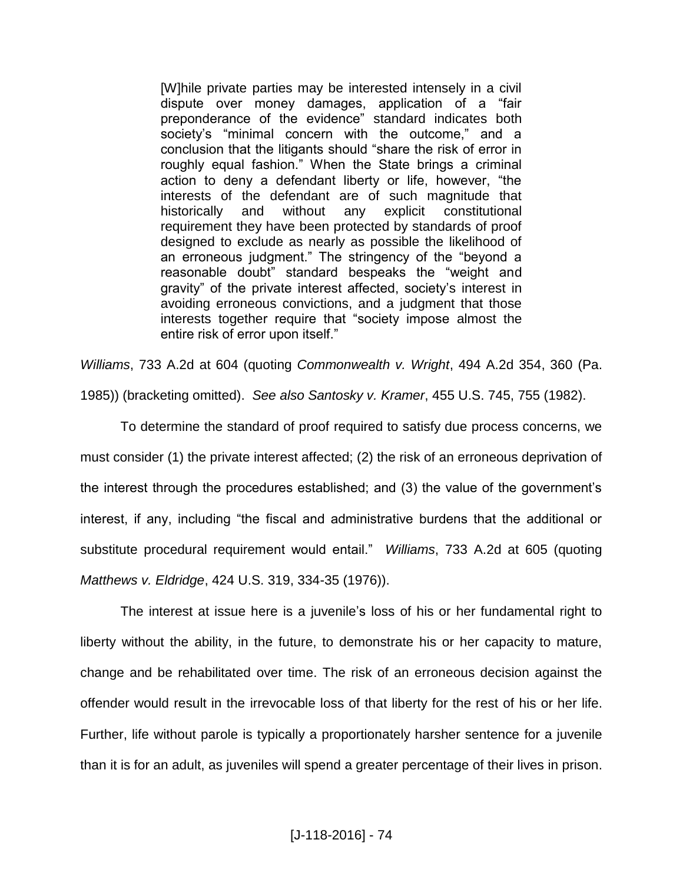> [W]hile private parties may be interested intensely in a civil dispute over money damages, application of a "fair preponderance of the evidence" standard indicates both society's "minimal concern with the outcome," and a conclusion that the litigants should "share the risk of error in roughly equal fashion." When the State brings a criminal action to deny a defendant liberty or life, however, "the interests of the defendant are of such magnitude that historically and without any explicit constitutional requirement they have been protected by standards of proof designed to exclude as nearly as possible the likelihood of an erroneous judgment." The stringency of the "beyond a reasonable doubt" standard bespeaks the "weight and gravity" of the private interest affected, society's interest in avoiding erroneous convictions, and a judgment that those interests together require that "society impose almost the entire risk of error upon itself."

*Williams*, 733 A.2d at 604 (quoting *Commonwealth v. Wright*, 494 A.2d 354, 360 (Pa. 1985)) (bracketing omitted). *See also Santosky v. Kramer*, 455 U.S. 745, 755 (1982).

To determine the standard of proof required to satisfy due process concerns, we must consider (1) the private interest affected; (2) the risk of an erroneous deprivation of the interest through the procedures established; and (3) the value of the government's interest, if any, including "the fiscal and administrative burdens that the additional or substitute procedural requirement would entail." *Williams*, 733 A.2d at 605 (quoting *Matthews v. Eldridge*, 424 U.S. 319, 334-35 (1976)).

The interest at issue here is a juvenile's loss of his or her fundamental right to liberty without the ability, in the future, to demonstrate his or her capacity to mature, change and be rehabilitated over time. The risk of an erroneous decision against the offender would result in the irrevocable loss of that liberty for the rest of his or her life. Further, life without parole is typically a proportionately harsher sentence for a juvenile than it is for an adult, as juveniles will spend a greater percentage of their lives in prison.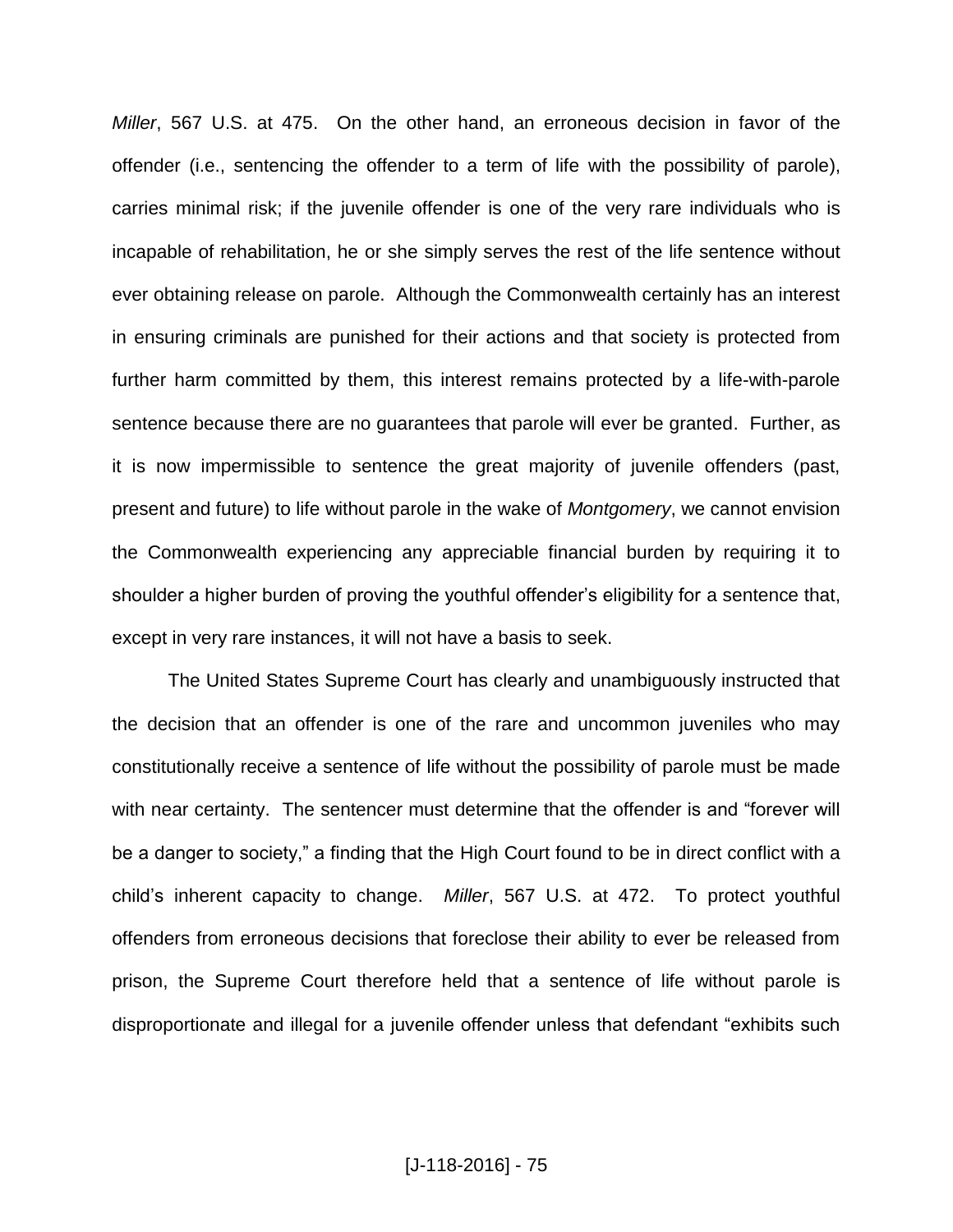*Miller*, 567 U.S. at 475. On the other hand, an erroneous decision in favor of the offender (i.e., sentencing the offender to a term of life with the possibility of parole), carries minimal risk; if the juvenile offender is one of the very rare individuals who is incapable of rehabilitation, he or she simply serves the rest of the life sentence without ever obtaining release on parole. Although the Commonwealth certainly has an interest in ensuring criminals are punished for their actions and that society is protected from further harm committed by them, this interest remains protected by a life-with-parole sentence because there are no guarantees that parole will ever be granted. Further, as it is now impermissible to sentence the great majority of juvenile offenders (past, present and future) to life without parole in the wake of *Montgomery*, we cannot envision the Commonwealth experiencing any appreciable financial burden by requiring it to shoulder a higher burden of proving the youthful offender's eligibility for a sentence that, except in very rare instances, it will not have a basis to seek.

The United States Supreme Court has clearly and unambiguously instructed that the decision that an offender is one of the rare and uncommon juveniles who may constitutionally receive a sentence of life without the possibility of parole must be made with near certainty. The sentencer must determine that the offender is and "forever will be a danger to society," a finding that the High Court found to be in direct conflict with a child's inherent capacity to change. *Miller*, 567 U.S. at 472. To protect youthful offenders from erroneous decisions that foreclose their ability to ever be released from prison, the Supreme Court therefore held that a sentence of life without parole is disproportionate and illegal for a juvenile offender unless that defendant "exhibits such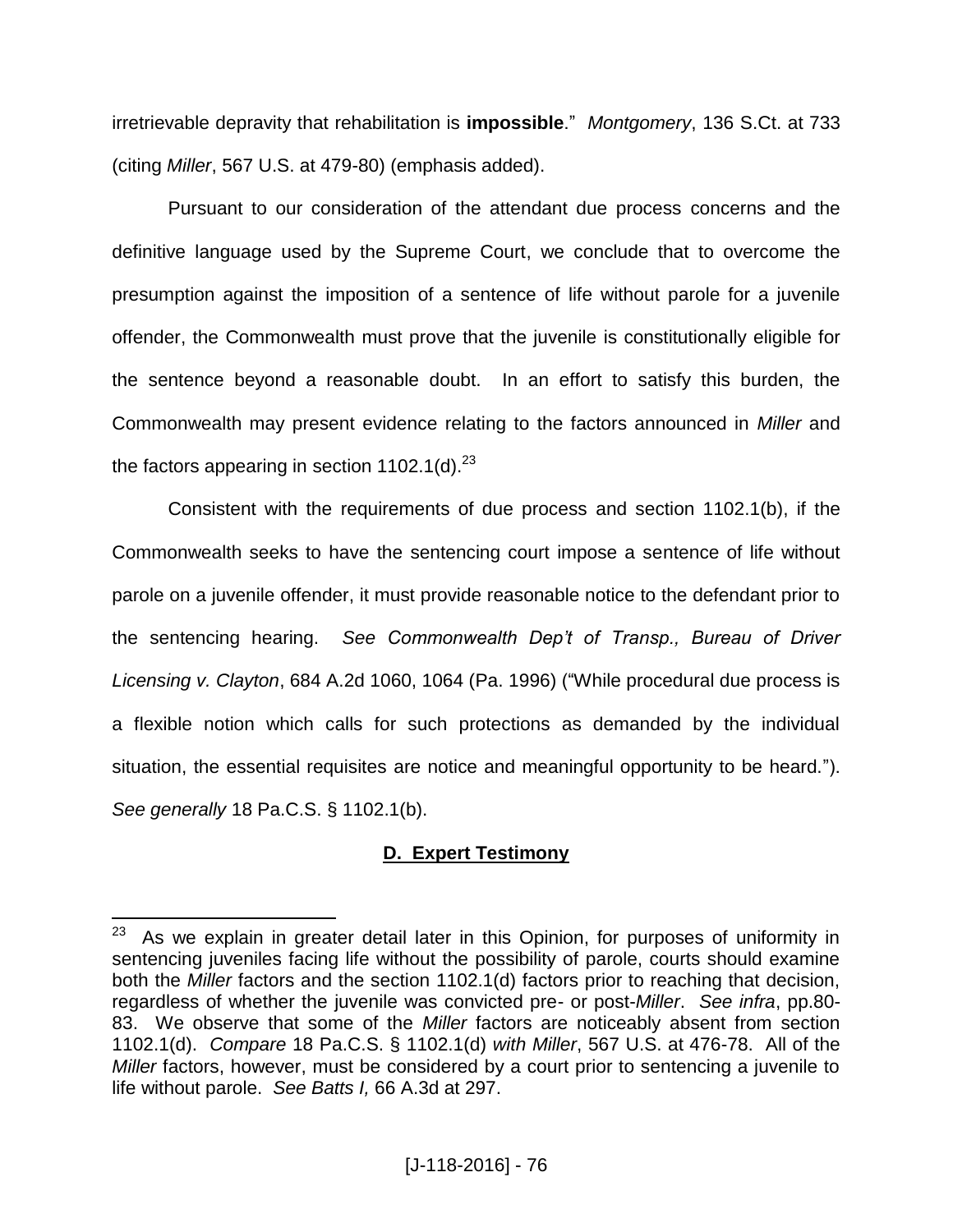irretrievable depravity that rehabilitation is **impossible**." *Montgomery*, 136 S.Ct. at 733 (citing *Miller*, 567 U.S. at 479-80) (emphasis added).

Pursuant to our consideration of the attendant due process concerns and the definitive language used by the Supreme Court, we conclude that to overcome the presumption against the imposition of a sentence of life without parole for a juvenile offender, the Commonwealth must prove that the juvenile is constitutionally eligible for the sentence beyond a reasonable doubt. In an effort to satisfy this burden, the Commonwealth may present evidence relating to the factors announced in *Miller* and the factors appearing in section 1102.1(d).[23]

Consistent with the requirements of due process and section 1102.1(b), if the Commonwealth seeks to have the sentencing court impose a sentence of life without parole on a juvenile offender, it must provide reasonable notice to the defendant prior to the sentencing hearing. *See Commonwealth Dep't of Transp., Bureau of Driver Licensing v. Clayton*, 684 A.2d 1060, 1064 (Pa. 1996) ("While procedural due process is a flexible notion which calls for such protections as demanded by the individual situation, the essential requisites are notice and meaningful opportunity to be heard."). *See generally* 18 Pa.C.S. § 1102.1(b).

## D. Expert Testimony

---

[23] As we explain in greater detail later in this Opinion, for purposes of uniformity in sentencing juveniles facing life without the possibility of parole, courts should examine both the *Miller* factors and the section 1102.1(d) factors prior to reaching that decision, regardless of whether the juvenile was convicted pre- or post-*Miller*. *See infra*, pp.80-83. We observe that some of the *Miller* factors are noticeably absent from section 1102.1(d). *Compare* 18 Pa.C.S. § 1102.1(d) *with Miller*, 567 U.S. at 476-78. All of the *Miller* factors, however, must be considered by a court prior to sentencing a juvenile to life without parole. *See Batts I,* 66 A.3d at 297.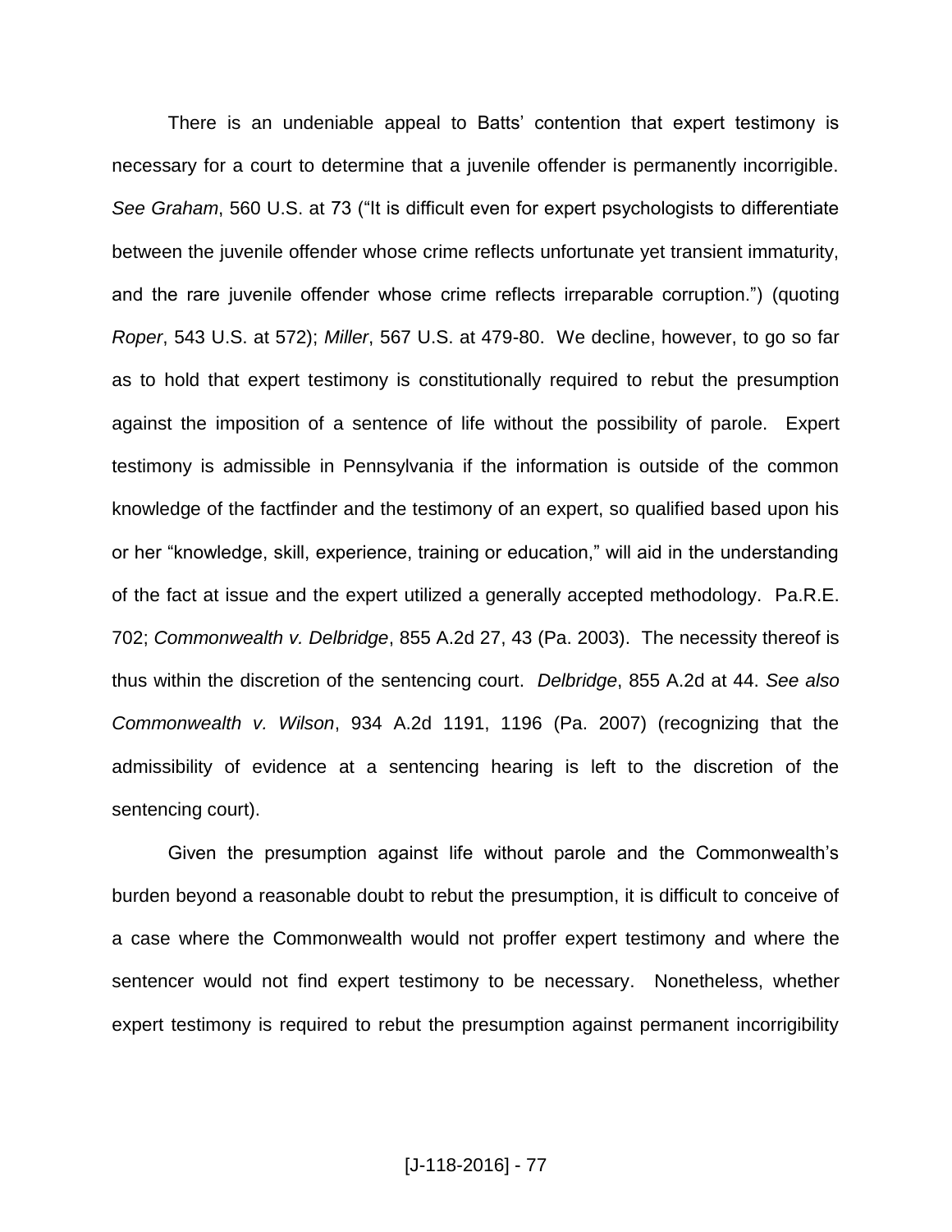There is an undeniable appeal to Batts' contention that expert testimony is necessary for a court to determine that a juvenile offender is permanently incorrigible. *See Graham*, 560 U.S. at 73 ("It is difficult even for expert psychologists to differentiate between the juvenile offender whose crime reflects unfortunate yet transient immaturity, and the rare juvenile offender whose crime reflects irreparable corruption.") (quoting *Roper*, 543 U.S. at 572); *Miller*, 567 U.S. at 479-80. We decline, however, to go so far as to hold that expert testimony is constitutionally required to rebut the presumption against the imposition of a sentence of life without the possibility of parole. Expert testimony is admissible in Pennsylvania if the information is outside of the common knowledge of the factfinder and the testimony of an expert, so qualified based upon his or her "knowledge, skill, experience, training or education," will aid in the understanding of the fact at issue and the expert utilized a generally accepted methodology. Pa.R.E. 702; *Commonwealth v. Delbridge*, 855 A.2d 27, 43 (Pa. 2003). The necessity thereof is thus within the discretion of the sentencing court. *Delbridge*, 855 A.2d at 44. *See also Commonwealth v. Wilson*, 934 A.2d 1191, 1196 (Pa. 2007) (recognizing that the admissibility of evidence at a sentencing hearing is left to the discretion of the sentencing court).

Given the presumption against life without parole and the Commonwealth's burden beyond a reasonable doubt to rebut the presumption, it is difficult to conceive of a case where the Commonwealth would not proffer expert testimony and where the sentencer would not find expert testimony to be necessary. Nonetheless, whether expert testimony is required to rebut the presumption against permanent incorrigibility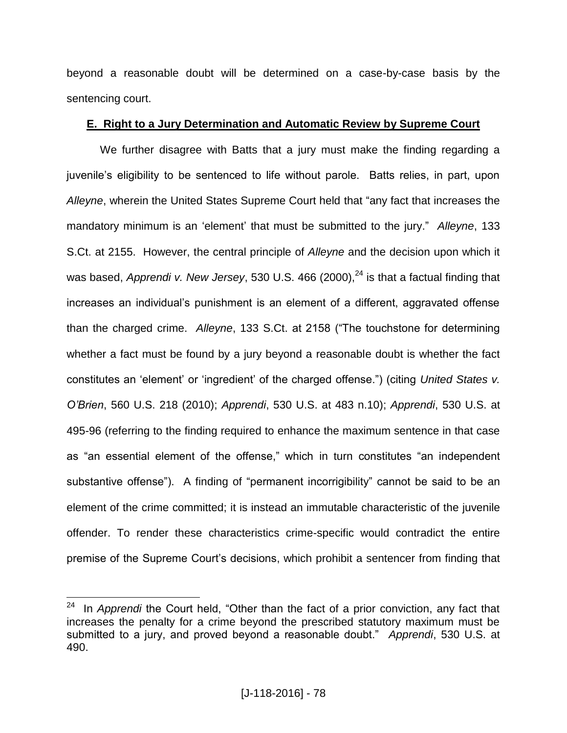beyond a reasonable doubt will be determined on a case-by-case basis by the sentencing court.

**E. Right to a Jury Determination and Automatic Review by Supreme Court**

We further disagree with Batts that a jury must make the finding regarding a juvenile's eligibility to be sentenced to life without parole. Batts relies, in part, upon *Alleyne*, wherein the United States Supreme Court held that "any fact that increases the mandatory minimum is an 'element' that must be submitted to the jury." *Alleyne*, 133 S.Ct. at 2155. However, the central principle of *Alleyne* and the decision upon which it was based, *Apprendi v. New Jersey*, 530 U.S. 466 (2000),[24] is that a factual finding that increases an individual's punishment is an element of a different, aggravated offense than the charged crime. *Alleyne*, 133 S.Ct. at 2158 ("The touchstone for determining whether a fact must be found by a jury beyond a reasonable doubt is whether the fact constitutes an 'element' or 'ingredient' of the charged offense.") (citing *United States v. O'Brien*, 560 U.S. 218 (2010); *Apprendi*, 530 U.S. at 483 n.10); *Apprendi*, 530 U.S. at 495-96 (referring to the finding required to enhance the maximum sentence in that case as "an essential element of the offense," which in turn constitutes "an independent substantive offense"). A finding of "permanent incorrigibility" cannot be said to be an element of the crime committed; it is instead an immutable characteristic of the juvenile offender. To render these characteristics crime-specific would contradict the entire premise of the Supreme Court's decisions, which prohibit a sentencer from finding that

---

[24] In *Apprendi* the Court held, "Other than the fact of a prior conviction, any fact that increases the penalty for a crime beyond the prescribed statutory maximum must be submitted to a jury, and proved beyond a reasonable doubt." *Apprendi*, 530 U.S. at 490.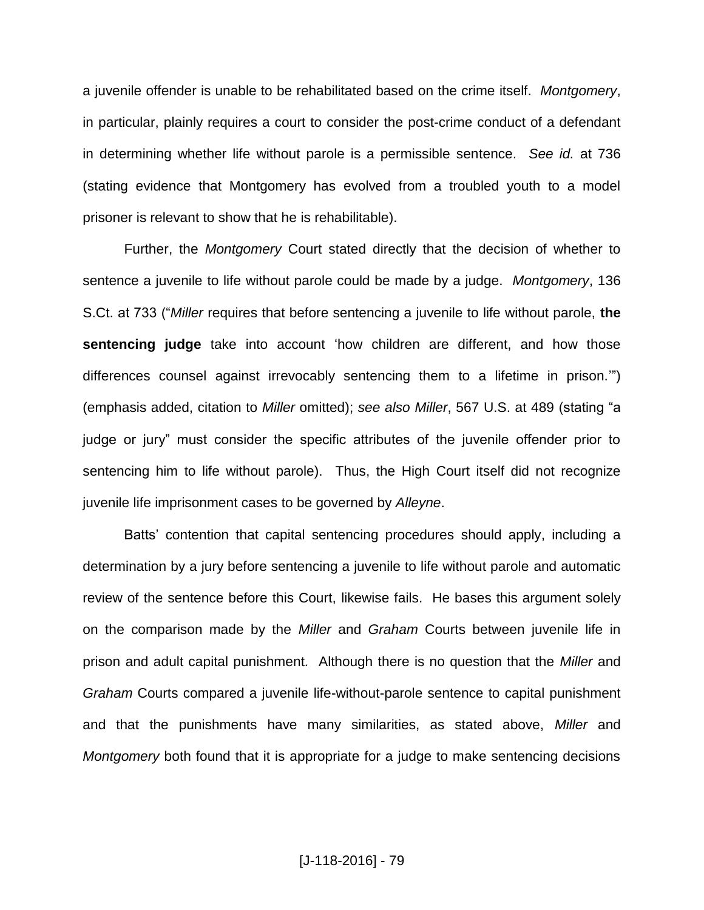a juvenile offender is unable to be rehabilitated based on the crime itself. *Montgomery*, in particular, plainly requires a court to consider the post-crime conduct of a defendant in determining whether life without parole is a permissible sentence. *See id.* at 736 (stating evidence that Montgomery has evolved from a troubled youth to a model prisoner is relevant to show that he is rehabilitable).

Further, the *Montgomery* Court stated directly that the decision of whether to sentence a juvenile to life without parole could be made by a judge. *Montgomery*, 136 S.Ct. at 733 ("*Miller* requires that before sentencing a juvenile to life without parole, **the sentencing judge** take into account 'how children are different, and how those differences counsel against irrevocably sentencing them to a lifetime in prison.'") (emphasis added, citation to *Miller* omitted); *see also Miller*, 567 U.S. at 489 (stating "a judge or jury" must consider the specific attributes of the juvenile offender prior to sentencing him to life without parole). Thus, the High Court itself did not recognize juvenile life imprisonment cases to be governed by *Alleyne*.

Batts' contention that capital sentencing procedures should apply, including a determination by a jury before sentencing a juvenile to life without parole and automatic review of the sentence before this Court, likewise fails. He bases this argument solely on the comparison made by the *Miller* and *Graham* Courts between juvenile life in prison and adult capital punishment. Although there is no question that the *Miller* and *Graham* Courts compared a juvenile life-without-parole sentence to capital punishment and that the punishments have many similarities, as stated above, *Miller* and *Montgomery* both found that it is appropriate for a judge to make sentencing decisions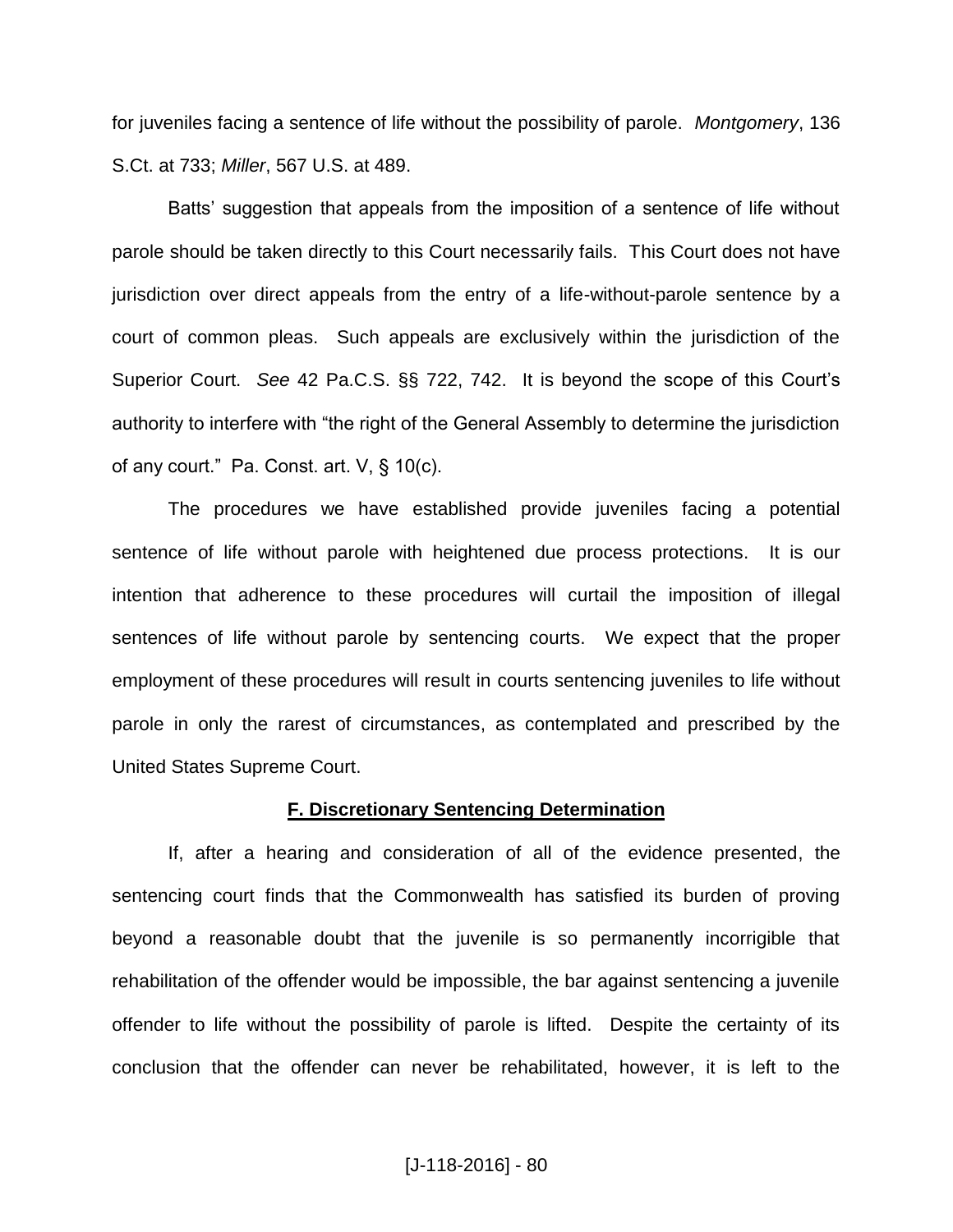for juveniles facing a sentence of life without the possibility of parole. *Montgomery*, 136 S.Ct. at 733; *Miller*, 567 U.S. at 489.

Batts' suggestion that appeals from the imposition of a sentence of life without parole should be taken directly to this Court necessarily fails. This Court does not have jurisdiction over direct appeals from the entry of a life-without-parole sentence by a court of common pleas. Such appeals are exclusively within the jurisdiction of the Superior Court. *See* 42 Pa.C.S. §§ 722, 742. It is beyond the scope of this Court's authority to interfere with "the right of the General Assembly to determine the jurisdiction of any court." Pa. Const. art. V, § 10(c).

The procedures we have established provide juveniles facing a potential sentence of life without parole with heightened due process protections. It is our intention that adherence to these procedures will curtail the imposition of illegal sentences of life without parole by sentencing courts. We expect that the proper employment of these procedures will result in courts sentencing juveniles to life without parole in only the rarest of circumstances, as contemplated and prescribed by the United States Supreme Court.

### F. Discretionary Sentencing Determination

If, after a hearing and consideration of all of the evidence presented, the sentencing court finds that the Commonwealth has satisfied its burden of proving beyond a reasonable doubt that the juvenile is so permanently incorrigible that rehabilitation of the offender would be impossible, the bar against sentencing a juvenile offender to life without the possibility of parole is lifted. Despite the certainty of its conclusion that the offender can never be rehabilitated, however, it is left to the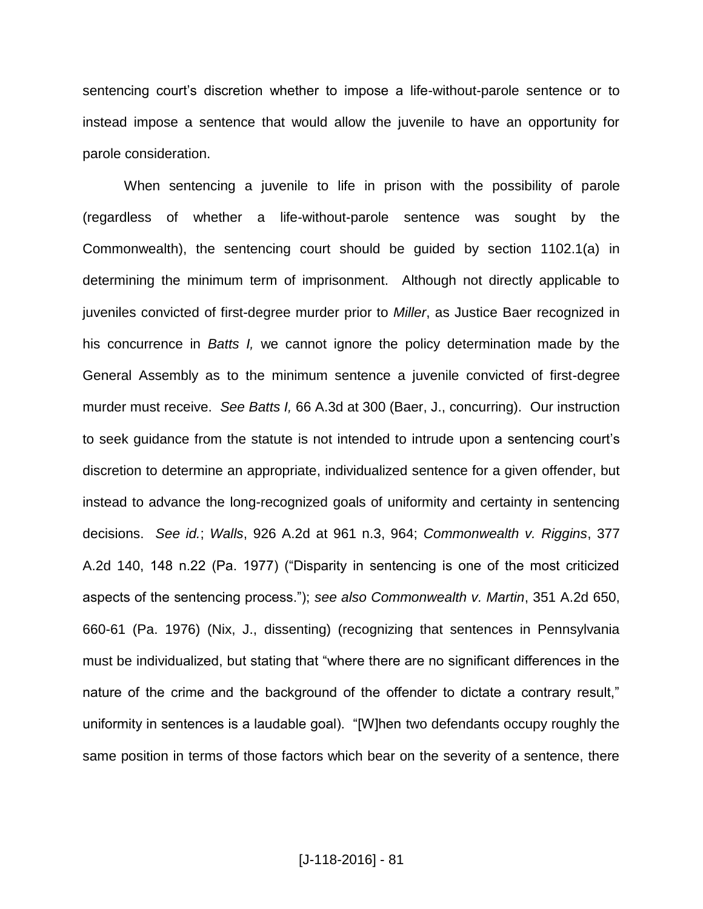sentencing court's discretion whether to impose a life-without-parole sentence or to instead impose a sentence that would allow the juvenile to have an opportunity for parole consideration.

When sentencing a juvenile to life in prison with the possibility of parole (regardless of whether a life-without-parole sentence was sought by the Commonwealth), the sentencing court should be guided by section 1102.1(a) in determining the minimum term of imprisonment. Although not directly applicable to juveniles convicted of first-degree murder prior to *Miller*, as Justice Baer recognized in his concurrence in *Batts I,* we cannot ignore the policy determination made by the General Assembly as to the minimum sentence a juvenile convicted of first-degree murder must receive. *See Batts I,* 66 A.3d at 300 (Baer, J., concurring). Our instruction to seek guidance from the statute is not intended to intrude upon a sentencing court's discretion to determine an appropriate, individualized sentence for a given offender, but instead to advance the long-recognized goals of uniformity and certainty in sentencing decisions. *See id.*; *Walls*, 926 A.2d at 961 n.3, 964; *Commonwealth v. Riggins*, 377 A.2d 140, 148 n.22 (Pa. 1977) ("Disparity in sentencing is one of the most criticized aspects of the sentencing process."); *see also Commonwealth v. Martin*, 351 A.2d 650, 660-61 (Pa. 1976) (Nix, J., dissenting) (recognizing that sentences in Pennsylvania must be individualized, but stating that "where there are no significant differences in the nature of the crime and the background of the offender to dictate a contrary result," uniformity in sentences is a laudable goal). "[W]hen two defendants occupy roughly the same position in terms of those factors which bear on the severity of a sentence, there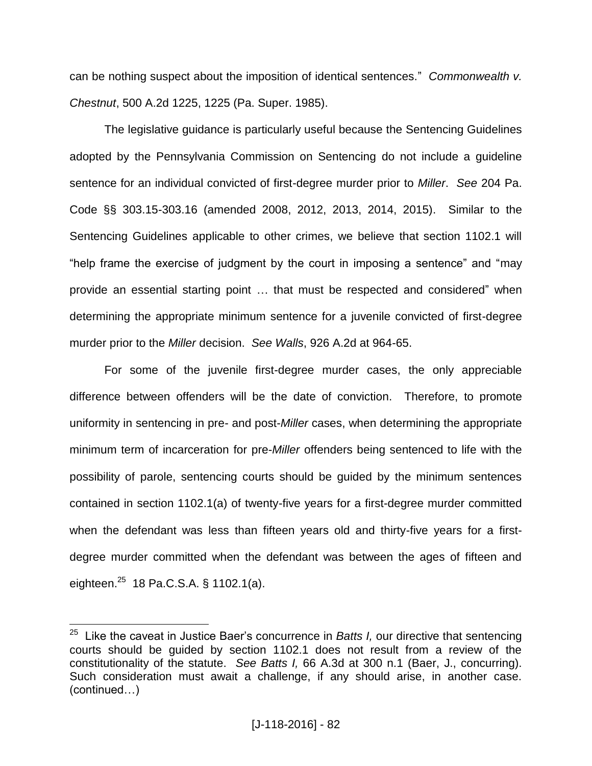can be nothing suspect about the imposition of identical sentences." *Commonwealth v. Chestnut*, 500 A.2d 1225, 1225 (Pa. Super. 1985).

The legislative guidance is particularly useful because the Sentencing Guidelines adopted by the Pennsylvania Commission on Sentencing do not include a guideline sentence for an individual convicted of first-degree murder prior to *Miller*. *See* 204 Pa. Code §§ 303.15-303.16 (amended 2008, 2012, 2013, 2014, 2015). Similar to the Sentencing Guidelines applicable to other crimes, we believe that section 1102.1 will "help frame the exercise of judgment by the court in imposing a sentence" and "may provide an essential starting point … that must be respected and considered" when determining the appropriate minimum sentence for a juvenile convicted of first-degree murder prior to the *Miller* decision. *See Walls*, 926 A.2d at 964-65.

For some of the juvenile first-degree murder cases, the only appreciable difference between offenders will be the date of conviction. Therefore, to promote uniformity in sentencing in pre- and post-*Miller* cases, when determining the appropriate minimum term of incarceration for pre-*Miller* offenders being sentenced to life with the possibility of parole, sentencing courts should be guided by the minimum sentences contained in section 1102.1(a) of twenty-five years for a first-degree murder committed when the defendant was less than fifteen years old and thirty-five years for a first-degree murder committed when the defendant was between the ages of fifteen and eighteen.[25] 18 Pa.C.S.A. § 1102.1(a).

---

[25] Like the caveat in Justice Baer's concurrence in *Batts I,* our directive that sentencing courts should be guided by section 1102.1 does not result from a review of the constitutionality of the statute. *See Batts I,* 66 A.3d at 300 n.1 (Baer, J., concurring). Such consideration must await a challenge, if any should arise, in another case. (continued…)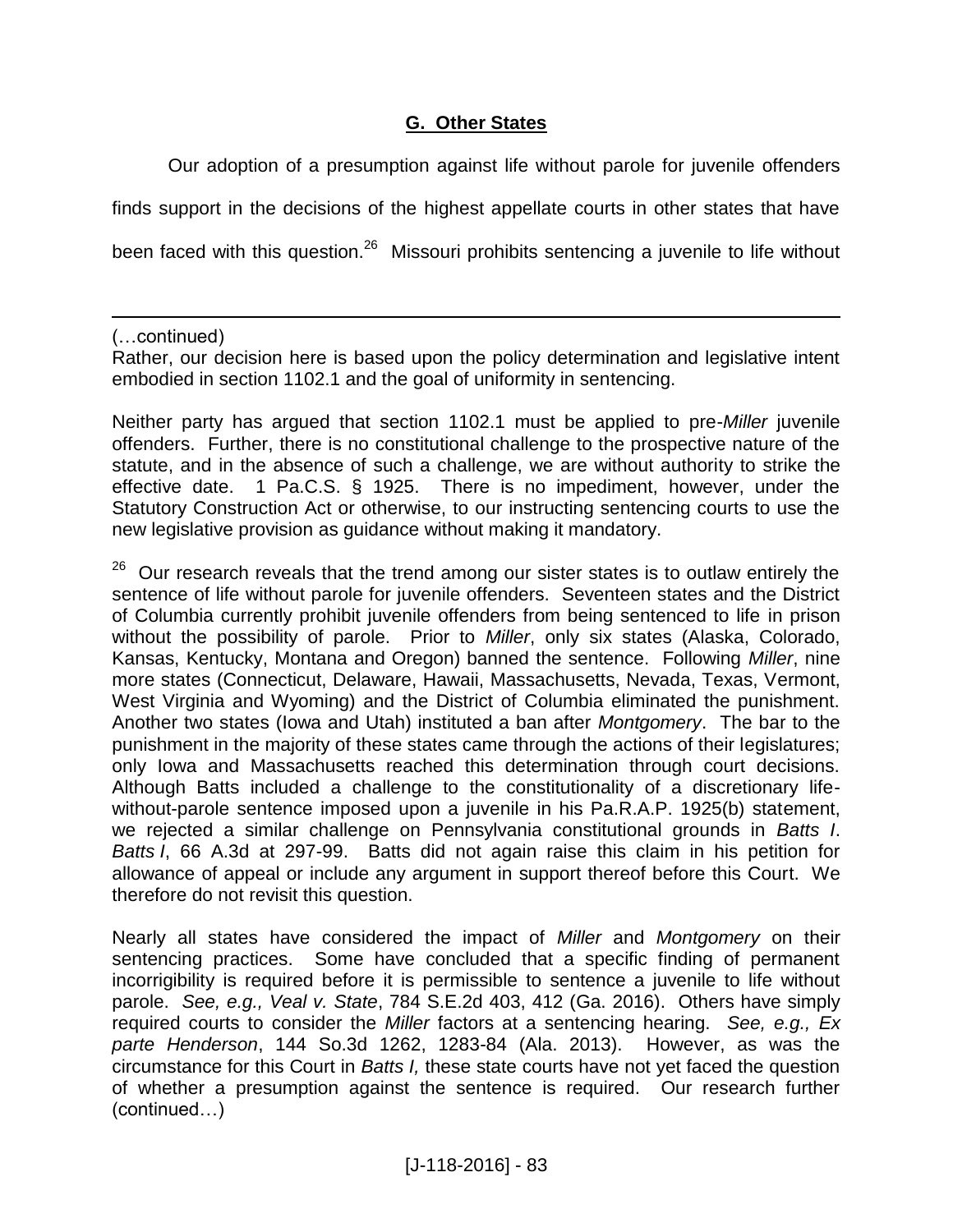## G. Other States

Our adoption of a presumption against life without parole for juvenile offenders finds support in the decisions of the highest appellate courts in other states that have been faced with this question.[26] Missouri prohibits sentencing a juvenile to life without

---

(…continued)

Rather, our decision here is based upon the policy determination and legislative intent embodied in section 1102.1 and the goal of uniformity in sentencing.

Neither party has argued that section 1102.1 must be applied to pre-*Miller* juvenile offenders. Further, there is no constitutional challenge to the prospective nature of the statute, and in the absence of such a challenge, we are without authority to strike the effective date. 1 Pa.C.S. § 1925. There is no impediment, however, under the Statutory Construction Act or otherwise, to our instructing sentencing courts to use the new legislative provision as guidance without making it mandatory.

[26] Our research reveals that the trend among our sister states is to outlaw entirely the sentence of life without parole for juvenile offenders. Seventeen states and the District of Columbia currently prohibit juvenile offenders from being sentenced to life in prison without the possibility of parole. Prior to *Miller*, only six states (Alaska, Colorado, Kansas, Kentucky, Montana and Oregon) banned the sentence. Following *Miller*, nine more states (Connecticut, Delaware, Hawaii, Massachusetts, Nevada, Texas, Vermont, West Virginia and Wyoming) and the District of Columbia eliminated the punishment. Another two states (Iowa and Utah) instituted a ban after *Montgomery*. The bar to the punishment in the majority of these states came through the actions of their legislatures; only Iowa and Massachusetts reached this determination through court decisions. Although Batts included a challenge to the constitutionality of a discretionary life-without-parole sentence imposed upon a juvenile in his Pa.R.A.P. 1925(b) statement, we rejected a similar challenge on Pennsylvania constitutional grounds in *Batts I*. *Batts I*, 66 A.3d at 297-99. Batts did not again raise this claim in his petition for allowance of appeal or include any argument in support thereof before this Court. We therefore do not revisit this question.

Nearly all states have considered the impact of *Miller* and *Montgomery* on their sentencing practices. Some have concluded that a specific finding of permanent incorrigibility is required before it is permissible to sentence a juvenile to life without parole. *See, e.g., Veal v. State*, 784 S.E.2d 403, 412 (Ga. 2016). Others have simply required courts to consider the *Miller* factors at a sentencing hearing. *See, e.g., Ex parte Henderson*, 144 So.3d 1262, 1283-84 (Ala. 2013). However, as was the circumstance for this Court in *Batts I,* these state courts have not yet faced the question of whether a presumption against the sentence is required. Our research further (continued…)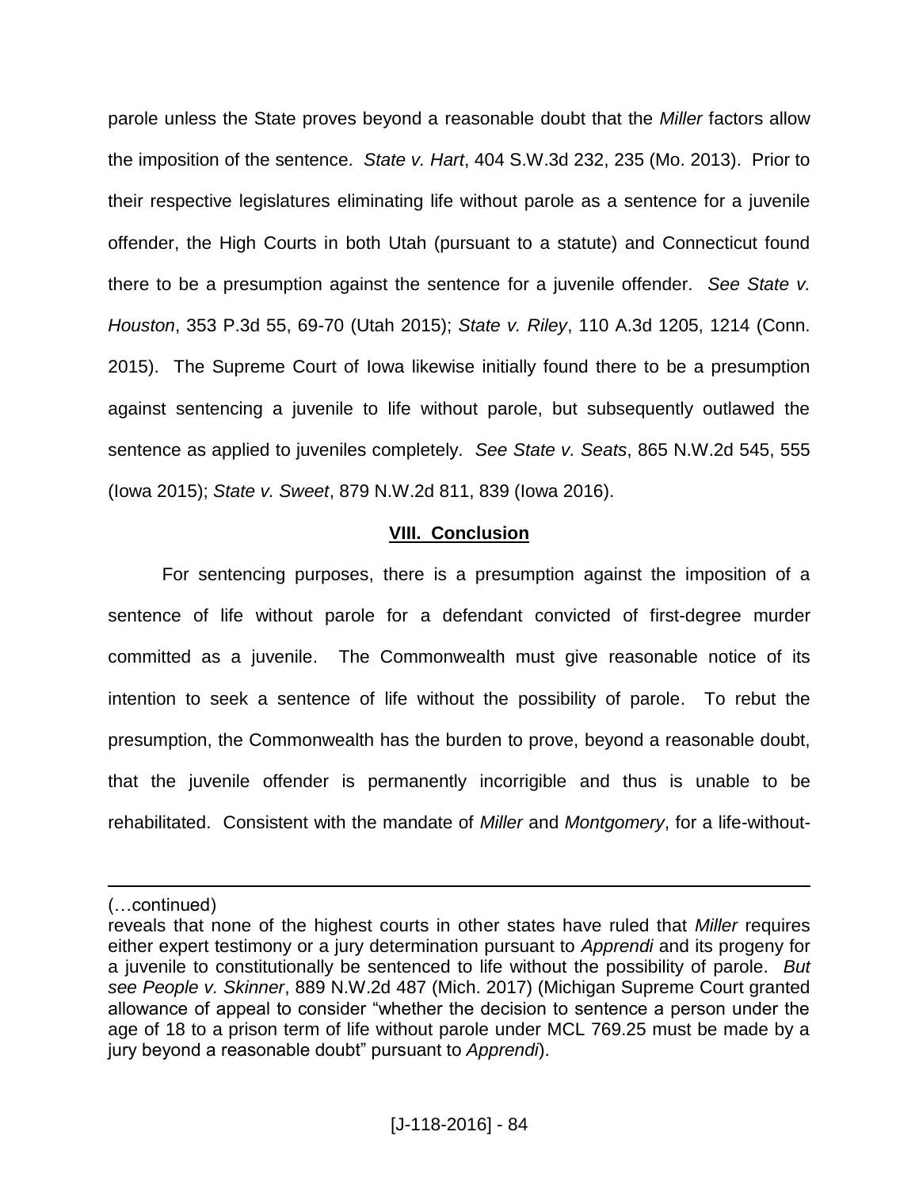parole unless the State proves beyond a reasonable doubt that the *Miller* factors allow the imposition of the sentence. *State v. Hart*, 404 S.W.3d 232, 235 (Mo. 2013). Prior to their respective legislatures eliminating life without parole as a sentence for a juvenile offender, the High Courts in both Utah (pursuant to a statute) and Connecticut found there to be a presumption against the sentence for a juvenile offender. *See State v. Houston*, 353 P.3d 55, 69-70 (Utah 2015); *State v. Riley*, 110 A.3d 1205, 1214 (Conn. 2015). The Supreme Court of Iowa likewise initially found there to be a presumption against sentencing a juvenile to life without parole, but subsequently outlawed the sentence as applied to juveniles completely. *See State v. Seats*, 865 N.W.2d 545, 555 (Iowa 2015); *State v. Sweet*, 879 N.W.2d 811, 839 (Iowa 2016).

## VIII. Conclusion

For sentencing purposes, there is a presumption against the imposition of a sentence of life without parole for a defendant convicted of first-degree murder committed as a juvenile. The Commonwealth must give reasonable notice of its intention to seek a sentence of life without the possibility of parole. To rebut the presumption, the Commonwealth has the burden to prove, beyond a reasonable doubt, that the juvenile offender is permanently incorrigible and thus is unable to be rehabilitated. Consistent with the mandate of *Miller* and *Montgomery*, for a life-without-

---

(…continued)
reveals that none of the highest courts in other states have ruled that *Miller* requires either expert testimony or a jury determination pursuant to *Apprendi* and its progeny for a juvenile to constitutionally be sentenced to life without the possibility of parole. *But see People v. Skinner*, 889 N.W.2d 487 (Mich. 2017) (Michigan Supreme Court granted allowance of appeal to consider "whether the decision to sentence a person under the age of 18 to a prison term of life without parole under MCL 769.25 must be made by a jury beyond a reasonable doubt" pursuant to *Apprendi*).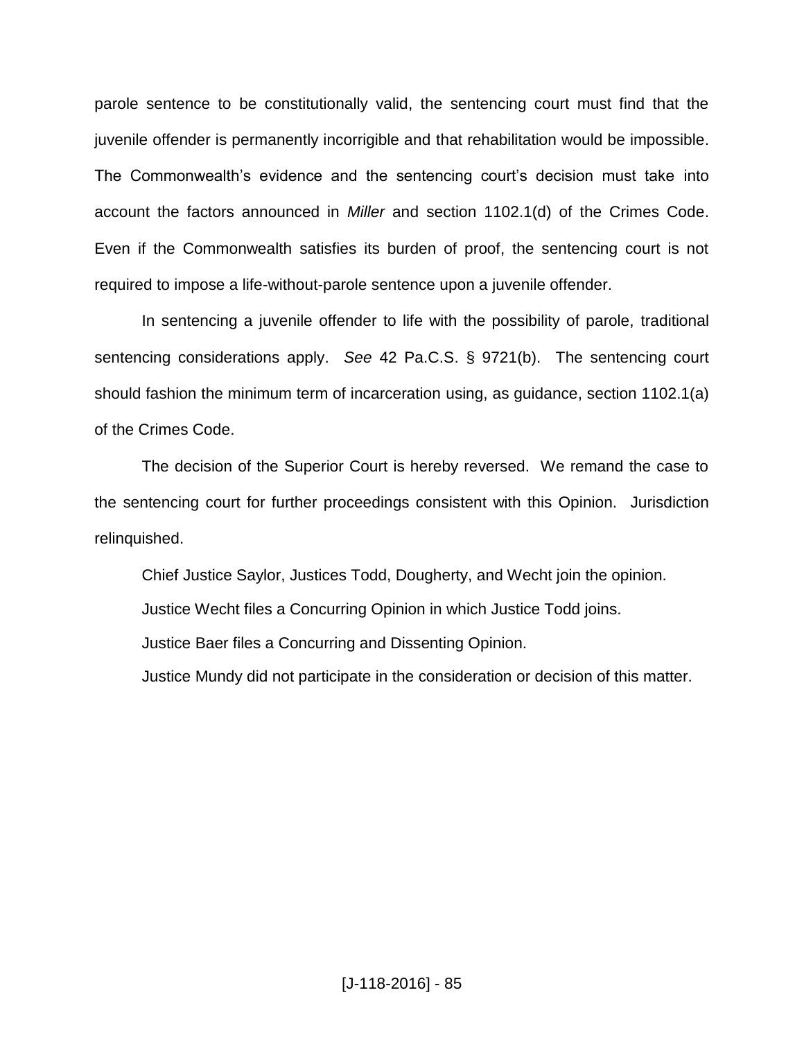parole sentence to be constitutionally valid, the sentencing court must find that the juvenile offender is permanently incorrigible and that rehabilitation would be impossible. The Commonwealth's evidence and the sentencing court's decision must take into account the factors announced in *Miller* and section 1102.1(d) of the Crimes Code. Even if the Commonwealth satisfies its burden of proof, the sentencing court is not required to impose a life-without-parole sentence upon a juvenile offender.

In sentencing a juvenile offender to life with the possibility of parole, traditional sentencing considerations apply. *See* 42 Pa.C.S. § 9721(b). The sentencing court should fashion the minimum term of incarceration using, as guidance, section 1102.1(a) of the Crimes Code.

The decision of the Superior Court is hereby reversed. We remand the case to the sentencing court for further proceedings consistent with this Opinion. Jurisdiction relinquished.

Chief Justice Saylor, Justices Todd, Dougherty, and Wecht join the opinion.

Justice Wecht files a Concurring Opinion in which Justice Todd joins.

Justice Baer files a Concurring and Dissenting Opinion.

Justice Mundy did not participate in the consideration or decision of this matter.